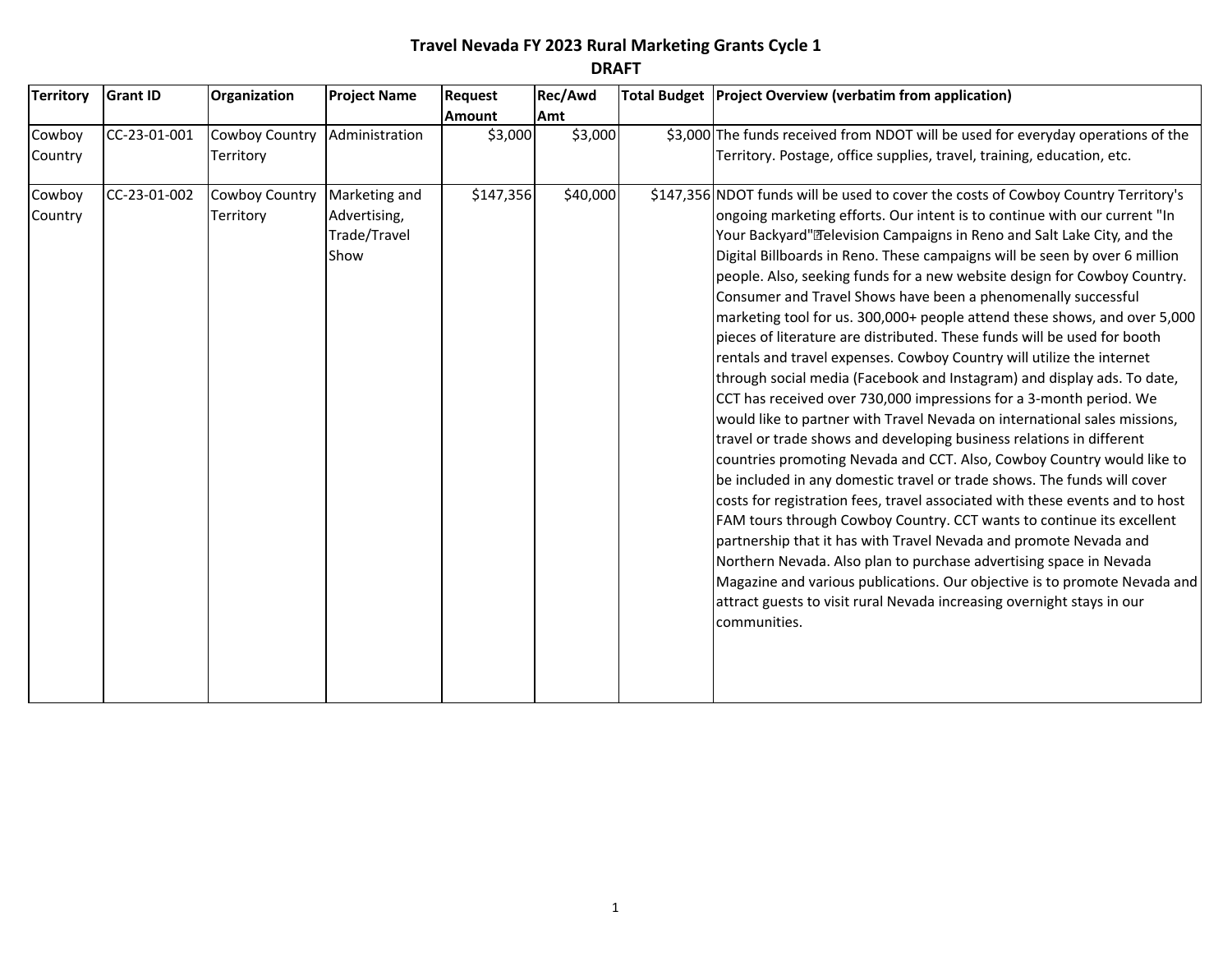# Travel Nevada FY 2023 Rural Marketing Grants Cycle 1

## DRAFT

| Territory | Grant ID | Organization | Project Name | Request Amount | Rec/Awd Amt | Total Budget | Project Overview (verbatim from application) |
|---|---|---|---|---|---|---|---|
| Cowboy Country | CC-23-01-001 | Cowboy Country Territory | Administration | $3,000 | $3,000 | $3,000 | The funds received from NDOT will be used for everyday operations of the Territory. Postage, office supplies, travel, training, education, etc. |
| Cowboy Country | CC-23-01-002 | Cowboy Country Territory | Marketing and Advertising, Trade/Travel Show | $147,356 | $40,000 | $147,356 | NDOT funds will be used to cover the costs of Cowboy Country Territory's ongoing marketing efforts. Our intent is to continue with our current "In Your Backyard"�Television Campaigns in Reno and Salt Lake City, and the Digital Billboards in Reno. These campaigns will be seen by over 6 million people. Also, seeking funds for a new website design for Cowboy Country. Consumer and Travel Shows have been a phenomenally successful marketing tool for us. 300,000+ people attend these shows, and over 5,000 pieces of literature are distributed. These funds will be used for booth rentals and travel expenses. Cowboy Country will utilize the internet through social media (Facebook and Instagram) and display ads. To date, CCT has received over 730,000 impressions for a 3-month period. We would like to partner with Travel Nevada on international sales missions, travel or trade shows and developing business relations in different countries promoting Nevada and CCT. Also, Cowboy Country would like to be included in any domestic travel or trade shows. The funds will cover costs for registration fees, travel associated with these events and to host FAM tours through Cowboy Country. CCT wants to continue its excellent partnership that it has with Travel Nevada and promote Nevada and Northern Nevada. Also plan to purchase advertising space in Nevada Magazine and various publications. Our objective is to promote Nevada and attract guests to visit rural Nevada increasing overnight stays in our communities. |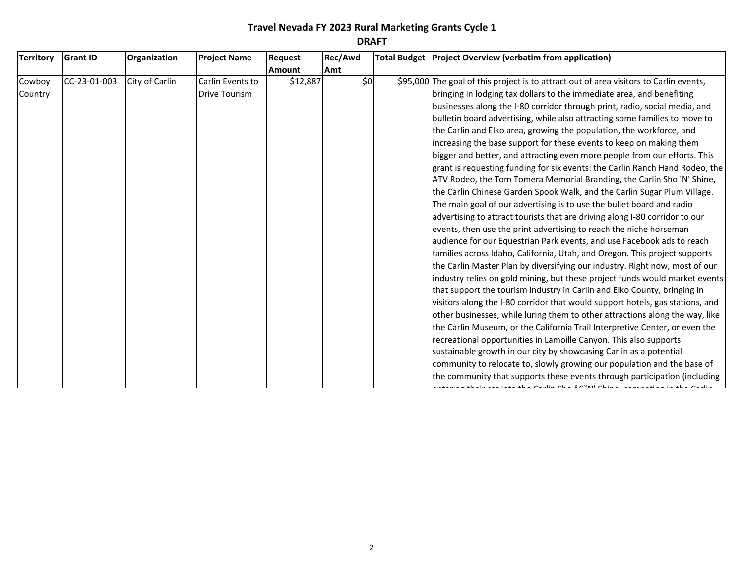# Travel Nevada FY 2023 Rural Marketing Grants Cycle 1

## DRAFT

| Territory | Grant ID | Organization | Project Name | Request Amount | Rec/Awd Amt | Total Budget | Project Overview (verbatim from application) |
|---|---|---|---|---|---|---|---|
| Cowboy Country | CC-23-01-003 | City of Carlin | Carlin Events to Drive Tourism | $12,887 | $0 | $95,000 | The goal of this project is to attract out of area visitors to Carlin events, bringing in lodging tax dollars to the immediate area, and benefiting businesses along the I-80 corridor through print, radio, social media, and bulletin board advertising, while also attracting some families to move to the Carlin and Elko area, growing the population, the workforce, and increasing the base support for these events to keep on making them bigger and better, and attracting even more people from our efforts. This grant is requesting funding for six events: the Carlin Ranch Hand Rodeo, the ATV Rodeo, the Tom Tomera Memorial Branding, the Carlin Sho 'N' Shine, the Carlin Chinese Garden Spook Walk, and the Carlin Sugar Plum Village. The main goal of our advertising is to use the bullet board and radio advertising to attract tourists that are driving along I-80 corridor to our events, then use the print advertising to reach the niche horseman audience for our Equestrian Park events, and use Facebook ads to reach families across Idaho, California, Utah, and Oregon. This project supports the Carlin Master Plan by diversifying our industry. Right now, most of our industry relies on gold mining, but these project funds would market events that support the tourism industry in Carlin and Elko County, bringing in visitors along the I-80 corridor that would support hotels, gas stations, and other businesses, while luring them to other attractions along the way, like the Carlin Museum, or the California Trail Interpretive Center, or even the recreational opportunities in Lamoille Canyon. This also supports sustainable growth in our city by showcasing Carlin as a potential community to relocate to, slowly growing our population and the base of the community that supports these events through participation (including |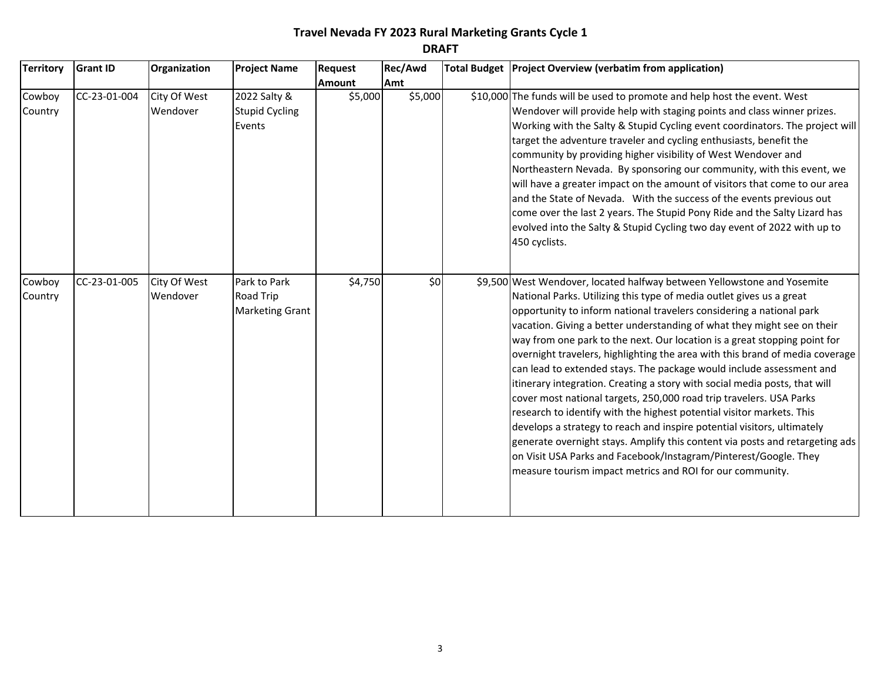# Travel Nevada FY 2023 Rural Marketing Grants Cycle 1

## DRAFT

| Territory | Grant ID | Organization | Project Name | Request Amount | Rec/Awd Amt | Total Budget | Project Overview (verbatim from application) |
|---|---|---|---|---|---|---|---|
| Cowboy Country | CC-23-01-004 | City Of West Wendover | 2022 Salty & Stupid Cycling Events | $5,000 | $5,000 | $10,000 | The funds will be used to promote and help host the event. West Wendover will provide help with staging points and class winner prizes. Working with the Salty & Stupid Cycling event coordinators. The project will target the adventure traveler and cycling enthusiasts, benefit the community by providing higher visibility of West Wendover and Northeastern Nevada. By sponsoring our community, with this event, we will have a greater impact on the amount of visitors that come to our area and the State of Nevada. With the success of the events previous out come over the last 2 years. The Stupid Pony Ride and the Salty Lizard has evolved into the Salty & Stupid Cycling two day event of 2022 with up to 450 cyclists. |
| Cowboy Country | CC-23-01-005 | City Of West Wendover | Park to Park Road Trip Marketing Grant | $4,750 | $0 | $9,500 | West Wendover, located halfway between Yellowstone and Yosemite National Parks. Utilizing this type of media outlet gives us a great opportunity to inform national travelers considering a national park vacation. Giving a better understanding of what they might see on their way from one park to the next. Our location is a great stopping point for overnight travelers, highlighting the area with this brand of media coverage can lead to extended stays. The package would include assessment and itinerary integration. Creating a story with social media posts, that will cover most national targets, 250,000 road trip travelers. USA Parks research to identify with the highest potential visitor markets. This develops a strategy to reach and inspire potential visitors, ultimately generate overnight stays. Amplify this content via posts and retargeting ads on Visit USA Parks and Facebook/Instagram/Pinterest/Google. They measure tourism impact metrics and ROI for our community. |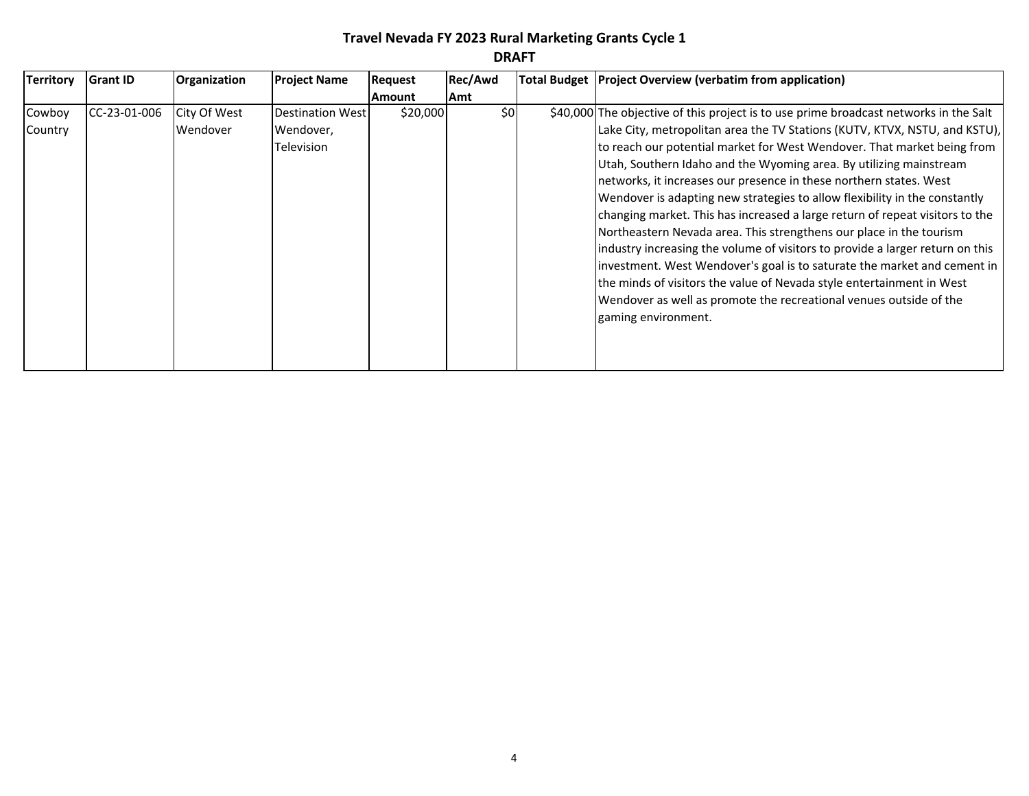**Travel Nevada FY 2023 Rural Marketing Grants Cycle 1**

**DRAFT**

| Territory | Grant ID | Organization | Project Name | Request Amount | Rec/Awd Amt | Total Budget | Project Overview (verbatim from application) |
|---|---|---|---|---|---|---|---|
| Cowboy Country | CC-23-01-006 | City Of West Wendover | Destination West Wendover, Television | $20,000 | $0 | $40,000 | The objective of this project is to use prime broadcast networks in the Salt Lake City, metropolitan area the TV Stations (KUTV, KTVX, NSTU, and KSTU), to reach our potential market for West Wendover. That market being from Utah, Southern Idaho and the Wyoming area. By utilizing mainstream networks, it increases our presence in these northern states. West Wendover is adapting new strategies to allow flexibility in the constantly changing market. This has increased a large return of repeat visitors to the Northeastern Nevada area. This strengthens our place in the tourism industry increasing the volume of visitors to provide a larger return on this investment. West Wendover's goal is to saturate the market and cement in the minds of visitors the value of Nevada style entertainment in West Wendover as well as promote the recreational venues outside of the gaming environment. |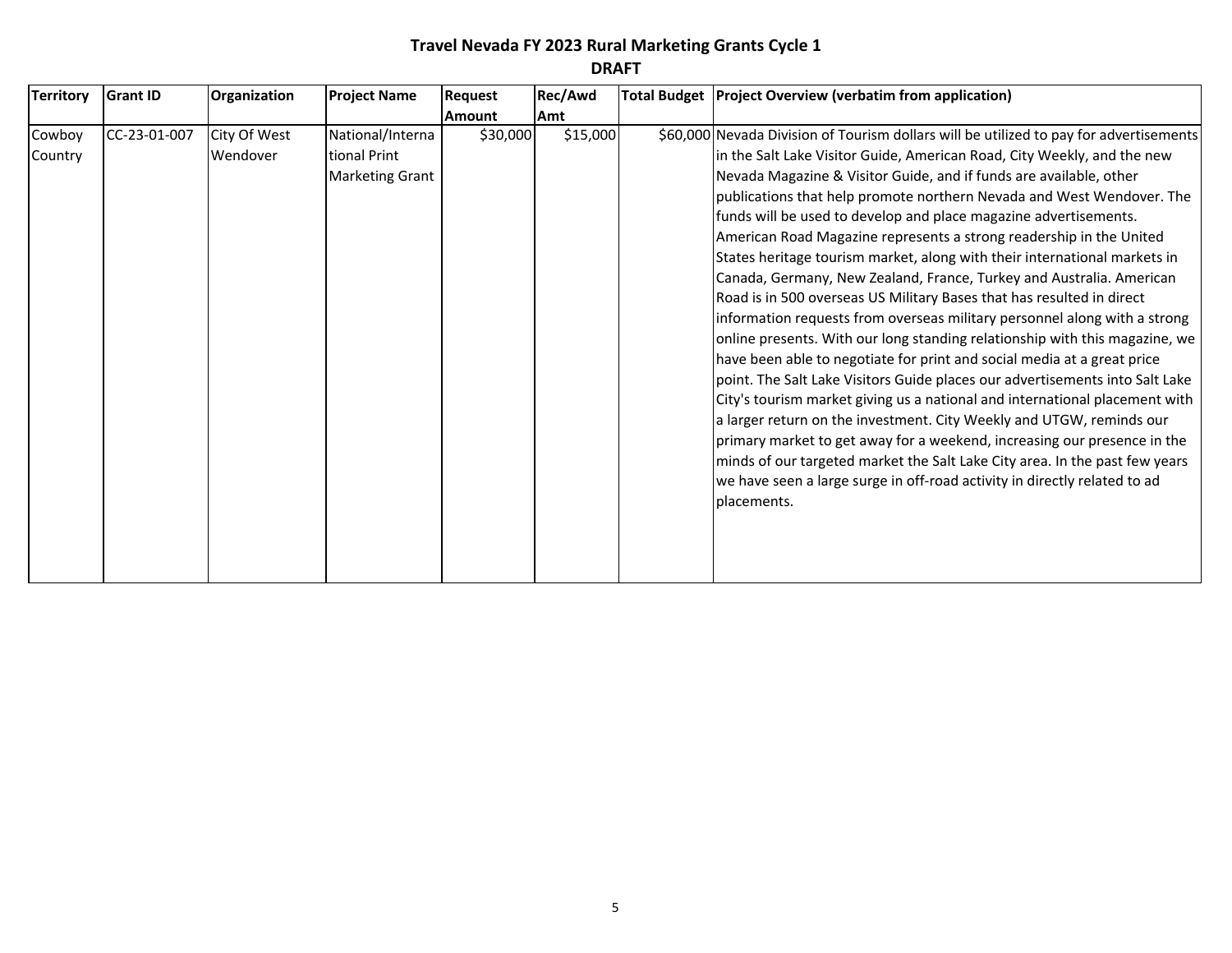# Travel Nevada FY 2023 Rural Marketing Grants Cycle 1

**DRAFT**

| Territory | Grant ID | Organization | Project Name | Request Amount | Rec/Awd Amt | Total Budget | Project Overview (verbatim from application) |
|---|---|---|---|---|---|---|---|
| Cowboy Country | CC-23-01-007 | City Of West Wendover | National/International Print Marketing Grant | $30,000 | $15,000 | $60,000 | Nevada Division of Tourism dollars will be utilized to pay for advertisements in the Salt Lake Visitor Guide, American Road, City Weekly, and the new Nevada Magazine & Visitor Guide, and if funds are available, other publications that help promote northern Nevada and West Wendover. The funds will be used to develop and place magazine advertisements. American Road Magazine represents a strong readership in the United States heritage tourism market, along with their international markets in Canada, Germany, New Zealand, France, Turkey and Australia. American Road is in 500 overseas US Military Bases that has resulted in direct information requests from overseas military personnel along with a strong online presents. With our long standing relationship with this magazine, we have been able to negotiate for print and social media at a great price point. The Salt Lake Visitors Guide places our advertisements into Salt Lake City's tourism market giving us a national and international placement with a larger return on the investment. City Weekly and UTGW, reminds our primary market to get away for a weekend, increasing our presence in the minds of our targeted market the Salt Lake City area. In the past few years we have seen a large surge in off-road activity in directly related to ad placements. |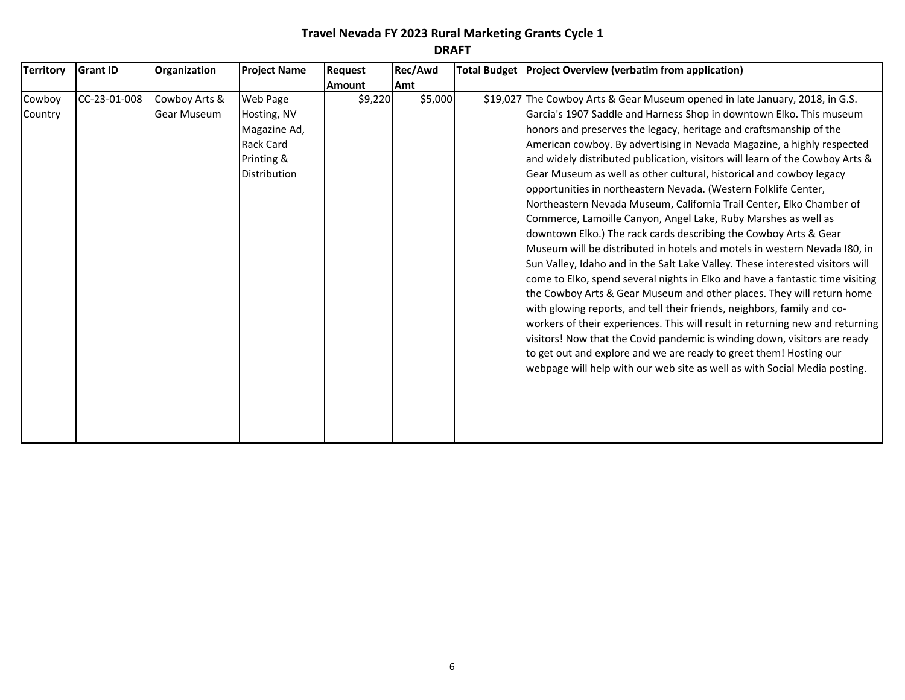# Travel Nevada FY 2023 Rural Marketing Grants Cycle 1

**DRAFT**

| Territory | Grant ID | Organization | Project Name | Request Amount | Rec/Awd Amt | Total Budget | Project Overview (verbatim from application) |
|---|---|---|---|---|---|---|---|
| Cowboy Country | CC-23-01-008 | Cowboy Arts & Gear Museum | Web Page Hosting, NV Magazine Ad, Rack Card Printing & Distribution | $9,220 | $5,000 | $19,027 | The Cowboy Arts & Gear Museum opened in late January, 2018, in G.S. Garcia's 1907 Saddle and Harness Shop in downtown Elko. This museum honors and preserves the legacy, heritage and craftsmanship of the American cowboy. By advertising in Nevada Magazine, a highly respected and widely distributed publication, visitors will learn of the Cowboy Arts & Gear Museum as well as other cultural, historical and cowboy legacy opportunities in northeastern Nevada. (Western Folklife Center, Northeastern Nevada Museum, California Trail Center, Elko Chamber of Commerce, Lamoille Canyon, Angel Lake, Ruby Marshes as well as downtown Elko.) The rack cards describing the Cowboy Arts & Gear Museum will be distributed in hotels and motels in western Nevada I80, in Sun Valley, Idaho and in the Salt Lake Valley. These interested visitors will come to Elko, spend several nights in Elko and have a fantastic time visiting the Cowboy Arts & Gear Museum and other places. They will return home with glowing reports, and tell their friends, neighbors, family and co-workers of their experiences. This will result in returning new and returning visitors! Now that the Covid pandemic is winding down, visitors are ready to get out and explore and we are ready to greet them! Hosting our webpage will help with our web site as well as with Social Media posting. |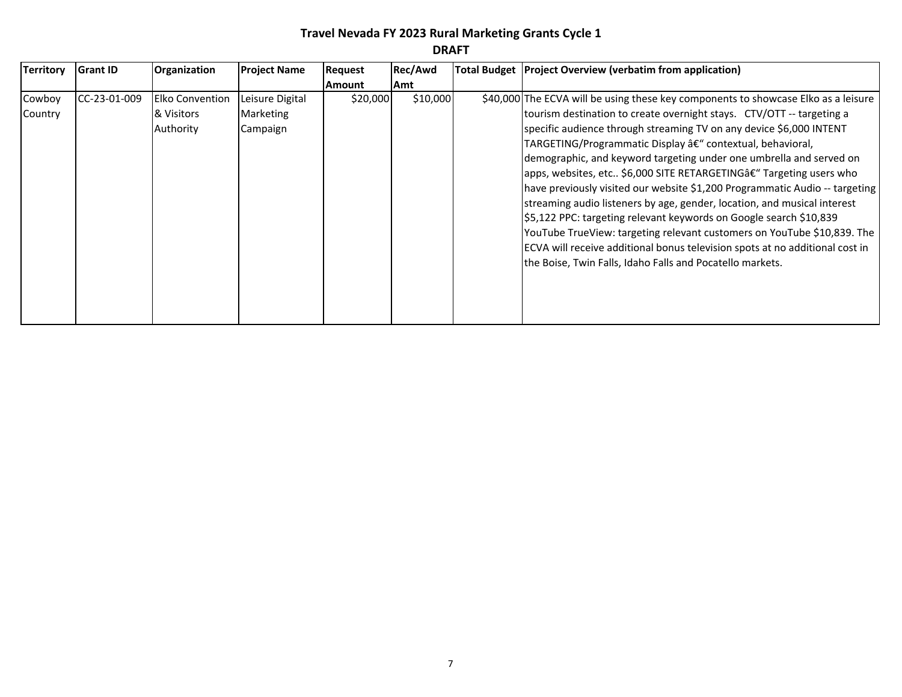**Travel Nevada FY 2023 Rural Marketing Grants Cycle 1**

**DRAFT**

| Territory | Grant ID | Organization | Project Name | Request Amount | Rec/Awd Amt | Total Budget | Project Overview (verbatim from application) |
|---|---|---|---|---|---|---|---|
| Cowboy Country | CC-23-01-009 | Elko Convention & Visitors Authority | Leisure Digital Marketing Campaign | $20,000 | $10,000 | $40,000 | The ECVA will be using these key components to showcase Elko as a leisure tourism destination to create overnight stays. CTV/OTT -- targeting a specific audience through streaming TV on any device $6,000 INTENT TARGETING/Programmatic Display â€“ contextual, behavioral, demographic, and keyword targeting under one umbrella and served on apps, websites, etc.. $6,000 SITE RETARGETINGâ€“ Targeting users who have previously visited our website $1,200 Programmatic Audio -- targeting streaming audio listeners by age, gender, location, and musical interest $5,122 PPC: targeting relevant keywords on Google search $10,839 YouTube TrueView: targeting relevant customers on YouTube $10,839. The ECVA will receive additional bonus television spots at no additional cost in the Boise, Twin Falls, Idaho Falls and Pocatello markets. |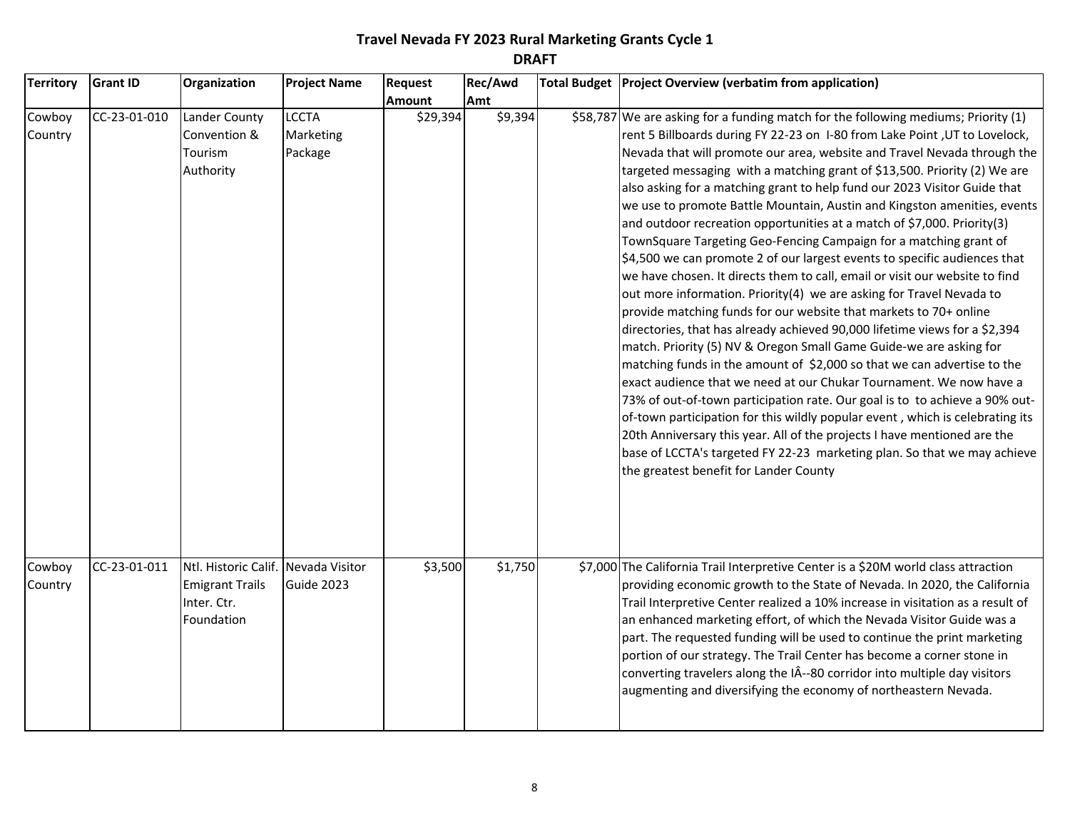# Travel Nevada FY 2023 Rural Marketing Grants Cycle 1

**DRAFT**

| Territory | Grant ID | Organization | Project Name | Request Amount | Rec/Awd Amt | Total Budget | Project Overview (verbatim from application) |
|---|---|---|---|---|---|---|---|
| Cowboy Country | CC-23-01-010 | Lander County Convention & Tourism Authority | LCCTA Marketing Package | $29,394 | $9,394 | $58,787 | We are asking for a funding match for the following mediums; Priority (1) rent 5 Billboards during FY 22-23 on I-80 from Lake Point ,UT to Lovelock, Nevada that will promote our area, website and Travel Nevada through the targeted messaging with a matching grant of $13,500. Priority (2) We are also asking for a matching grant to help fund our 2023 Visitor Guide that we use to promote Battle Mountain, Austin and Kingston amenities, events and outdoor recreation opportunities at a match of $7,000. Priority(3) TownSquare Targeting Geo-Fencing Campaign for a matching grant of $4,500 we can promote 2 of our largest events to specific audiences that we have chosen. It directs them to call, email or visit our website to find out more information. Priority(4) we are asking for Travel Nevada to provide matching funds for our website that markets to 70+ online directories, that has already achieved 90,000 lifetime views for a $2,394 match. Priority (5) NV & Oregon Small Game Guide-we are asking for matching funds in the amount of $2,000 so that we can advertise to the exact audience that we need at our Chukar Tournament. We now have a 73% of out-of-town participation rate. Our goal is to to achieve a 90% out-of-town participation for this wildly popular event , which is celebrating its 20th Anniversary this year. All of the projects I have mentioned are the base of LCCTA's targeted FY 22-23 marketing plan. So that we may achieve the greatest benefit for Lander County |
| Cowboy Country | CC-23-01-011 | Ntl. Historic Calif. Emigrant Trails Inter. Ctr. Foundation | Nevada Visitor Guide 2023 | $3,500 | $1,750 | $7,000 | The California Trail Interpretive Center is a $20M world class attraction providing economic growth to the State of Nevada. In 2020, the California Trail Interpretive Center realized a 10% increase in visitation as a result of an enhanced marketing effort, of which the Nevada Visitor Guide was a part. The requested funding will be used to continue the print marketing portion of our strategy. The Trail Center has become a corner stone in converting travelers along the IÂ--80 corridor into multiple day visitors augmenting and diversifying the economy of northeastern Nevada. |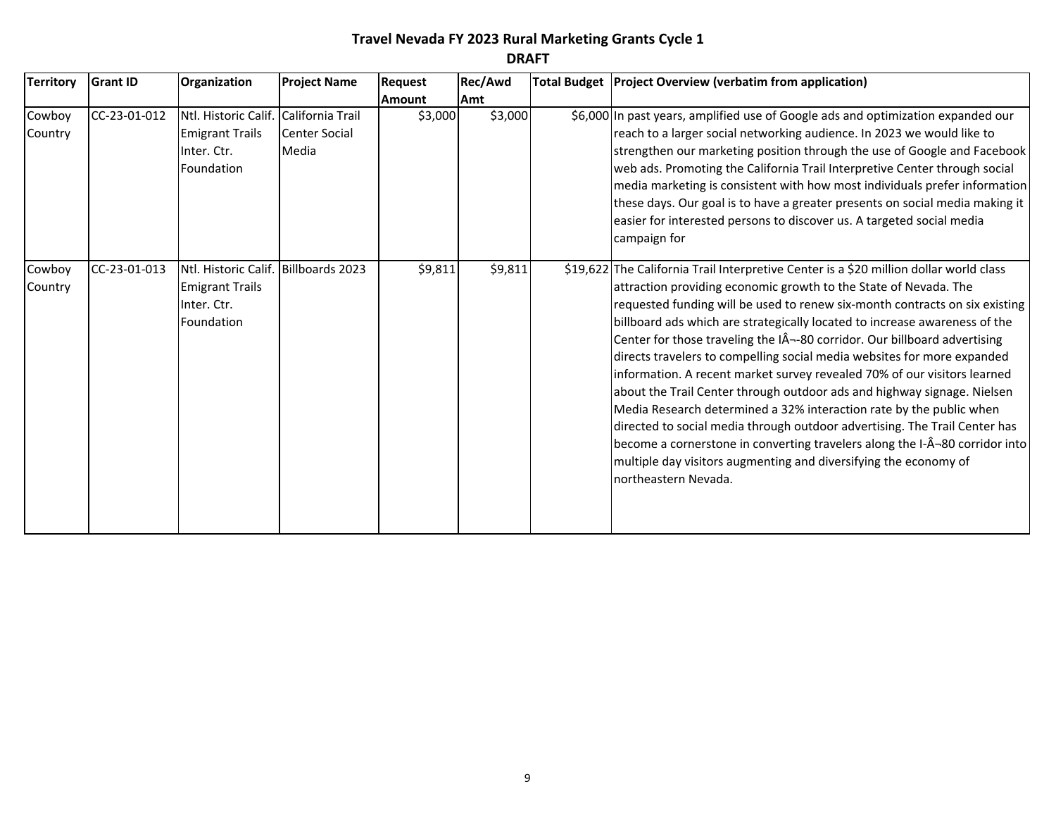**Travel Nevada FY 2023 Rural Marketing Grants Cycle 1**

**DRAFT**

| Territory | Grant ID | Organization | Project Name | Request Amount | Rec/Awd Amt | Total Budget | Project Overview (verbatim from application) |
|---|---|---|---|---|---|---|---|
| Cowboy Country | CC-23-01-012 | Ntl. Historic Calif. Emigrant Trails Inter. Ctr. Foundation | California Trail Center Social Media | $3,000 | $3,000 | $6,000 | In past years, amplified use of Google ads and optimization expanded our reach to a larger social networking audience. In 2023 we would like to strengthen our marketing position through the use of Google and Facebook web ads. Promoting the California Trail Interpretive Center through social media marketing is consistent with how most individuals prefer information these days. Our goal is to have a greater presents on social media making it easier for interested persons to discover us. A targeted social media campaign for |
| Cowboy Country | CC-23-01-013 | Ntl. Historic Calif. Emigrant Trails Inter. Ctr. Foundation | Billboards 2023 | $9,811 | $9,811 | $19,622 | The California Trail Interpretive Center is a $20 million dollar world class attraction providing economic growth to the State of Nevada. The requested funding will be used to renew six-month contracts on six existing billboard ads which are strategically located to increase awareness of the Center for those traveling the IÂ¬-80 corridor. Our billboard advertising directs travelers to compelling social media websites for more expanded information. A recent market survey revealed 70% of our visitors learned about the Trail Center through outdoor ads and highway signage. Nielsen Media Research determined a 32% interaction rate by the public when directed to social media through outdoor advertising. The Trail Center has become a cornerstone in converting travelers along the I-Â¬80 corridor into multiple day visitors augmenting and diversifying the economy of northeastern Nevada. |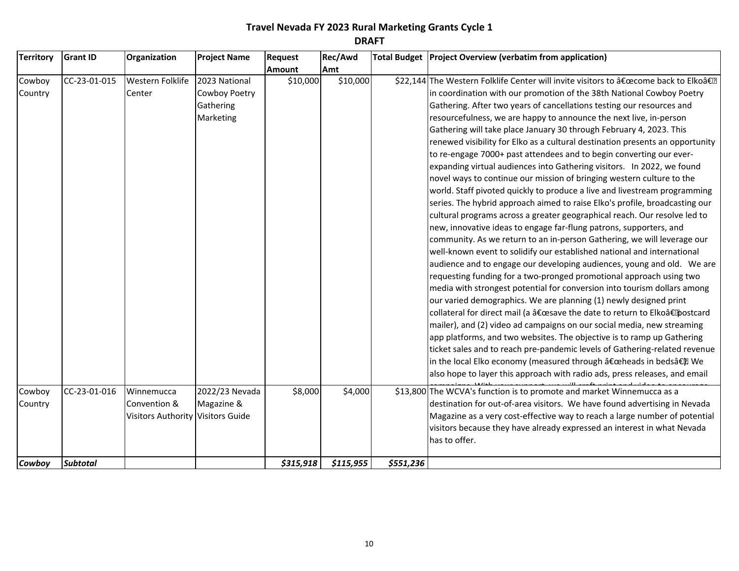# Travel Nevada FY 2023 Rural Marketing Grants Cycle 1

**DRAFT**

| Territory | Grant ID | Organization | Project Name | Request Amount | Rec/Awd Amt | Total Budget | Project Overview (verbatim from application) |
|---|---|---|---|---|---|---|---|
| Cowboy Country | CC-23-01-015 | Western Folklife Center | 2023 National Cowboy Poetry Gathering Marketing | $10,000 | $10,000 | $22,144 | The Western Folklife Center will invite visitors to â€œcome back to Elkoâ€ in coordination with our promotion of the 38th National Cowboy Poetry Gathering. After two years of cancellations testing our resources and resourcefulness, we are happy to announce the next live, in-person Gathering will take place January 30 through February 4, 2023. This renewed visibility for Elko as a cultural destination presents an opportunity to re-engage 7000+ past attendees and to begin converting our ever-expanding virtual audiences into Gathering visitors. In 2022, we found novel ways to continue our mission of bringing western culture to the world. Staff pivoted quickly to produce a live and livestream programming series. The hybrid approach aimed to raise Elko's profile, broadcasting our cultural programs across a greater geographical reach. Our resolve led to new, innovative ideas to engage far-flung patrons, supporters, and community. As we return to an in-person Gathering, we will leverage our well-known event to solidify our established national and international audience and to engage our developing audiences, young and old. We are requesting funding for a two-pronged promotional approach using two media with strongest potential for conversion into tourism dollars among our varied demographics. We are planning (1) newly designed print collateral for direct mail (a â€œsave the date to return to Elkoâ€postcard mailer), and (2) video ad campaigns on our social media, new streaming app platforms, and two websites. The objective is to ramp up Gathering ticket sales and to reach pre-pandemic levels of Gathering-related revenue in the local Elko economy (measured through â€œheads in bedsâ€ We also hope to layer this approach with radio ads, press releases, and email |
| Cowboy Country | CC-23-01-016 | Winnemucca Convention & Visitors Authority | 2022/23 Nevada Magazine & Visitors Guide | $8,000 | $4,000 | $13,800 | The WCVA's function is to promote and market Winnemucca as a destination for out-of-area visitors. We have found advertising in Nevada Magazine as a very cost-effective way to reach a large number of potential visitors because they have already expressed an interest in what Nevada has to offer. |
| ***Cowboy*** | ***Subtotal*** | | | ***$315,918*** | ***$115,955*** | ***$551,236*** | |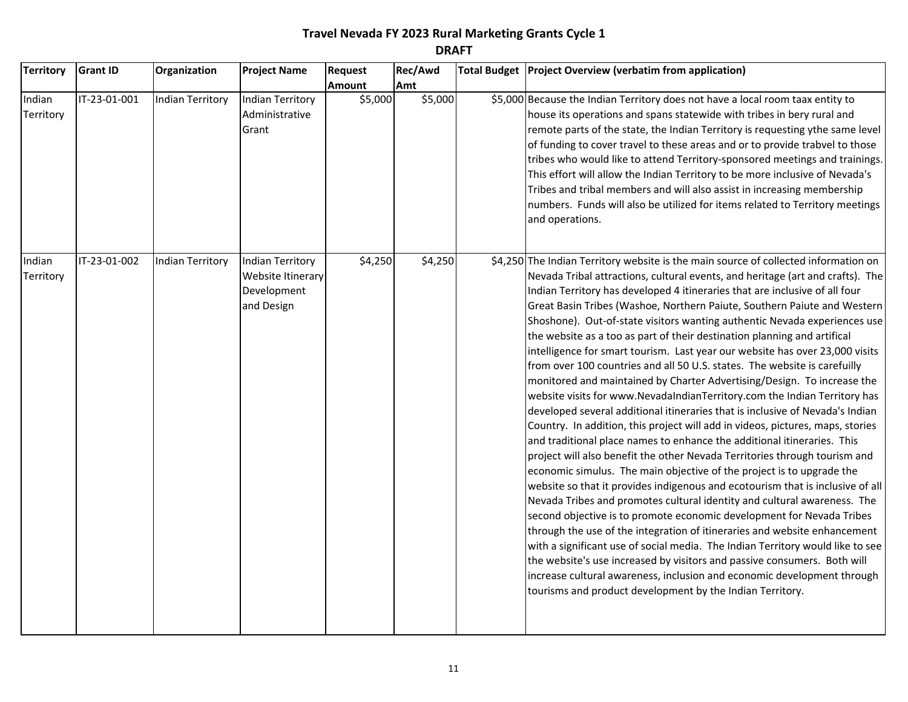# Travel Nevada FY 2023 Rural Marketing Grants Cycle 1

## DRAFT

| Territory | Grant ID | Organization | Project Name | Request Amount | Rec/Awd Amt | Total Budget | Project Overview (verbatim from application) |
|---|---|---|---|---|---|---|---|
| Indian Territory | IT-23-01-001 | Indian Territory | Indian Territory Administrative Grant | $5,000 | $5,000 | $5,000 | Because the Indian Territory does not have a local room taax entity to house its operations and spans statewide with tribes in bery rural and remote parts of the state, the Indian Territory is requesting ythe same level of funding to cover travel to these areas and or to provide trabvel to those tribes who would like to attend Territory-sponsored meetings and trainings. This effort will allow the Indian Territory to be more inclusive of Nevada's Tribes and tribal members and will also assist in increasing membership numbers. Funds will also be utilized for items related to Territory meetings and operations. |
| Indian Territory | IT-23-01-002 | Indian Territory | Indian Territory Website Itinerary Development and Design | $4,250 | $4,250 | $4,250 | The Indian Territory website is the main source of collected information on Nevada Tribal attractions, cultural events, and heritage (art and crafts). The Indian Territory has developed 4 itineraries that are inclusive of all four Great Basin Tribes (Washoe, Northern Paiute, Southern Paiute and Western Shoshone). Out-of-state visitors wanting authentic Nevada experiences use the website as a too as part of their destination planning and artifical intelligence for smart tourism. Last year our website has over 23,000 visits from over 100 countries and all 50 U.S. states. The website is carefuilly monitored and maintained by Charter Advertising/Design. To increase the website visits for www.NevadaIndianTerritory.com the Indian Territory has developed several additional itineraries that is inclusive of Nevada's Indian Country. In addition, this project will add in videos, pictures, maps, stories and traditional place names to enhance the additional itineraries. This project will also benefit the other Nevada Territories through tourism and economic simulus. The main objective of the project is to upgrade the website so that it provides indigenous and ecotourism that is inclusive of all Nevada Tribes and promotes cultural identity and cultural awareness. The second objective is to promote economic development for Nevada Tribes through the use of the integration of itineraries and website enhancement with a significant use of social media. The Indian Territory would like to see the website's use increased by visitors and passive consumers. Both will increase cultural awareness, inclusion and economic development through tourisms and product development by the Indian Territory. |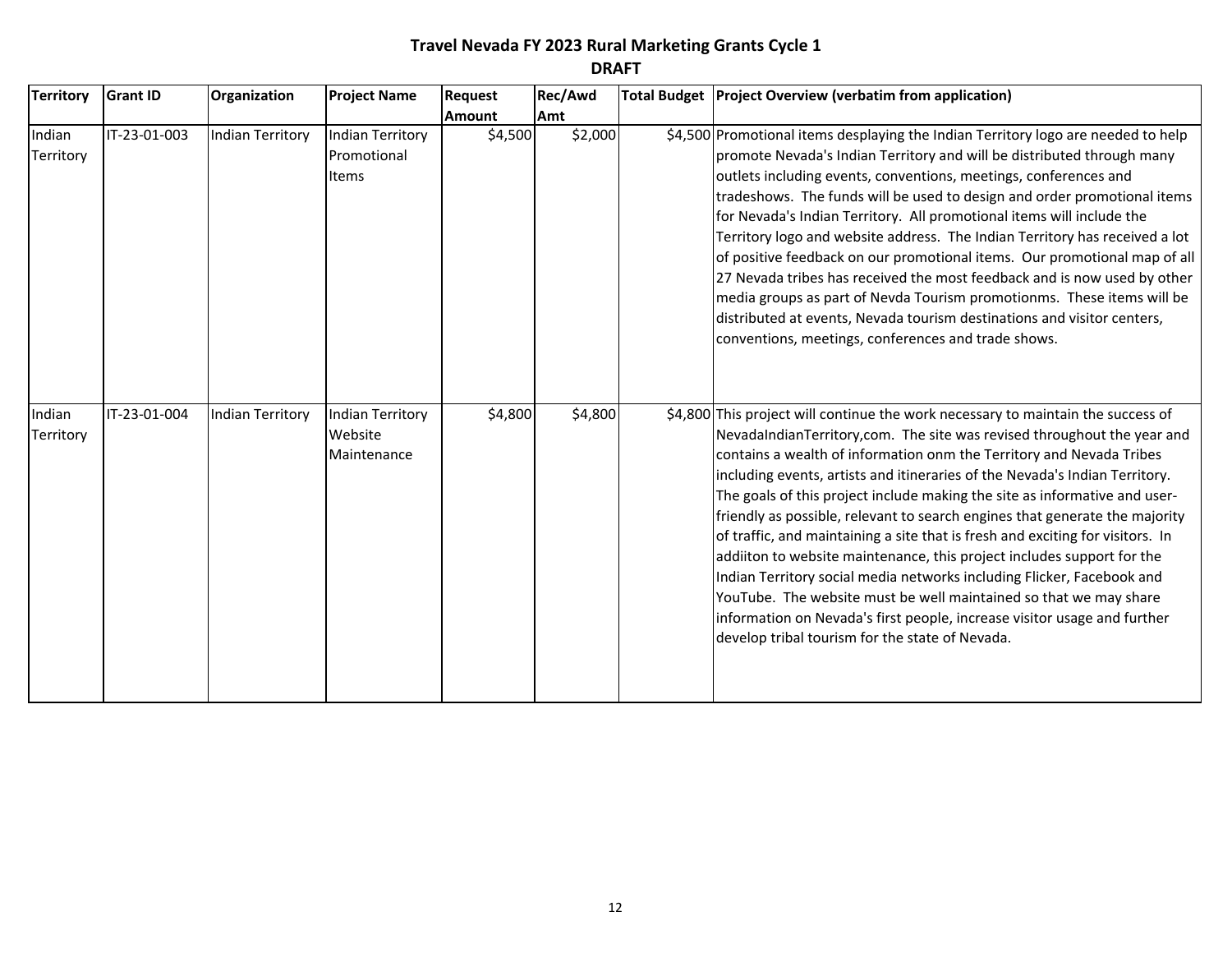**Travel Nevada FY 2023 Rural Marketing Grants Cycle 1**

**DRAFT**

| Territory | Grant ID | Organization | Project Name | Request Amount | Rec/Awd Amt | Total Budget | Project Overview (verbatim from application) |
|---|---|---|---|---|---|---|---|
| Indian Territory | IT-23-01-003 | Indian Territory | Indian Territory Promotional Items | $4,500 | $2,000 | $4,500 | Promotional items desplaying the Indian Territory logo are needed to help promote Nevada's Indian Territory and will be distributed through many outlets including events, conventions, meetings, conferences and tradeshows. The funds will be used to design and order promotional items for Nevada's Indian Territory. All promotional items will include the Territory logo and website address. The Indian Territory has received a lot of positive feedback on our promotional items. Our promotional map of all 27 Nevada tribes has received the most feedback and is now used by other media groups as part of Nevda Tourism promotionms. These items will be distributed at events, Nevada tourism destinations and visitor centers, conventions, meetings, conferences and trade shows. |
| Indian Territory | IT-23-01-004 | Indian Territory | Indian Territory Website Maintenance | $4,800 | $4,800 | $4,800 | This project will continue the work necessary to maintain the success of NevadaIndianTerritory,com. The site was revised throughout the year and contains a wealth of information onm the Territory and Nevada Tribes including events, artists and itineraries of the Nevada's Indian Territory. The goals of this project include making the site as informative and user-friendly as possible, relevant to search engines that generate the majority of traffic, and maintaining a site that is fresh and exciting for visitors. In addiiton to website maintenance, this project includes support for the Indian Territory social media networks including Flicker, Facebook and YouTube. The website must be well maintained so that we may share information on Nevada's first people, increase visitor usage and further develop tribal tourism for the state of Nevada. |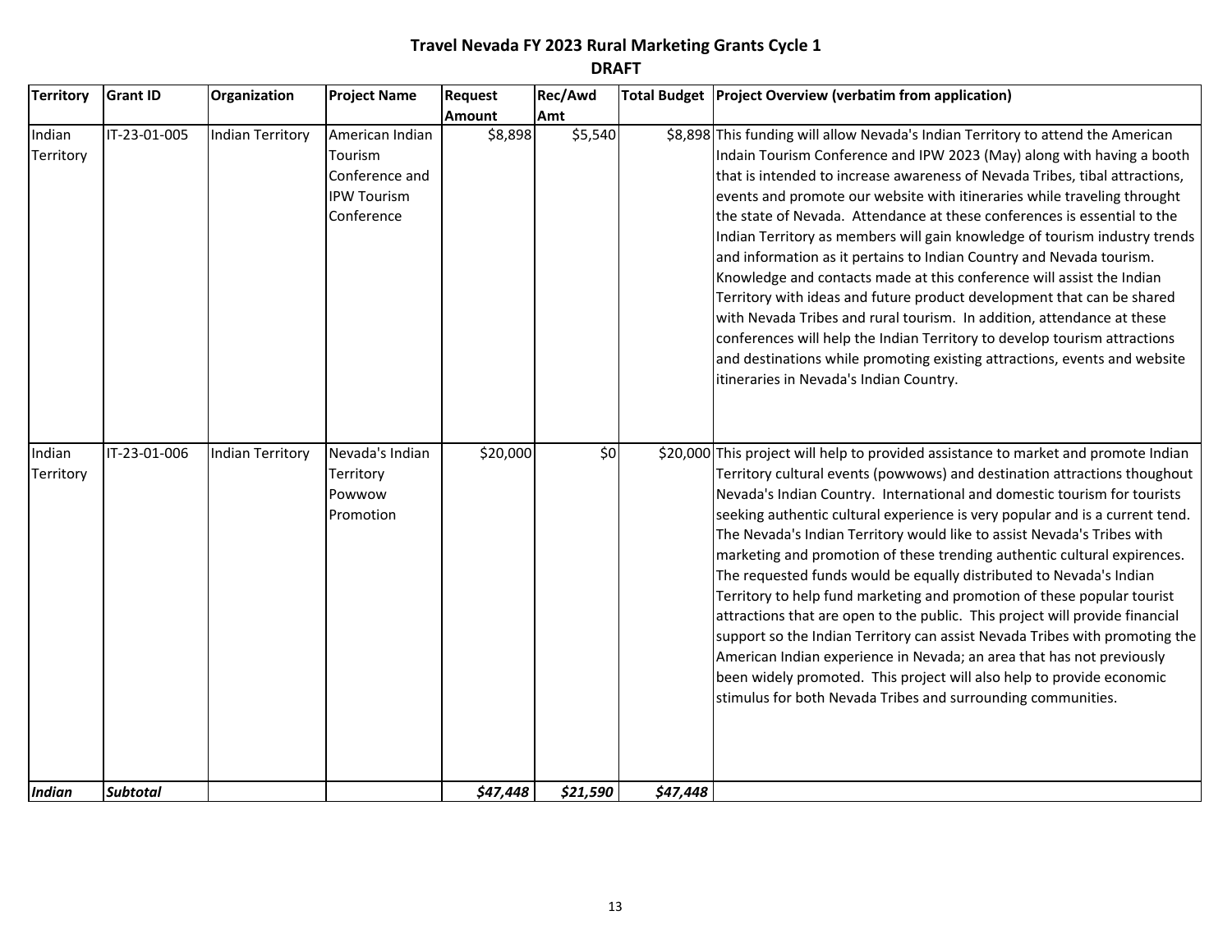**Travel Nevada FY 2023 Rural Marketing Grants Cycle 1**

**DRAFT**

| Territory | Grant ID | Organization | Project Name | Request Amount | Rec/Awd Amt | Total Budget | Project Overview (verbatim from application) |
|---|---|---|---|---|---|---|---|
| Indian Territory | IT-23-01-005 | Indian Territory | American Indian Tourism Conference and IPW Tourism Conference | $8,898 | $5,540 | $8,898 | This funding will allow Nevada's Indian Territory to attend the American Indain Tourism Conference and IPW 2023 (May) along with having a booth that is intended to increase awareness of Nevada Tribes, tibal attractions, events and promote our website with itineraries while traveling throught the state of Nevada. Attendance at these conferences is essential to the Indian Territory as members will gain knowledge of tourism industry trends and information as it pertains to Indian Country and Nevada tourism. Knowledge and contacts made at this conference will assist the Indian Territory with ideas and future product development that can be shared with Nevada Tribes and rural tourism. In addition, attendance at these conferences will help the Indian Territory to develop tourism attractions and destinations while promoting existing attractions, events and website itineraries in Nevada's Indian Country. |
| Indian Territory | IT-23-01-006 | Indian Territory | Nevada's Indian Territory Powwow Promotion | $20,000 | $0 | $20,000 | This project will help to provided assistance to market and promote Indian Territory cultural events (powwows) and destination attractions thoughout Nevada's Indian Country. International and domestic tourism for tourists seeking authentic cultural experience is very popular and is a current tend. The Nevada's Indian Territory would like to assist Nevada's Tribes with marketing and promotion of these trending authentic cultural expirences. The requested funds would be equally distributed to Nevada's Indian Territory to help fund marketing and promotion of these popular tourist attractions that are open to the public. This project will provide financial support so the Indian Territory can assist Nevada Tribes with promoting the American Indian experience in Nevada; an area that has not previously been widely promoted. This project will also help to provide economic stimulus for both Nevada Tribes and surrounding communities. |
| ***Indian*** | ***Subtotal*** | | | ***$47,448*** | ***$21,590*** | ***$47,448*** | |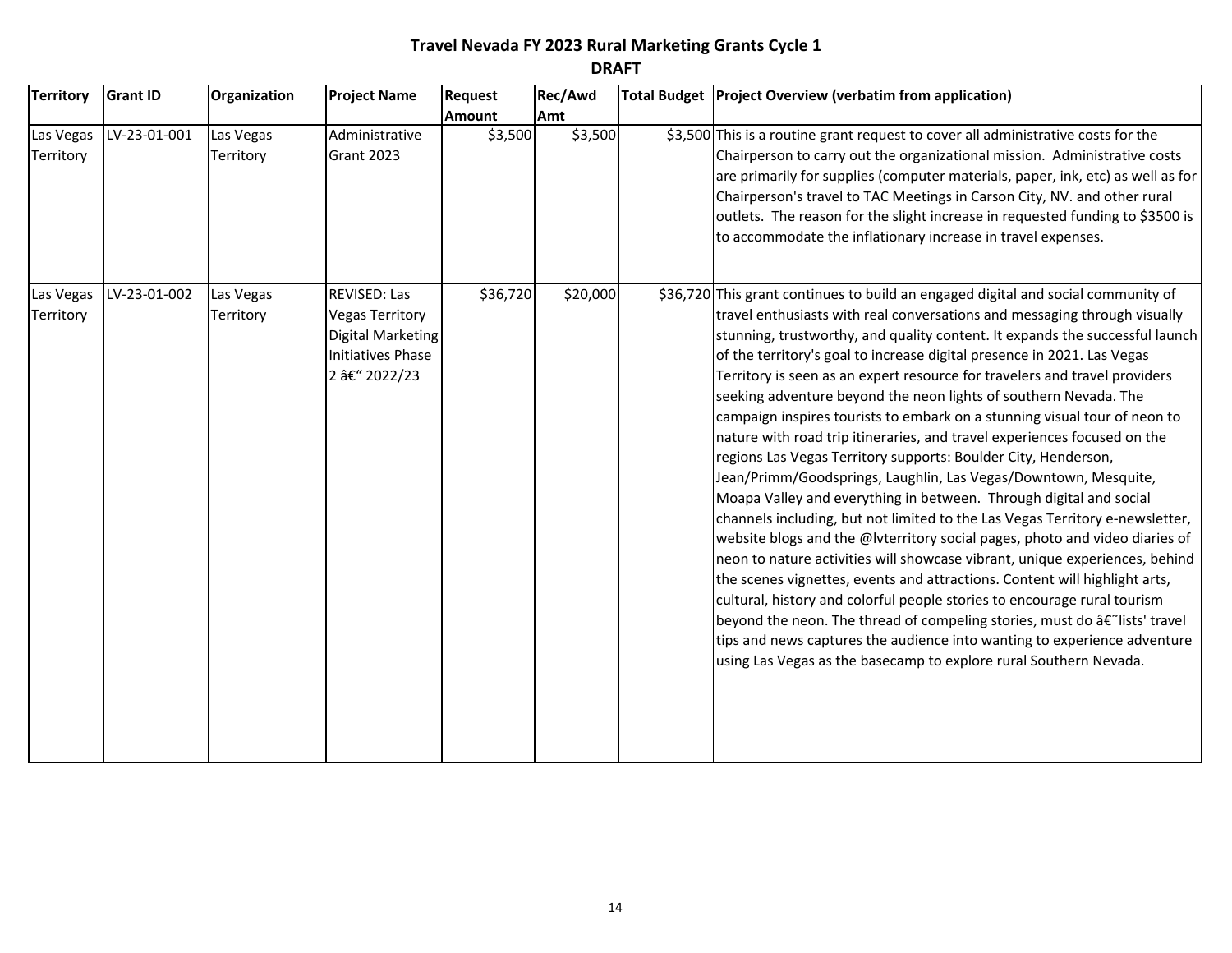# Travel Nevada FY 2023 Rural Marketing Grants Cycle 1

## DRAFT

| Territory | Grant ID | Organization | Project Name | Request Amount | Rec/Awd Amt | Total Budget | Project Overview (verbatim from application) |
|---|---|---|---|---|---|---|---|
| Las Vegas Territory | LV-23-01-001 | Las Vegas Territory | Administrative Grant 2023 | $3,500 | $3,500 | $3,500 | This is a routine grant request to cover all administrative costs for the Chairperson to carry out the organizational mission. Administrative costs are primarily for supplies (computer materials, paper, ink, etc) as well as for Chairperson's travel to TAC Meetings in Carson City, NV. and other rural outlets. The reason for the slight increase in requested funding to $3500 is to accommodate the inflationary increase in travel expenses. |
| Las Vegas Territory | LV-23-01-002 | Las Vegas Territory | REVISED: Las Vegas Territory Digital Marketing Initiatives Phase 2 â€“ 2022/23 | $36,720 | $20,000 | $36,720 | This grant continues to build an engaged digital and social community of travel enthusiasts with real conversations and messaging through visually stunning, trustworthy, and quality content. It expands the successful launch of the territory's goal to increase digital presence in 2021. Las Vegas Territory is seen as an expert resource for travelers and travel providers seeking adventure beyond the neon lights of southern Nevada. The campaign inspires tourists to embark on a stunning visual tour of neon to nature with road trip itineraries, and travel experiences focused on the regions Las Vegas Territory supports: Boulder City, Henderson, Jean/Primm/Goodsprings, Laughlin, Las Vegas/Downtown, Mesquite, Moapa Valley and everything in between. Through digital and social channels including, but not limited to the Las Vegas Territory e-newsletter, website blogs and the @lvterritory social pages, photo and video diaries of neon to nature activities will showcase vibrant, unique experiences, behind the scenes vignettes, events and attractions. Content will highlight arts, cultural, history and colorful people stories to encourage rural tourism beyond the neon. The thread of compeling stories, must do â€˜lists' travel tips and news captures the audience into wanting to experience adventure using Las Vegas as the basecamp to explore rural Southern Nevada. |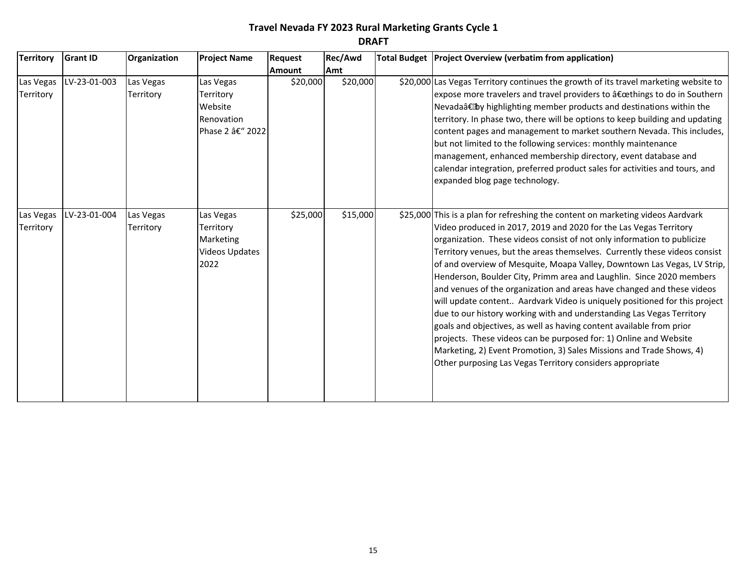# Travel Nevada FY 2023 Rural Marketing Grants Cycle 1

**DRAFT**

| Territory | Grant ID | Organization | Project Name | Request Amount | Rec/Awd Amt | Total Budget | Project Overview (verbatim from application) |
|---|---|---|---|---|---|---|---|
| Las Vegas Territory | LV-23-01-003 | Las Vegas Territory | Las Vegas Territory Website Renovation Phase 2 â€“ 2022 | $20,000 | $20,000 | $20,000 | Las Vegas Territory continues the growth of its travel marketing website to expose more travelers and travel providers to â€œthings to do in Southern Nevadaâ€ by highlighting member products and destinations within the territory. In phase two, there will be options to keep building and updating content pages and management to market southern Nevada. This includes, but not limited to the following services: monthly maintenance management, enhanced membership directory, event database and calendar integration, preferred product sales for activities and tours, and expanded blog page technology. |
| Las Vegas Territory | LV-23-01-004 | Las Vegas Territory | Las Vegas Territory Marketing Videos Updates 2022 | $25,000 | $15,000 | $25,000 | This is a plan for refreshing the content on marketing videos Aardvark Video produced in 2017, 2019 and 2020 for the Las Vegas Territory organization. These videos consist of not only information to publicize Territory venues, but the areas themselves. Currently these videos consist of and overview of Mesquite, Moapa Valley, Downtown Las Vegas, LV Strip, Henderson, Boulder City, Primm area and Laughlin. Since 2020 members and venues of the organization and areas have changed and these videos will update content.. Aardvark Video is uniquely positioned for this project due to our history working with and understanding Las Vegas Territory goals and objectives, as well as having content available from prior projects. These videos can be purposed for: 1) Online and Website Marketing, 2) Event Promotion, 3) Sales Missions and Trade Shows, 4) Other purposing Las Vegas Territory considers appropriate |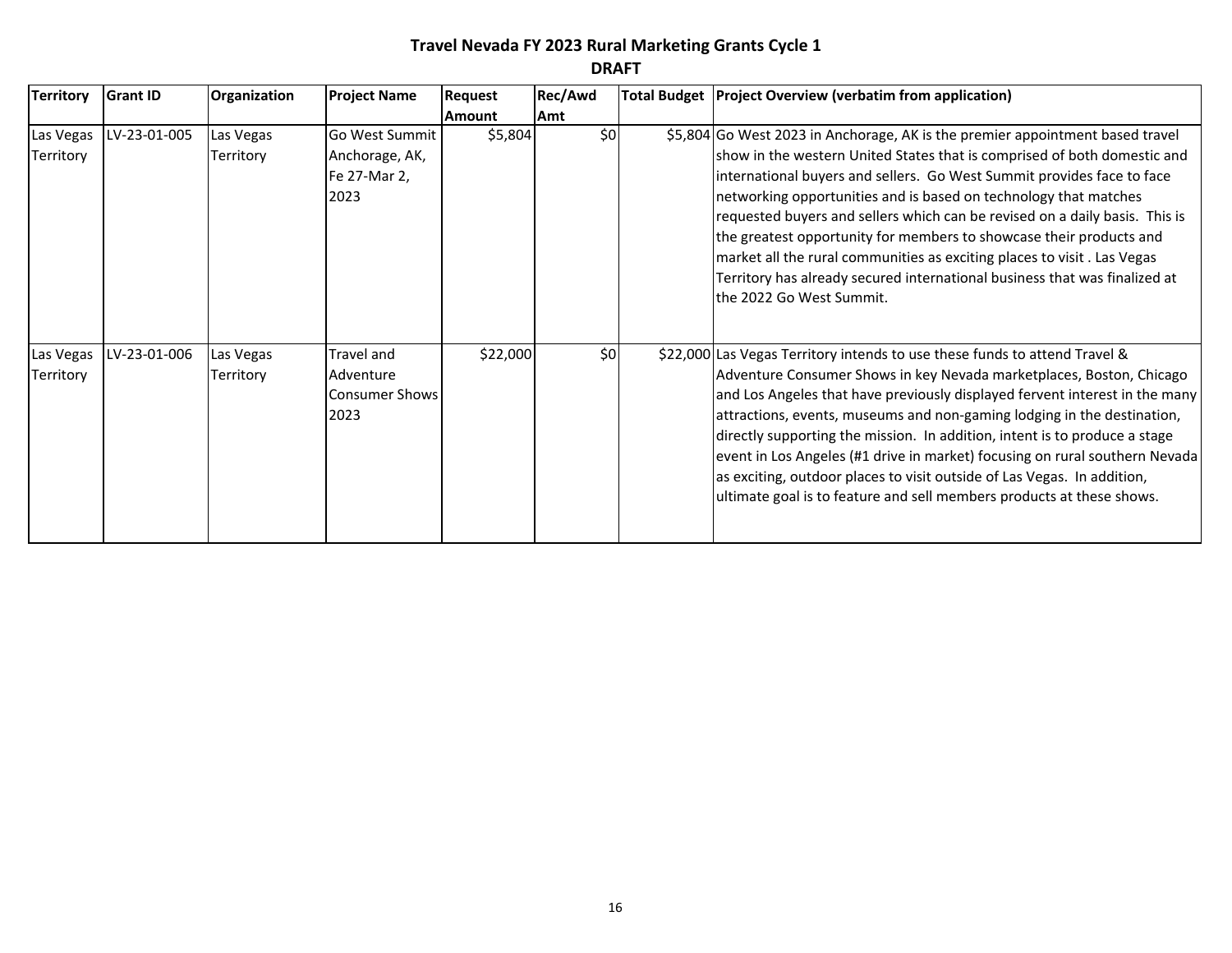# Travel Nevada FY 2023 Rural Marketing Grants Cycle 1

**DRAFT**

| Territory | Grant ID | Organization | Project Name | Request Amount | Rec/Awd Amt | Total Budget | Project Overview (verbatim from application) |
|---|---|---|---|---|---|---|---|
| Las Vegas Territory | LV-23-01-005 | Las Vegas Territory | Go West Summit Anchorage, AK, Fe 27-Mar 2, 2023 | $5,804 | $0 | $5,804 | Go West 2023 in Anchorage, AK is the premier appointment based travel show in the western United States that is comprised of both domestic and international buyers and sellers. Go West Summit provides face to face networking opportunities and is based on technology that matches requested buyers and sellers which can be revised on a daily basis. This is the greatest opportunity for members to showcase their products and market all the rural communities as exciting places to visit . Las Vegas Territory has already secured international business that was finalized at the 2022 Go West Summit. |
| Las Vegas Territory | LV-23-01-006 | Las Vegas Territory | Travel and Adventure Consumer Shows 2023 | $22,000 | $0 | $22,000 | Las Vegas Territory intends to use these funds to attend Travel & Adventure Consumer Shows in key Nevada marketplaces, Boston, Chicago and Los Angeles that have previously displayed fervent interest in the many attractions, events, museums and non-gaming lodging in the destination, directly supporting the mission. In addition, intent is to produce a stage event in Los Angeles (#1 drive in market) focusing on rural southern Nevada as exciting, outdoor places to visit outside of Las Vegas. In addition, ultimate goal is to feature and sell members products at these shows. |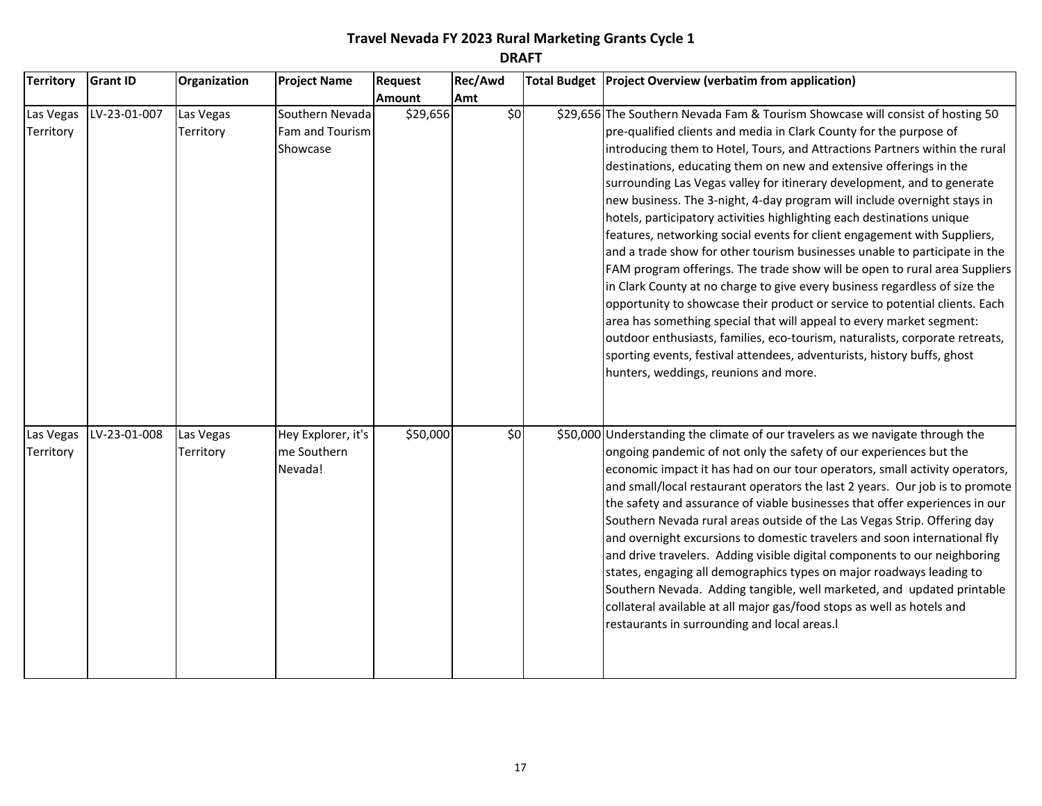# Travel Nevada FY 2023 Rural Marketing Grants Cycle 1

## DRAFT

| Territory | Grant ID | Organization | Project Name | Request Amount | Rec/Awd Amt | Total Budget | Project Overview (verbatim from application) |
|---|---|---|---|---|---|---|---|
| Las Vegas Territory | LV-23-01-007 | Las Vegas Territory | Southern Nevada Fam and Tourism Showcase | $29,656 | $0 | $29,656 | The Southern Nevada Fam & Tourism Showcase will consist of hosting 50 pre-qualified clients and media in Clark County for the purpose of introducing them to Hotel, Tours, and Attractions Partners within the rural destinations, educating them on new and extensive offerings in the surrounding Las Vegas valley for itinerary development, and to generate new business. The 3-night, 4-day program will include overnight stays in hotels, participatory activities highlighting each destinations unique features, networking social events for client engagement with Suppliers, and a trade show for other tourism businesses unable to participate in the FAM program offerings. The trade show will be open to rural area Suppliers in Clark County at no charge to give every business regardless of size the opportunity to showcase their product or service to potential clients. Each area has something special that will appeal to every market segment: outdoor enthusiasts, families, eco-tourism, naturalists, corporate retreats, sporting events, festival attendees, adventurists, history buffs, ghost hunters, weddings, reunions and more. |
| Las Vegas Territory | LV-23-01-008 | Las Vegas Territory | Hey Explorer, it's me Southern Nevada! | $50,000 | $0 | $50,000 | Understanding the climate of our travelers as we navigate through the ongoing pandemic of not only the safety of our experiences but the economic impact it has had on our tour operators, small activity operators, and small/local restaurant operators the last 2 years. Our job is to promote the safety and assurance of viable businesses that offer experiences in our Southern Nevada rural areas outside of the Las Vegas Strip. Offering day and overnight excursions to domestic travelers and soon international fly and drive travelers. Adding visible digital components to our neighboring states, engaging all demographics types on major roadways leading to Southern Nevada. Adding tangible, well marketed, and updated printable collateral available at all major gas/food stops as well as hotels and restaurants in surrounding and local areas.l |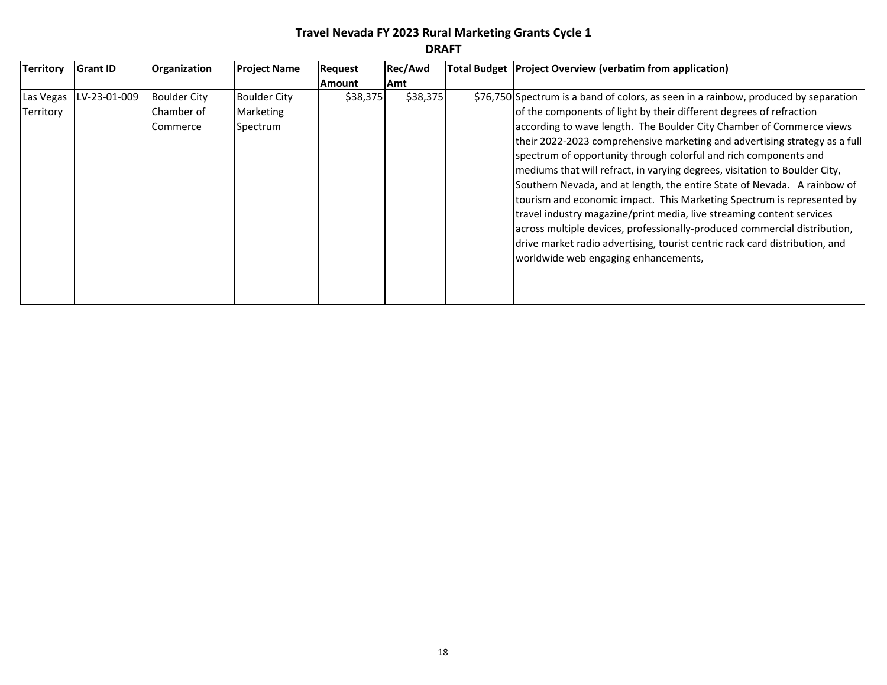# Travel Nevada FY 2023 Rural Marketing Grants Cycle 1

**DRAFT**

| Territory | Grant ID | Organization | Project Name | Request Amount | Rec/Awd Amt | Total Budget | Project Overview (verbatim from application) |
|---|---|---|---|---|---|---|---|
| Las Vegas Territory | LV-23-01-009 | Boulder City Chamber of Commerce | Boulder City Marketing Spectrum | $38,375 | $38,375 | $76,750 | Spectrum is a band of colors, as seen in a rainbow, produced by separation of the components of light by their different degrees of refraction according to wave length. The Boulder City Chamber of Commerce views their 2022-2023 comprehensive marketing and advertising strategy as a full spectrum of opportunity through colorful and rich components and mediums that will refract, in varying degrees, visitation to Boulder City, Southern Nevada, and at length, the entire State of Nevada. A rainbow of tourism and economic impact. This Marketing Spectrum is represented by travel industry magazine/print media, live streaming content services across multiple devices, professionally-produced commercial distribution, drive market radio advertising, tourist centric rack card distribution, and worldwide web engaging enhancements, |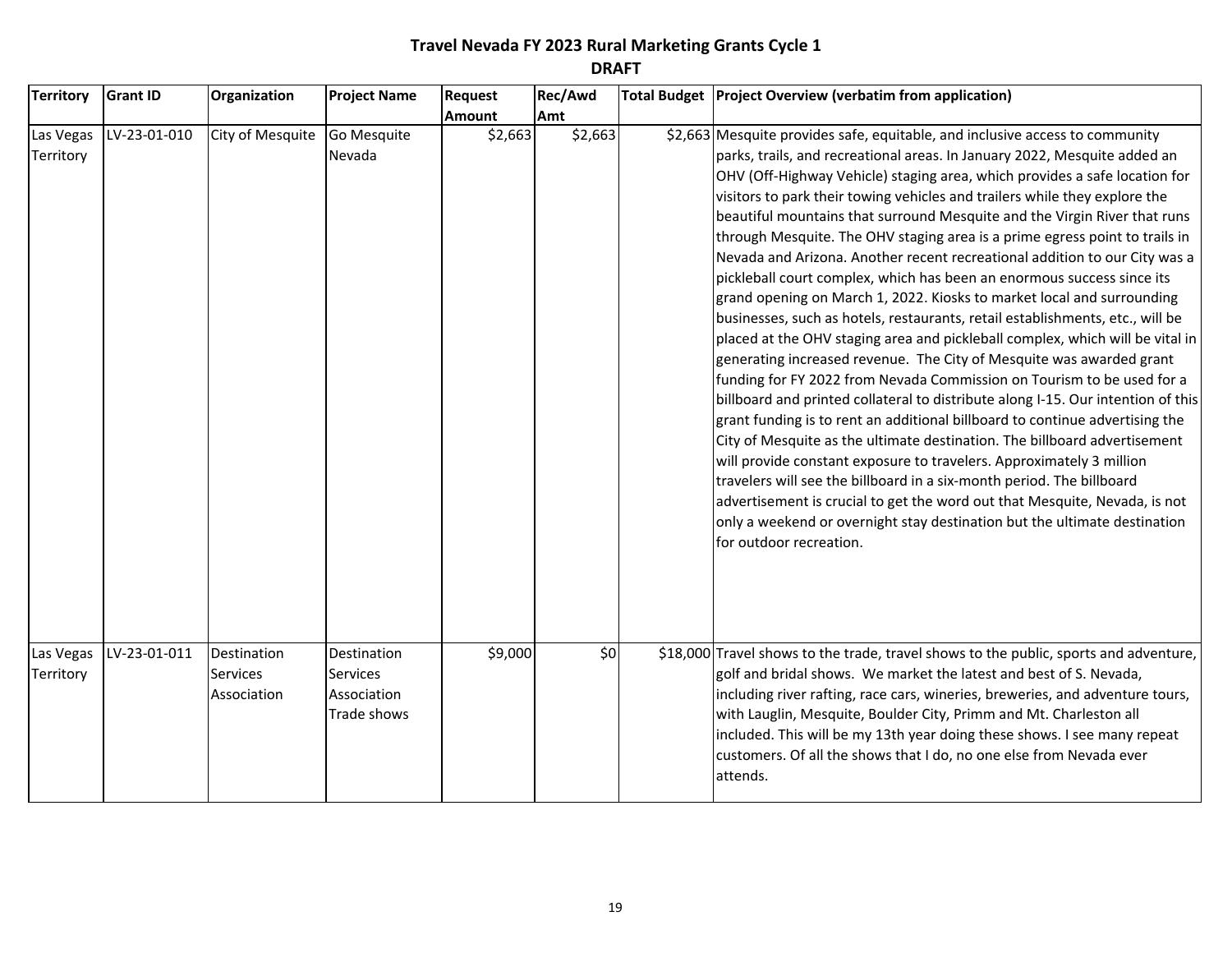# Travel Nevada FY 2023 Rural Marketing Grants Cycle 1

**DRAFT**

| Territory | Grant ID | Organization | Project Name | Request Amount | Rec/Awd Amt | Total Budget | Project Overview (verbatim from application) |
|---|---|---|---|---|---|---|---|
| Las Vegas Territory | LV-23-01-010 | City of Mesquite | Go Mesquite Nevada | $2,663 | $2,663 | $2,663 | Mesquite provides safe, equitable, and inclusive access to community parks, trails, and recreational areas. In January 2022, Mesquite added an OHV (Off-Highway Vehicle) staging area, which provides a safe location for visitors to park their towing vehicles and trailers while they explore the beautiful mountains that surround Mesquite and the Virgin River that runs through Mesquite. The OHV staging area is a prime egress point to trails in Nevada and Arizona. Another recent recreational addition to our City was a pickleball court complex, which has been an enormous success since its grand opening on March 1, 2022. Kiosks to market local and surrounding businesses, such as hotels, restaurants, retail establishments, etc., will be placed at the OHV staging area and pickleball complex, which will be vital in generating increased revenue. The City of Mesquite was awarded grant funding for FY 2022 from Nevada Commission on Tourism to be used for a billboard and printed collateral to distribute along I-15. Our intention of this grant funding is to rent an additional billboard to continue advertising the City of Mesquite as the ultimate destination. The billboard advertisement will provide constant exposure to travelers. Approximately 3 million travelers will see the billboard in a six-month period. The billboard advertisement is crucial to get the word out that Mesquite, Nevada, is not only a weekend or overnight stay destination but the ultimate destination for outdoor recreation. |
| Las Vegas Territory | LV-23-01-011 | Destination Services Association | Destination Services Association Trade shows | $9,000 | $0 | $18,000 | Travel shows to the trade, travel shows to the public, sports and adventure, golf and bridal shows. We market the latest and best of S. Nevada, including river rafting, race cars, wineries, breweries, and adventure tours, with Laughlin, Mesquite, Boulder City, Primm and Mt. Charleston all included. This will be my 13th year doing these shows. I see many repeat customers. Of all the shows that I do, no one else from Nevada ever attends. |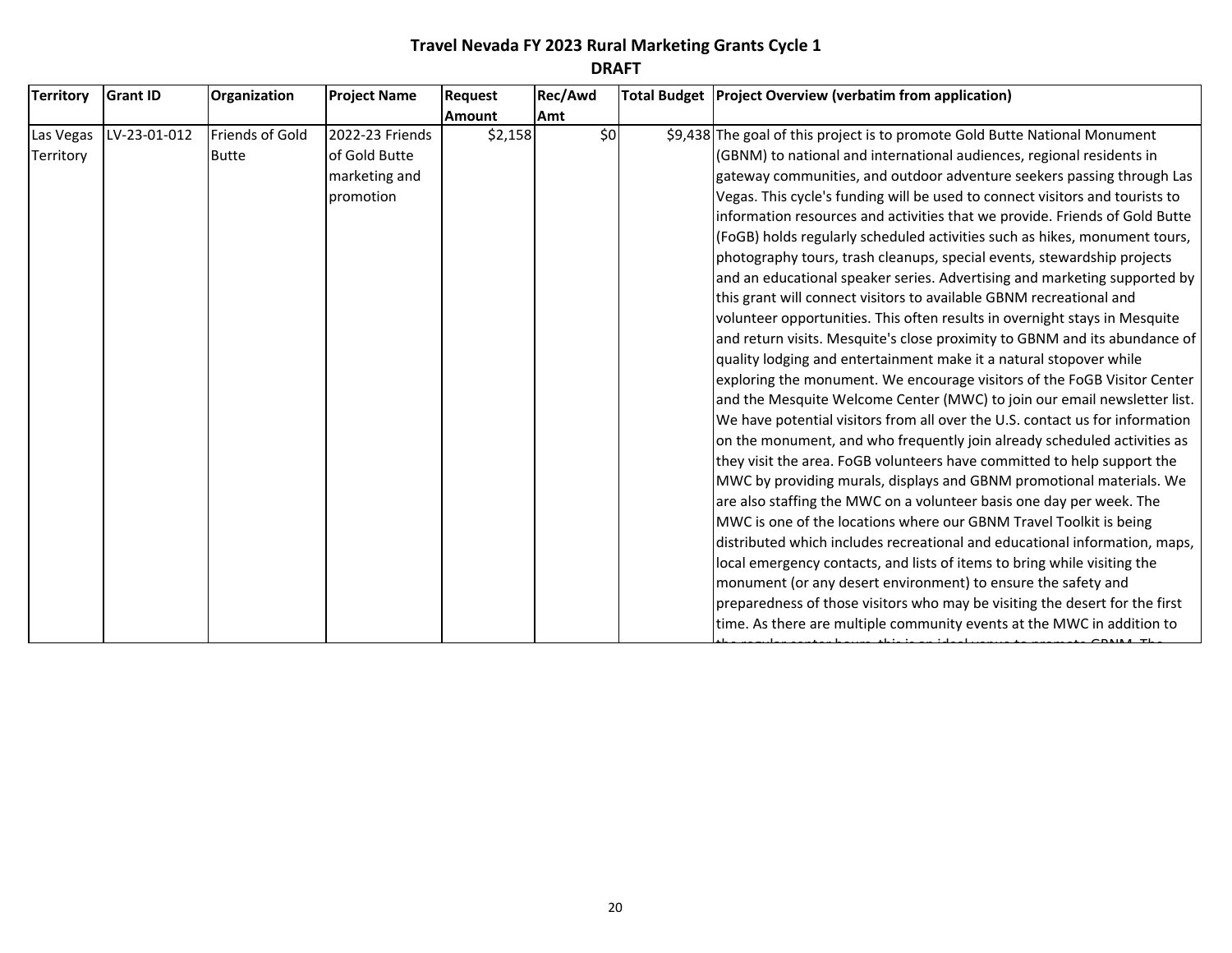**Travel Nevada FY 2023 Rural Marketing Grants Cycle 1**

**DRAFT**

| Territory | Grant ID | Organization | Project Name | Request Amount | Rec/Awd Amt | Total Budget | Project Overview (verbatim from application) |
|---|---|---|---|---|---|---|---|
| Las Vegas Territory | LV-23-01-012 | Friends of Gold Butte | 2022-23 Friends of Gold Butte marketing and promotion | $2,158 | $0 | $9,438 | The goal of this project is to promote Gold Butte National Monument (GBNM) to national and international audiences, regional residents in gateway communities, and outdoor adventure seekers passing through Las Vegas. This cycle's funding will be used to connect visitors and tourists to information resources and activities that we provide. Friends of Gold Butte (FoGB) holds regularly scheduled activities such as hikes, monument tours, photography tours, trash cleanups, special events, stewardship projects and an educational speaker series. Advertising and marketing supported by this grant will connect visitors to available GBNM recreational and volunteer opportunities. This often results in overnight stays in Mesquite and return visits. Mesquite's close proximity to GBNM and its abundance of quality lodging and entertainment make it a natural stopover while exploring the monument. We encourage visitors of the FoGB Visitor Center and the Mesquite Welcome Center (MWC) to join our email newsletter list. We have potential visitors from all over the U.S. contact us for information on the monument, and who frequently join already scheduled activities as they visit the area. FoGB volunteers have committed to help support the MWC by providing murals, displays and GBNM promotional materials. We are also staffing the MWC on a volunteer basis one day per week. The MWC is one of the locations where our GBNM Travel Toolkit is being distributed which includes recreational and educational information, maps, local emergency contacts, and lists of items to bring while visiting the monument (or any desert environment) to ensure the safety and preparedness of those visitors who may be visiting the desert for the first time. As there are multiple community events at the MWC in addition to the regular center hours, this is an ideal venue to promote GBNM. The |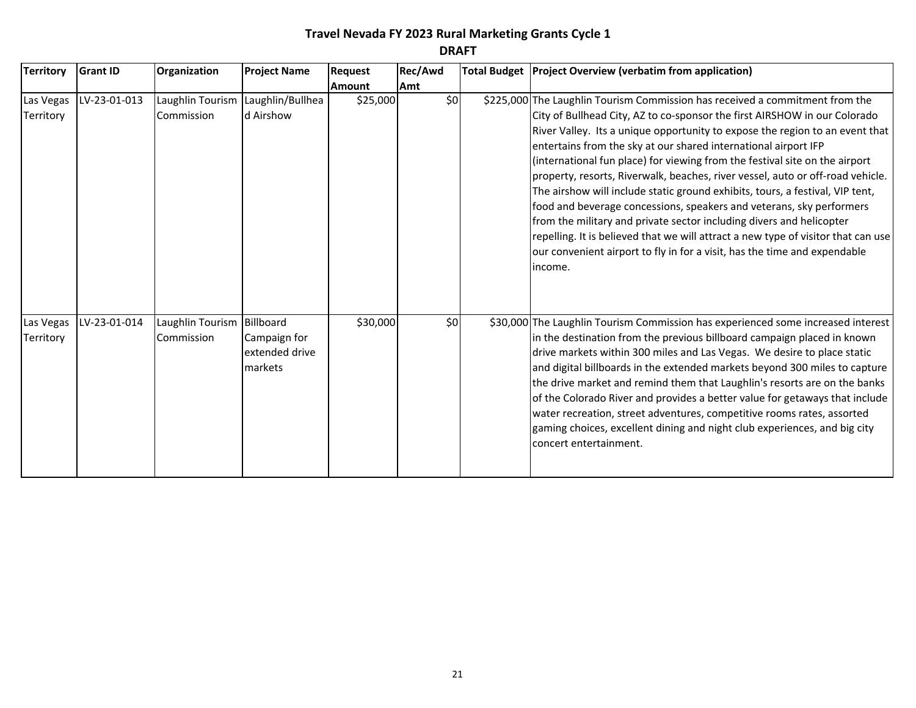# Travel Nevada FY 2023 Rural Marketing Grants Cycle 1

**DRAFT**

| Territory | Grant ID | Organization | Project Name | Request Amount | Rec/Awd Amt | Total Budget | Project Overview (verbatim from application) |
|---|---|---|---|---|---|---|---|
| Las Vegas Territory | LV-23-01-013 | Laughlin Tourism Commission | Laughlin/Bullhead Airshow | $25,000 | $0 | $225,000 | The Laughlin Tourism Commission has received a commitment from the City of Bullhead City, AZ to co-sponsor the first AIRSHOW in our Colorado River Valley. Its a unique opportunity to expose the region to an event that entertains from the sky at our shared international airport IFP (international fun place) for viewing from the festival site on the airport property, resorts, Riverwalk, beaches, river vessel, auto or off-road vehicle. The airshow will include static ground exhibits, tours, a festival, VIP tent, food and beverage concessions, speakers and veterans, sky performers from the military and private sector including divers and helicopter repelling. It is believed that we will attract a new type of visitor that can use our convenient airport to fly in for a visit, has the time and expendable income. |
| Las Vegas Territory | LV-23-01-014 | Laughlin Tourism Commission | Billboard Campaign for extended drive markets | $30,000 | $0 | $30,000 | The Laughlin Tourism Commission has experienced some increased interest in the destination from the previous billboard campaign placed in known drive markets within 300 miles and Las Vegas. We desire to place static and digital billboards in the extended markets beyond 300 miles to capture the drive market and remind them that Laughlin's resorts are on the banks of the Colorado River and provides a better value for getaways that include water recreation, street adventures, competitive rooms rates, assorted gaming choices, excellent dining and night club experiences, and big city concert entertainment. |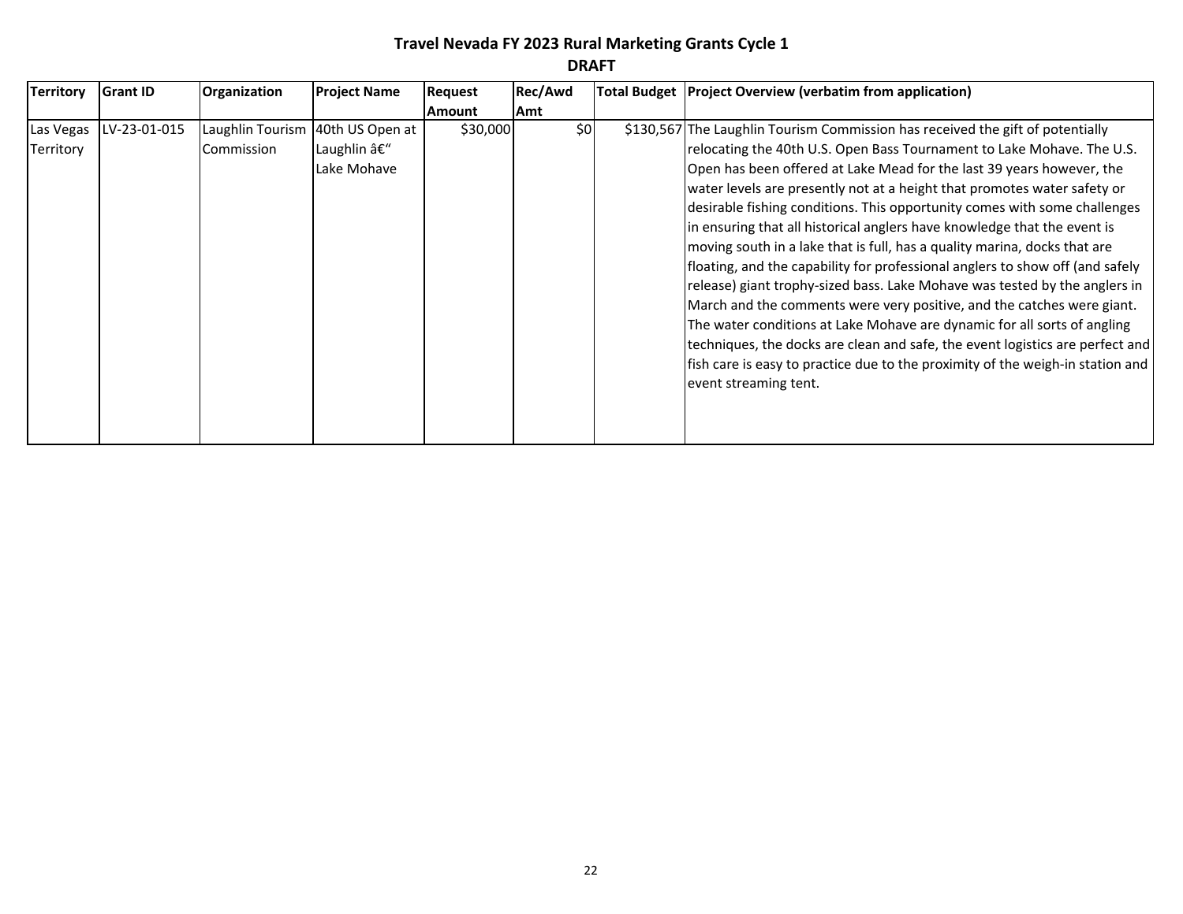# Travel Nevada FY 2023 Rural Marketing Grants Cycle 1

## DRAFT

| Territory | Grant ID | Organization | Project Name | Request Amount | Rec/Awd Amt | Total Budget | Project Overview (verbatim from application) |
|---|---|---|---|---|---|---|---|
| Las Vegas Territory | LV-23-01-015 | Laughlin Tourism Commission | 40th US Open at Laughlin â€" Lake Mohave | $30,000 | $0 | $130,567 | The Laughlin Tourism Commission has received the gift of potentially relocating the 40th U.S. Open Bass Tournament to Lake Mohave. The U.S. Open has been offered at Lake Mead for the last 39 years however, the water levels are presently not at a height that promotes water safety or desirable fishing conditions. This opportunity comes with some challenges in ensuring that all historical anglers have knowledge that the event is moving south in a lake that is full, has a quality marina, docks that are floating, and the capability for professional anglers to show off (and safely release) giant trophy-sized bass. Lake Mohave was tested by the anglers in March and the comments were very positive, and the catches were giant. The water conditions at Lake Mohave are dynamic for all sorts of angling techniques, the docks are clean and safe, the event logistics are perfect and fish care is easy to practice due to the proximity of the weigh-in station and event streaming tent. |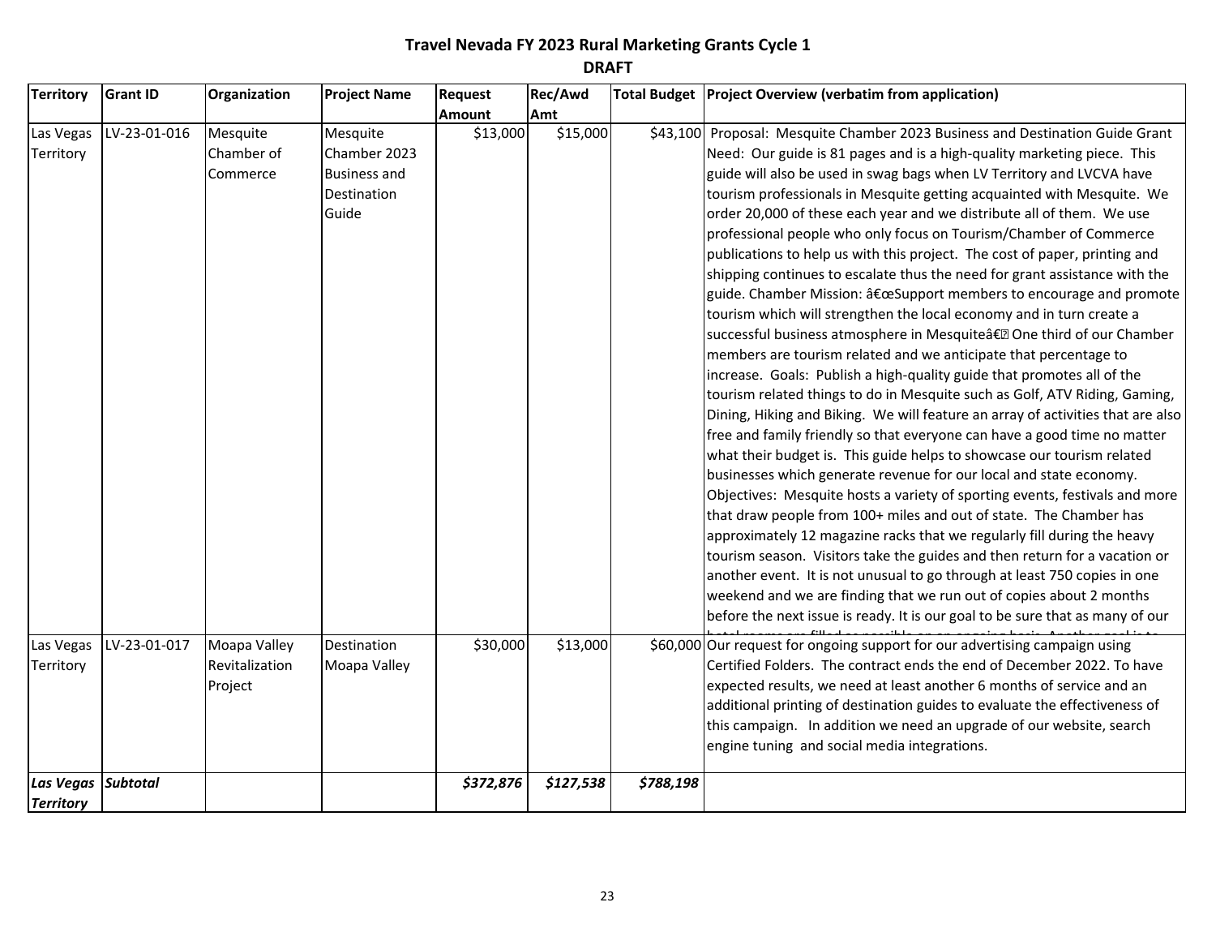# Travel Nevada FY 2023 Rural Marketing Grants Cycle 1

**DRAFT**

| Territory | Grant ID | Organization | Project Name | Request Amount | Rec/Awd Amt | Total Budget | Project Overview (verbatim from application) |
|---|---|---|---|---|---|---|---|
| Las Vegas Territory | LV-23-01-016 | Mesquite Chamber of Commerce | Mesquite Chamber 2023 Business and Destination Guide | $13,000 | $15,000 | $43,100 | Proposal: Mesquite Chamber 2023 Business and Destination Guide Grant Need: Our guide is 81 pages and is a high-quality marketing piece. This guide will also be used in swag bags when LV Territory and LVCVA have tourism professionals in Mesquite getting acquainted with Mesquite. We order 20,000 of these each year and we distribute all of them. We use professional people who only focus on Tourism/Chamber of Commerce publications to help us with this project. The cost of paper, printing and shipping continues to escalate thus the need for grant assistance with the guide. Chamber Mission: â€œSupport members to encourage and promote tourism which will strengthen the local economy and in turn create a successful business atmosphere in Mesquiteâ€ One third of our Chamber members are tourism related and we anticipate that percentage to increase. Goals: Publish a high-quality guide that promotes all of the tourism related things to do in Mesquite such as Golf, ATV Riding, Gaming, Dining, Hiking and Biking. We will feature an array of activities that are also free and family friendly so that everyone can have a good time no matter what their budget is. This guide helps to showcase our tourism related businesses which generate revenue for our local and state economy. Objectives: Mesquite hosts a variety of sporting events, festivals and more that draw people from 100+ miles and out of state. The Chamber has approximately 12 magazine racks that we regularly fill during the heavy tourism season. Visitors take the guides and then return for a vacation or another event. It is not unusual to go through at least 750 copies in one weekend and we are finding that we run out of copies about 2 months before the next issue is ready. It is our goal to be sure that as many of our |
| Las Vegas Territory | LV-23-01-017 | Moapa Valley Revitalization Project | Destination Moapa Valley | $30,000 | $13,000 | $60,000 | Our request for ongoing support for our advertising campaign using Certified Folders. The contract ends the end of December 2022. To have expected results, we need at least another 6 months of service and an additional printing of destination guides to evaluate the effectiveness of this campaign. In addition we need an upgrade of our website, search engine tuning and social media integrations. |
| ***Las Vegas Territory*** | ***Subtotal*** | | | ***$372,876*** | ***$127,538*** | ***$788,198*** | |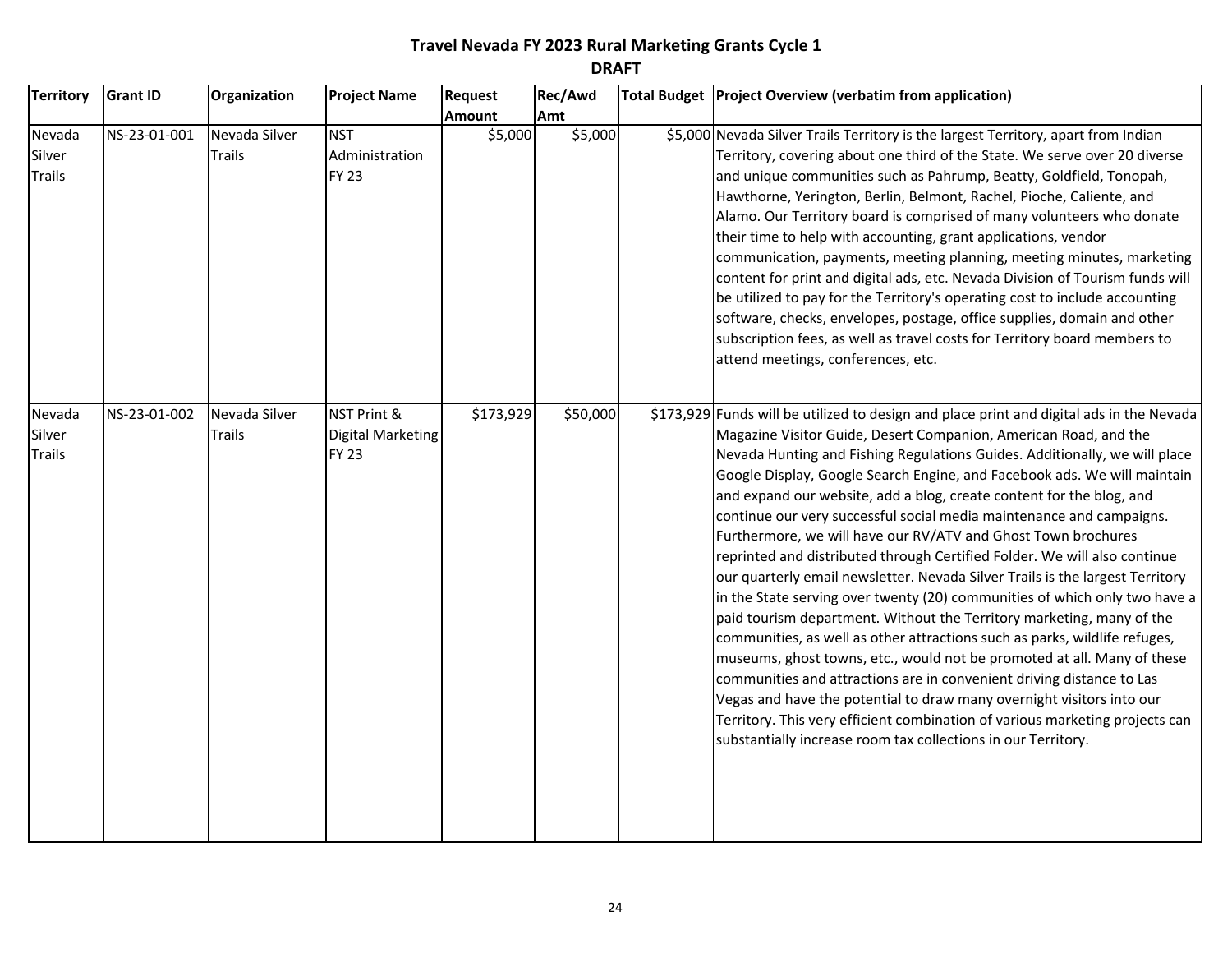# Travel Nevada FY 2023 Rural Marketing Grants Cycle 1

## DRAFT

| Territory | Grant ID | Organization | Project Name | Request Amount | Rec/Awd Amt | Total Budget | Project Overview (verbatim from application) |
|---|---|---|---|---|---|---|---|
| Nevada Silver Trails | NS-23-01-001 | Nevada Silver Trails | NST Administration FY 23 | $5,000 | $5,000 | $5,000 | Nevada Silver Trails Territory is the largest Territory, apart from Indian Territory, covering about one third of the State. We serve over 20 diverse and unique communities such as Pahrump, Beatty, Goldfield, Tonopah, Hawthorne, Yerington, Berlin, Belmont, Rachel, Pioche, Caliente, and Alamo. Our Territory board is comprised of many volunteers who donate their time to help with accounting, grant applications, vendor communication, payments, meeting planning, meeting minutes, marketing content for print and digital ads, etc. Nevada Division of Tourism funds will be utilized to pay for the Territory's operating cost to include accounting software, checks, envelopes, postage, office supplies, domain and other subscription fees, as well as travel costs for Territory board members to attend meetings, conferences, etc. |
| Nevada Silver Trails | NS-23-01-002 | Nevada Silver Trails | NST Print & Digital Marketing FY 23 | $173,929 | $50,000 | $173,929 | Funds will be utilized to design and place print and digital ads in the Nevada Magazine Visitor Guide, Desert Companion, American Road, and the Nevada Hunting and Fishing Regulations Guides. Additionally, we will place Google Display, Google Search Engine, and Facebook ads. We will maintain and expand our website, add a blog, create content for the blog, and continue our very successful social media maintenance and campaigns. Furthermore, we will have our RV/ATV and Ghost Town brochures reprinted and distributed through Certified Folder. We will also continue our quarterly email newsletter. Nevada Silver Trails is the largest Territory in the State serving over twenty (20) communities of which only two have a paid tourism department. Without the Territory marketing, many of the communities, as well as other attractions such as parks, wildlife refuges, museums, ghost towns, etc., would not be promoted at all. Many of these communities and attractions are in convenient driving distance to Las Vegas and have the potential to draw many overnight visitors into our Territory. This very efficient combination of various marketing projects can substantially increase room tax collections in our Territory. |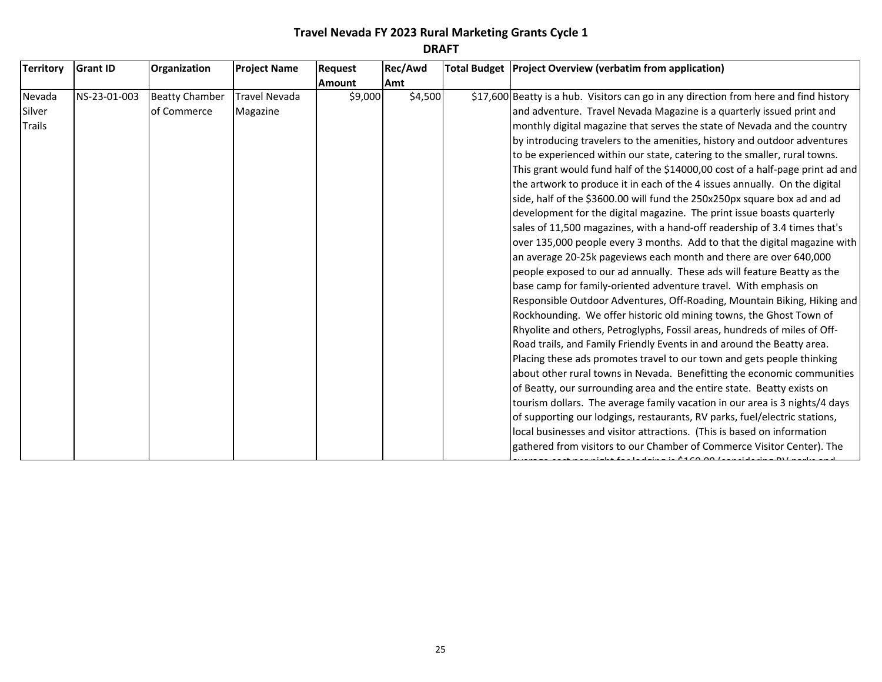# Travel Nevada FY 2023 Rural Marketing Grants Cycle 1

## DRAFT

| Territory | Grant ID | Organization | Project Name | Request Amount | Rec/Awd Amt | Total Budget | Project Overview (verbatim from application) |
|---|---|---|---|---|---|---|---|
| Nevada Silver Trails | NS-23-01-003 | Beatty Chamber of Commerce | Travel Nevada Magazine | $9,000 | $4,500 | $17,600 | Beatty is a hub. Visitors can go in any direction from here and find history and adventure. Travel Nevada Magazine is a quarterly issued print and monthly digital magazine that serves the state of Nevada and the country by introducing travelers to the amenities, history and outdoor adventures to be experienced within our state, catering to the smaller, rural towns. This grant would fund half of the $14000,00 cost of a half-page print ad and the artwork to produce it in each of the 4 issues annually. On the digital side, half of the $3600.00 will fund the 250x250px square box ad and ad development for the digital magazine. The print issue boasts quarterly sales of 11,500 magazines, with a hand-off readership of 3.4 times that's over 135,000 people every 3 months. Add to that the digital magazine with an average 20-25k pageviews each month and there are over 640,000 people exposed to our ad annually. These ads will feature Beatty as the base camp for family-oriented adventure travel. With emphasis on Responsible Outdoor Adventures, Off-Roading, Mountain Biking, Hiking and Rockhounding. We offer historic old mining towns, the Ghost Town of Rhyolite and others, Petroglyphs, Fossil areas, hundreds of miles of Off-Road trails, and Family Friendly Events in and around the Beatty area. Placing these ads promotes travel to our town and gets people thinking about other rural towns in Nevada. Benefitting the economic communities of Beatty, our surrounding area and the entire state. Beatty exists on tourism dollars. The average family vacation in our area is 3 nights/4 days of supporting our lodgings, restaurants, RV parks, fuel/electric stations, local businesses and visitor attractions. (This is based on information gathered from visitors to our Chamber of Commerce Visitor Center). The |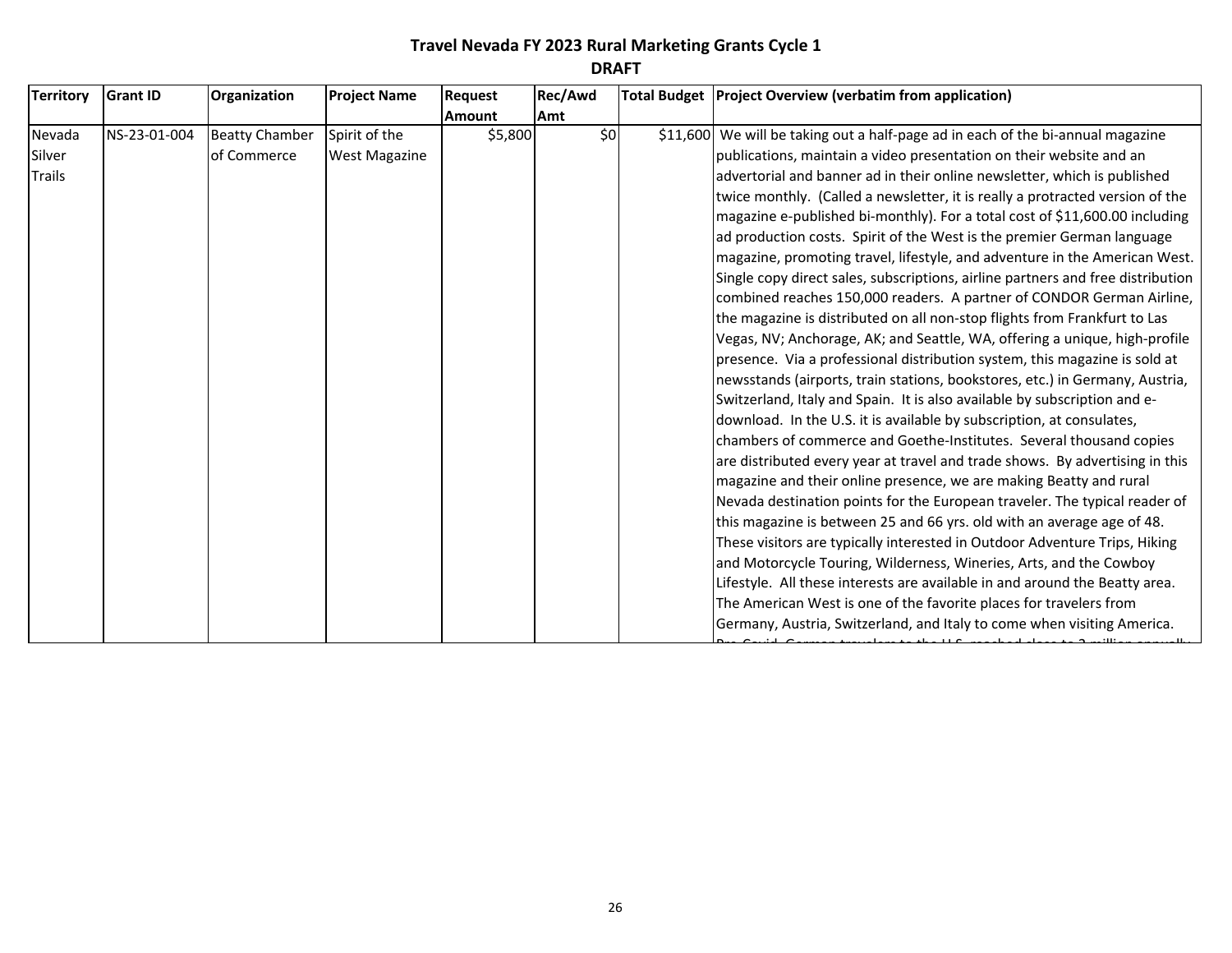# Travel Nevada FY 2023 Rural Marketing Grants Cycle 1

**DRAFT**

| Territory | Grant ID | Organization | Project Name | Request Amount | Rec/Awd Amt | Total Budget | Project Overview (verbatim from application) |
|---|---|---|---|---|---|---|---|
| Nevada Silver Trails | NS-23-01-004 | Beatty Chamber of Commerce | Spirit of the West Magazine | $5,800 | $0 | $11,600 | We will be taking out a half-page ad in each of the bi-annual magazine publications, maintain a video presentation on their website and an advertorial and banner ad in their online newsletter, which is published twice monthly. (Called a newsletter, it is really a protracted version of the magazine e-published bi-monthly). For a total cost of $11,600.00 including ad production costs. Spirit of the West is the premier German language magazine, promoting travel, lifestyle, and adventure in the American West. Single copy direct sales, subscriptions, airline partners and free distribution combined reaches 150,000 readers. A partner of CONDOR German Airline, the magazine is distributed on all non-stop flights from Frankfurt to Las Vegas, NV; Anchorage, AK; and Seattle, WA, offering a unique, high-profile presence. Via a professional distribution system, this magazine is sold at newsstands (airports, train stations, bookstores, etc.) in Germany, Austria, Switzerland, Italy and Spain. It is also available by subscription and e-download. In the U.S. it is available by subscription, at consulates, chambers of commerce and Goethe-Institutes. Several thousand copies are distributed every year at travel and trade shows. By advertising in this magazine and their online presence, we are making Beatty and rural Nevada destination points for the European traveler. The typical reader of this magazine is between 25 and 66 yrs. old with an average age of 48. These visitors are typically interested in Outdoor Adventure Trips, Hiking and Motorcycle Touring, Wilderness, Wineries, Arts, and the Cowboy Lifestyle. All these interests are available in and around the Beatty area. The American West is one of the favorite places for travelers from Germany, Austria, Switzerland, and Italy to come when visiting America. Pre-Covid, German travelers to the U.S. reached close to 2 million annually. |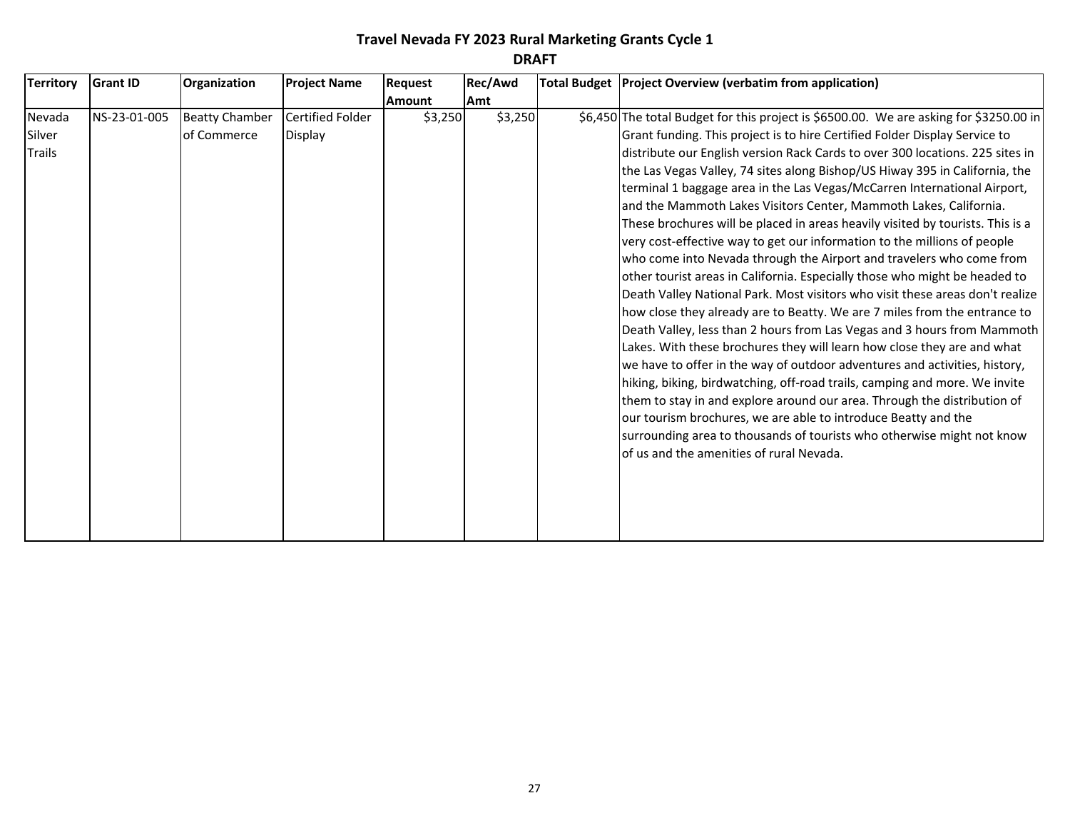# Travel Nevada FY 2023 Rural Marketing Grants Cycle 1

**DRAFT**

| Territory | Grant ID | Organization | Project Name | Request Amount | Rec/Awd Amt | Total Budget | Project Overview (verbatim from application) |
|---|---|---|---|---|---|---|---|
| Nevada Silver Trails | NS-23-01-005 | Beatty Chamber of Commerce | Certified Folder Display | $3,250 | $3,250 | $6,450 | The total Budget for this project is $6500.00. We are asking for $3250.00 in Grant funding. This project is to hire Certified Folder Display Service to distribute our English version Rack Cards to over 300 locations. 225 sites in the Las Vegas Valley, 74 sites along Bishop/US Hiway 395 in California, the terminal 1 baggage area in the Las Vegas/McCarren International Airport, and the Mammoth Lakes Visitors Center, Mammoth Lakes, California. These brochures will be placed in areas heavily visited by tourists. This is a very cost-effective way to get our information to the millions of people who come into Nevada through the Airport and travelers who come from other tourist areas in California. Especially those who might be headed to Death Valley National Park. Most visitors who visit these areas don't realize how close they already are to Beatty. We are 7 miles from the entrance to Death Valley, less than 2 hours from Las Vegas and 3 hours from Mammoth Lakes. With these brochures they will learn how close they are and what we have to offer in the way of outdoor adventures and activities, history, hiking, biking, birdwatching, off-road trails, camping and more. We invite them to stay in and explore around our area. Through the distribution of our tourism brochures, we are able to introduce Beatty and the surrounding area to thousands of tourists who otherwise might not know of us and the amenities of rural Nevada. |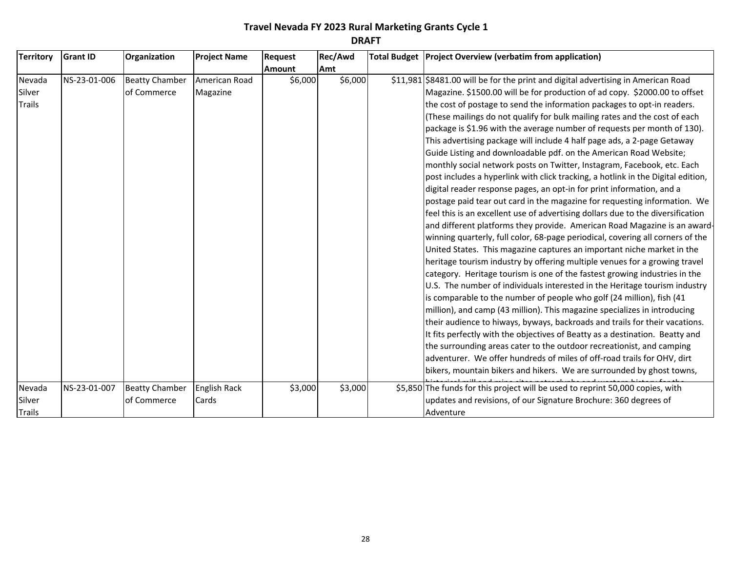# Travel Nevada FY 2023 Rural Marketing Grants Cycle 1

## DRAFT

| Territory | Grant ID | Organization | Project Name | Request Amount | Rec/Awd Amt | Total Budget | Project Overview (verbatim from application) |
|---|---|---|---|---|---|---|---|
| Nevada Silver Trails | NS-23-01-006 | Beatty Chamber of Commerce | American Road Magazine | $6,000 | $6,000 | $11,981 | $8481.00 will be for the print and digital advertising in American Road Magazine. $1500.00 will be for production of ad copy. $2000.00 to offset the cost of postage to send the information packages to opt-in readers. (These mailings do not qualify for bulk mailing rates and the cost of each package is $1.96 with the average number of requests per month of 130). This advertising package will include 4 half page ads, a 2-page Getaway Guide Listing and downloadable pdf. on the American Road Website; monthly social network posts on Twitter, Instagram, Facebook, etc. Each post includes a hyperlink with click tracking, a hotlink in the Digital edition, digital reader response pages, an opt-in for print information, and a postage paid tear out card in the magazine for requesting information. We feel this is an excellent use of advertising dollars due to the diversification and different platforms they provide. American Road Magazine is an award-winning quarterly, full color, 68-page periodical, covering all corners of the United States. This magazine captures an important niche market in the heritage tourism industry by offering multiple venues for a growing travel category. Heritage tourism is one of the fastest growing industries in the U.S. The number of individuals interested in the Heritage tourism industry is comparable to the number of people who golf (24 million), fish (41 million), and camp (43 million). This magazine specializes in introducing their audience to hiways, byways, backroads and trails for their vacations. It fits perfectly with the objectives of Beatty as a destination. Beatty and the surrounding areas cater to the outdoor recreationist, and camping adventurer. We offer hundreds of miles of off-road trails for OHV, dirt bikers, mountain bikers and hikers. We are surrounded by ghost towns, |
| Nevada Silver Trails | NS-23-01-007 | Beatty Chamber of Commerce | English Rack Cards | $3,000 | $3,000 | $5,850 | The funds for this project will be used to reprint 50,000 copies, with updates and revisions, of our Signature Brochure: 360 degrees of Adventure |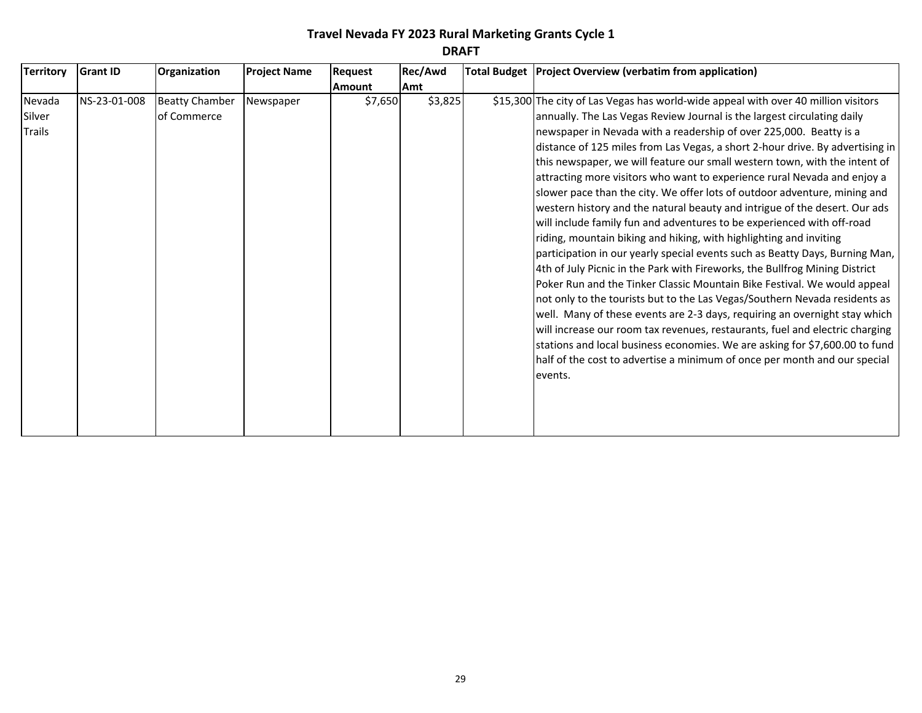# Travel Nevada FY 2023 Rural Marketing Grants Cycle 1

**DRAFT**

| Territory | Grant ID | Organization | Project Name | Request Amount | Rec/Awd Amt | Total Budget | Project Overview (verbatim from application) |
|---|---|---|---|---|---|---|---|
| Nevada Silver Trails | NS-23-01-008 | Beatty Chamber of Commerce | Newspaper | $7,650 | $3,825 | $15,300 | The city of Las Vegas has world-wide appeal with over 40 million visitors annually. The Las Vegas Review Journal is the largest circulating daily newspaper in Nevada with a readership of over 225,000. Beatty is a distance of 125 miles from Las Vegas, a short 2-hour drive. By advertising in this newspaper, we will feature our small western town, with the intent of attracting more visitors who want to experience rural Nevada and enjoy a slower pace than the city. We offer lots of outdoor adventure, mining and western history and the natural beauty and intrigue of the desert. Our ads will include family fun and adventures to be experienced with off-road riding, mountain biking and hiking, with highlighting and inviting participation in our yearly special events such as Beatty Days, Burning Man, 4th of July Picnic in the Park with Fireworks, the Bullfrog Mining District Poker Run and the Tinker Classic Mountain Bike Festival. We would appeal not only to the tourists but to the Las Vegas/Southern Nevada residents as well. Many of these events are 2-3 days, requiring an overnight stay which will increase our room tax revenues, restaurants, fuel and electric charging stations and local business economies. We are asking for $7,600.00 to fund half of the cost to advertise a minimum of once per month and our special events. |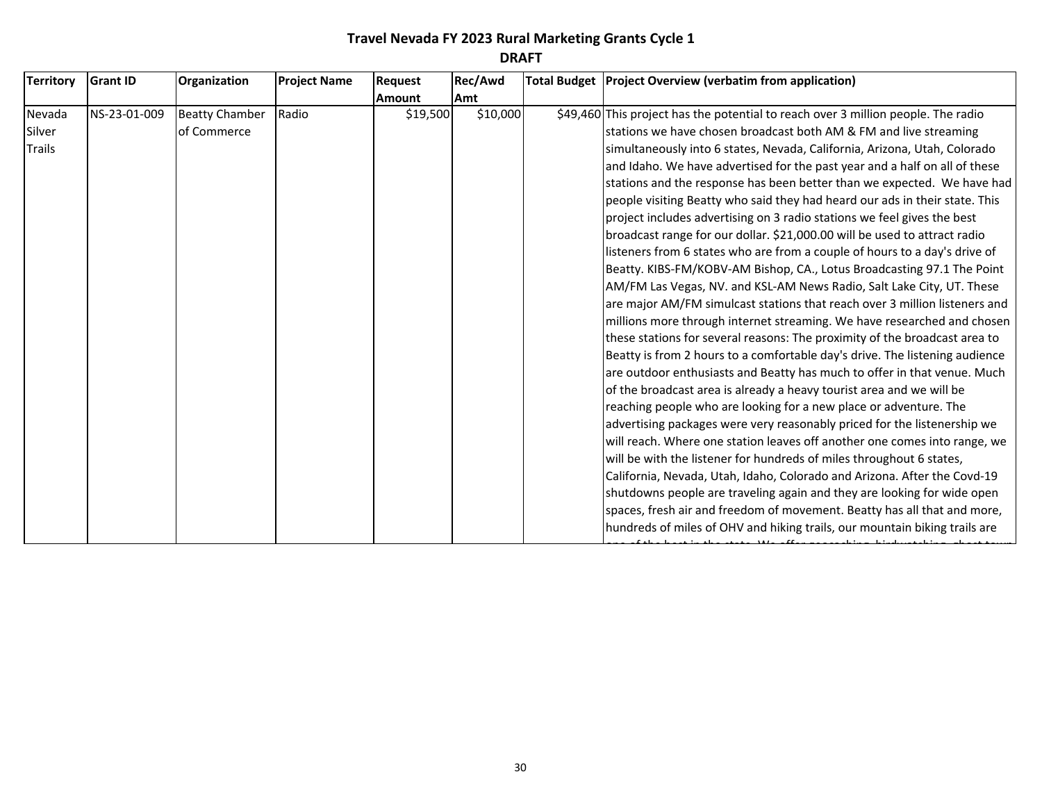# Travel Nevada FY 2023 Rural Marketing Grants Cycle 1

## DRAFT

| Territory | Grant ID | Organization | Project Name | Request Amount | Rec/Awd Amt | Total Budget | Project Overview (verbatim from application) |
|---|---|---|---|---|---|---|---|
| Nevada Silver Trails | NS-23-01-009 | Beatty Chamber of Commerce | Radio | $19,500 | $10,000 | $49,460 | This project has the potential to reach over 3 million people. The radio stations we have chosen broadcast both AM & FM and live streaming simultaneously into 6 states, Nevada, California, Arizona, Utah, Colorado and Idaho. We have advertised for the past year and a half on all of these stations and the response has been better than we expected. We have had people visiting Beatty who said they had heard our ads in their state. This project includes advertising on 3 radio stations we feel gives the best broadcast range for our dollar. $21,000.00 will be used to attract radio listeners from 6 states who are from a couple of hours to a day's drive of Beatty. KIBS-FM/KOBV-AM Bishop, CA., Lotus Broadcasting 97.1 The Point AM/FM Las Vegas, NV. and KSL-AM News Radio, Salt Lake City, UT. These are major AM/FM simulcast stations that reach over 3 million listeners and millions more through internet streaming. We have researched and chosen these stations for several reasons: The proximity of the broadcast area to Beatty is from 2 hours to a comfortable day's drive. The listening audience are outdoor enthusiasts and Beatty has much to offer in that venue. Much of the broadcast area is already a heavy tourist area and we will be reaching people who are looking for a new place or adventure. The advertising packages were very reasonably priced for the listenership we will reach. Where one station leaves off another one comes into range, we will be with the listener for hundreds of miles throughout 6 states, California, Nevada, Utah, Idaho, Colorado and Arizona. After the Covd-19 shutdowns people are traveling again and they are looking for wide open spaces, fresh air and freedom of movement. Beatty has all that and more, hundreds of miles of OHV and hiking trails, our mountain biking trails are |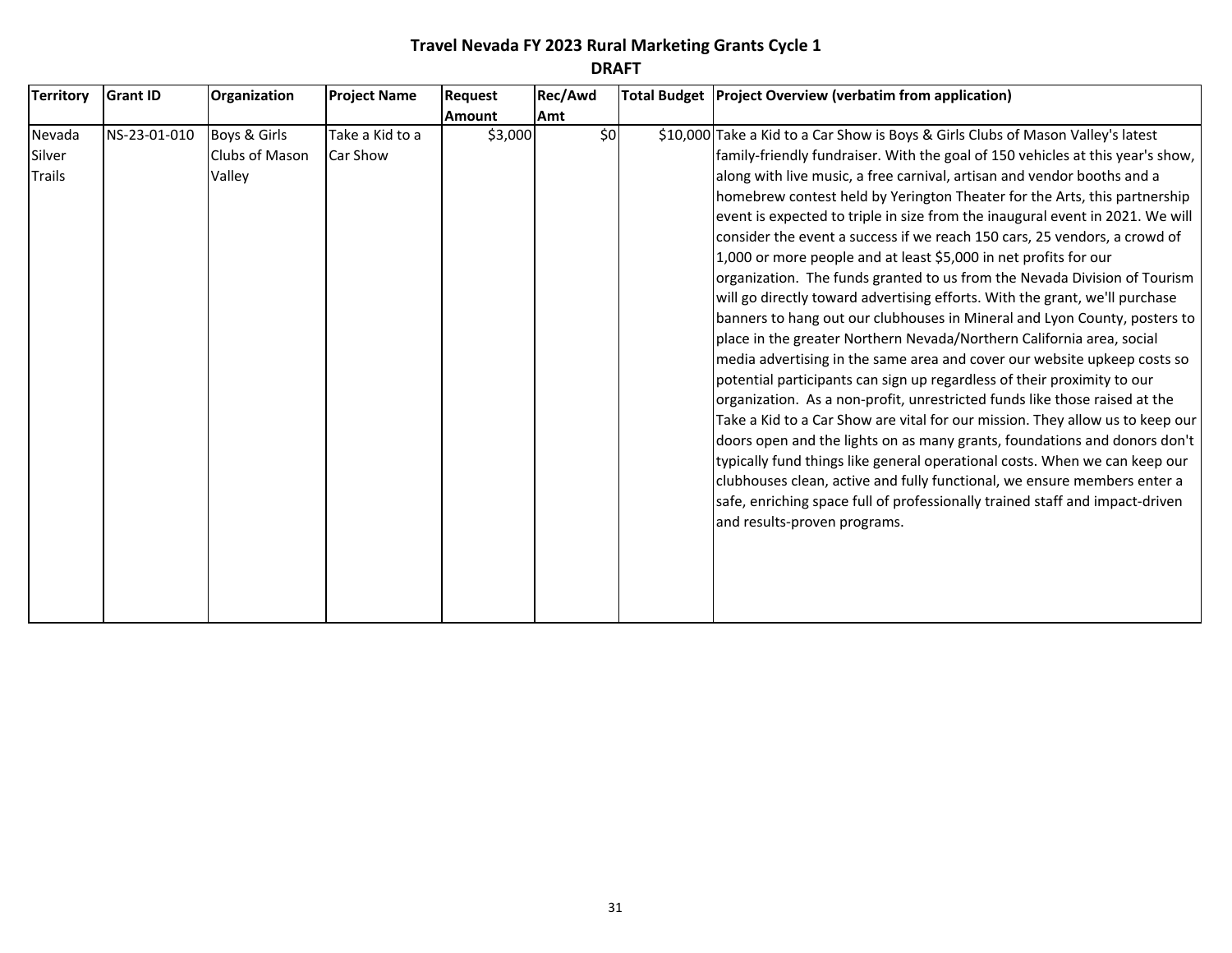# Travel Nevada FY 2023 Rural Marketing Grants Cycle 1

## DRAFT

| Territory | Grant ID | Organization | Project Name | Request Amount | Rec/Awd Amt | Total Budget | Project Overview (verbatim from application) |
|---|---|---|---|---|---|---|---|
| Nevada Silver Trails | NS-23-01-010 | Boys & Girls Clubs of Mason Valley | Take a Kid to a Car Show | $3,000 | $0 | $10,000 | Take a Kid to a Car Show is Boys & Girls Clubs of Mason Valley's latest family-friendly fundraiser. With the goal of 150 vehicles at this year's show, along with live music, a free carnival, artisan and vendor booths and a homebrew contest held by Yerington Theater for the Arts, this partnership event is expected to triple in size from the inaugural event in 2021. We will consider the event a success if we reach 150 cars, 25 vendors, a crowd of 1,000 or more people and at least $5,000 in net profits for our organization. The funds granted to us from the Nevada Division of Tourism will go directly toward advertising efforts. With the grant, we'll purchase banners to hang out our clubhouses in Mineral and Lyon County, posters to place in the greater Northern Nevada/Northern California area, social media advertising in the same area and cover our website upkeep costs so potential participants can sign up regardless of their proximity to our organization. As a non-profit, unrestricted funds like those raised at the Take a Kid to a Car Show are vital for our mission. They allow us to keep our doors open and the lights on as many grants, foundations and donors don't typically fund things like general operational costs. When we can keep our clubhouses clean, active and fully functional, we ensure members enter a safe, enriching space full of professionally trained staff and impact-driven and results-proven programs. |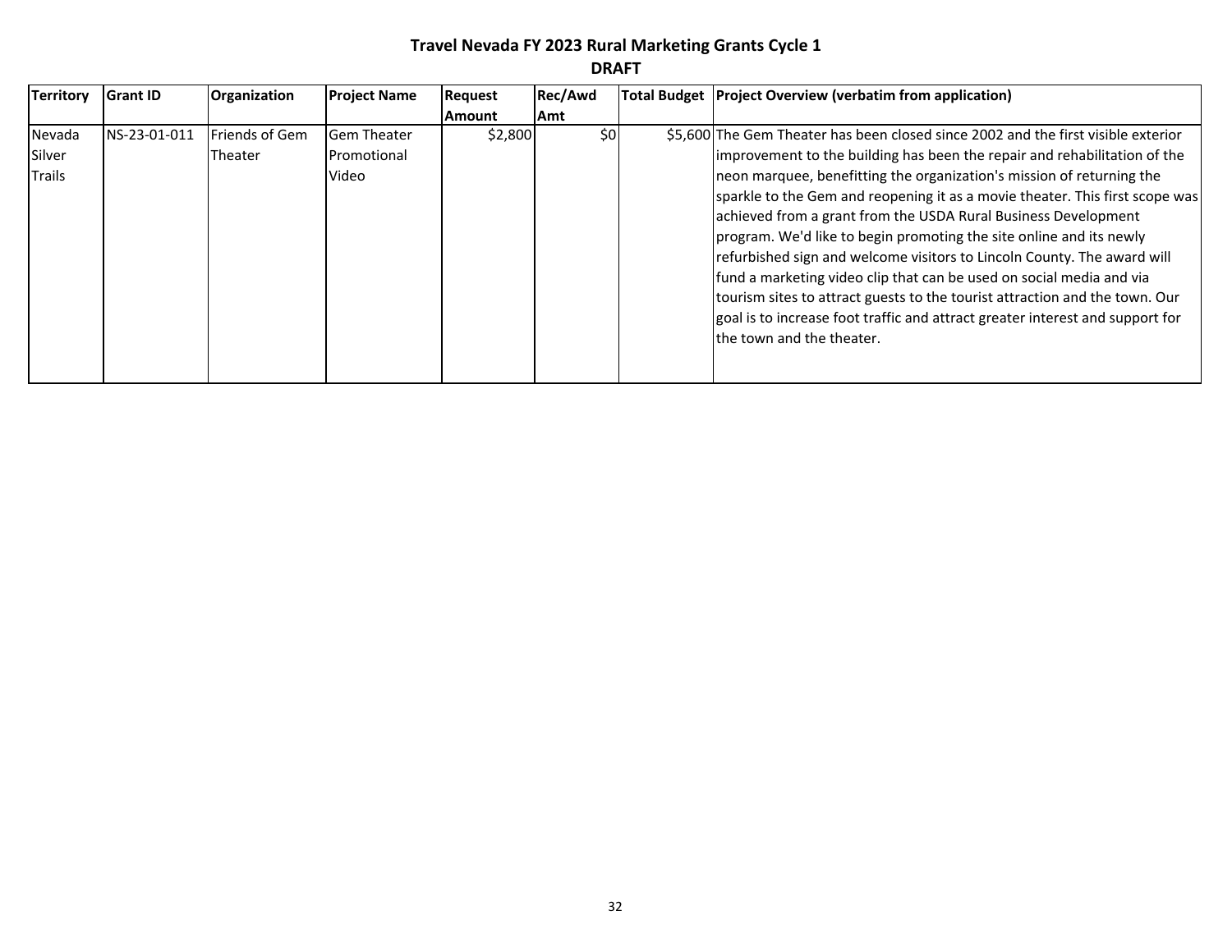# Travel Nevada FY 2023 Rural Marketing Grants Cycle 1

**DRAFT**

| Territory | Grant ID | Organization | Project Name | Request Amount | Rec/Awd Amt | Total Budget | Project Overview (verbatim from application) |
|---|---|---|---|---|---|---|---|
| Nevada Silver Trails | NS-23-01-011 | Friends of Gem Theater | Gem Theater Promotional Video | $2,800 | $0 | $5,600 | The Gem Theater has been closed since 2002 and the first visible exterior improvement to the building has been the repair and rehabilitation of the neon marquee, benefitting the organization's mission of returning the sparkle to the Gem and reopening it as a movie theater. This first scope was achieved from a grant from the USDA Rural Business Development program. We'd like to begin promoting the site online and its newly refurbished sign and welcome visitors to Lincoln County. The award will fund a marketing video clip that can be used on social media and via tourism sites to attract guests to the tourist attraction and the town. Our goal is to increase foot traffic and attract greater interest and support for the town and the theater. |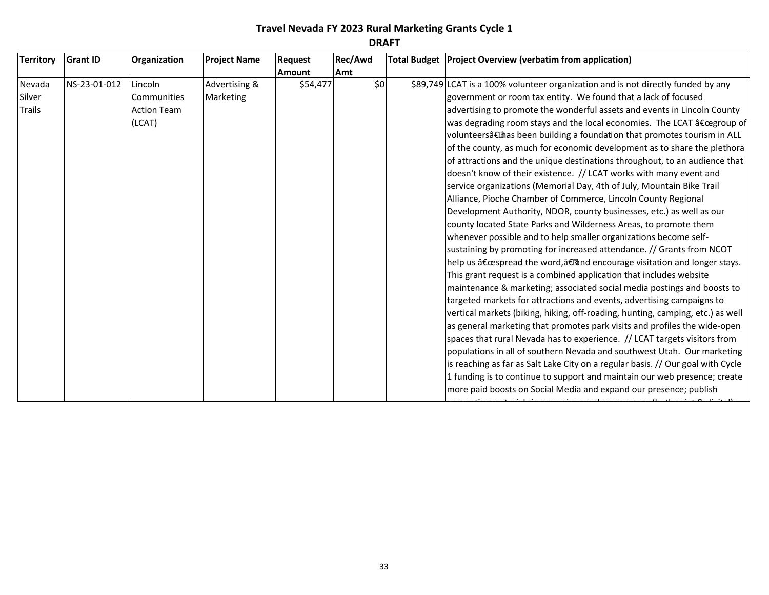# Travel Nevada FY 2023 Rural Marketing Grants Cycle 1

**DRAFT**

| Territory | Grant ID | Organization | Project Name | Request Amount | Rec/Awd Amt | Total Budget | Project Overview (verbatim from application) |
|---|---|---|---|---|---|---|---|
| Nevada Silver Trails | NS-23-01-012 | Lincoln Communities Action Team (LCAT) | Advertising & Marketing | $54,477 | $0 | $89,749 | LCAT is a 100% volunteer organization and is not directly funded by any government or room tax entity. We found that a lack of focused advertising to promote the wonderful assets and events in Lincoln County was degrading room stays and the local economies. The LCAT â€œgroup of volunteersâ€ has been building a foundation that promotes tourism in ALL of the county, as much for economic development as to share the plethora of attractions and the unique destinations throughout, to an audience that doesn't know of their existence. // LCAT works with many event and service organizations (Memorial Day, 4th of July, Mountain Bike Trail Alliance, Pioche Chamber of Commerce, Lincoln County Regional Development Authority, NDOR, county businesses, etc.) as well as our county located State Parks and Wilderness Areas, to promote them whenever possible and to help smaller organizations become self-sustaining by promoting for increased attendance. // Grants from NCOT help us â€œspread the word,â€ and encourage visitation and longer stays. This grant request is a combined application that includes website maintenance & marketing; associated social media postings and boosts to targeted markets for attractions and events, advertising campaigns to vertical markets (biking, hiking, off-roading, hunting, camping, etc.) as well as general marketing that promotes park visits and profiles the wide-open spaces that rural Nevada has to experience. // LCAT targets visitors from populations in all of southern Nevada and southwest Utah. Our marketing is reaching as far as Salt Lake City on a regular basis. // Our goal with Cycle 1 funding is to continue to support and maintain our web presence; create more paid boosts on Social Media and expand our presence; publish |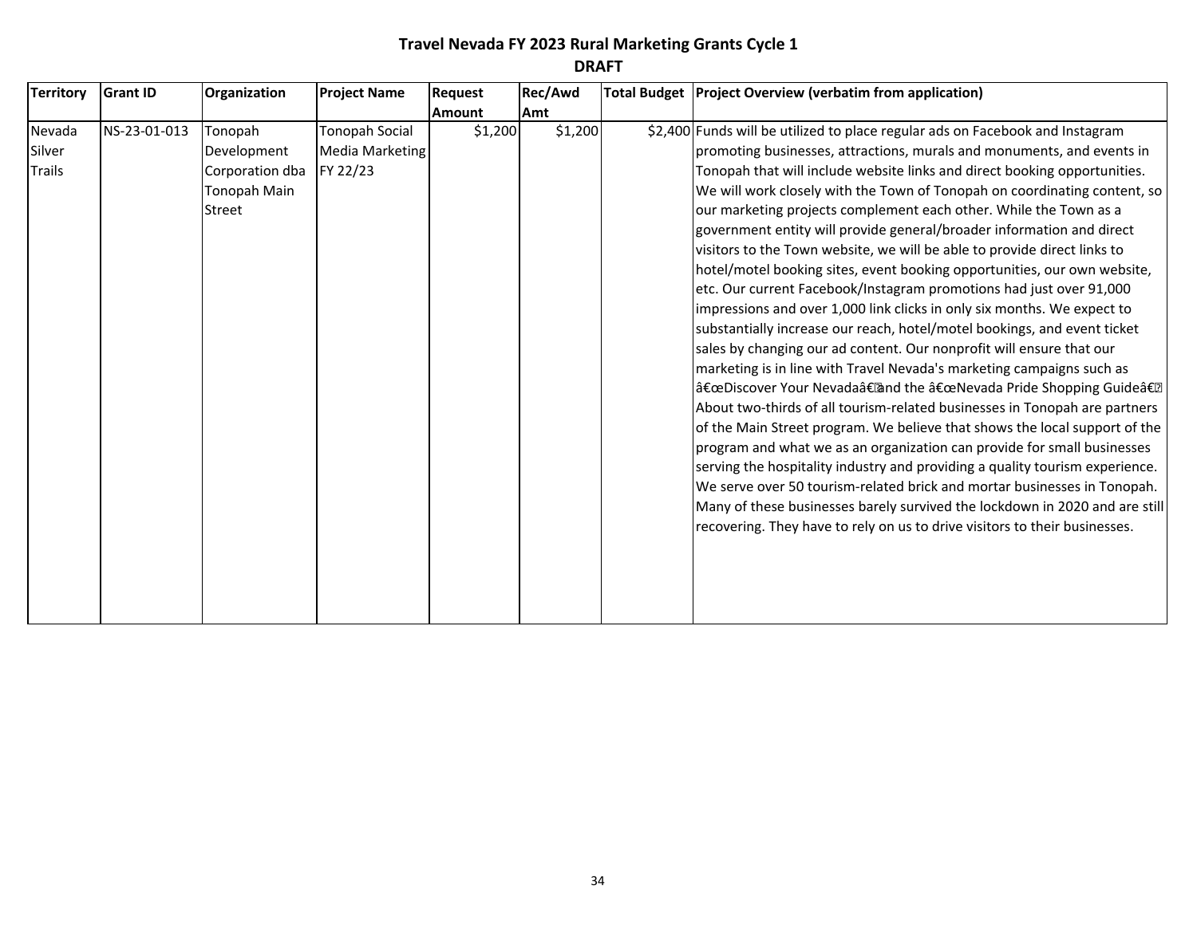**Travel Nevada FY 2023 Rural Marketing Grants Cycle 1**

**DRAFT**

| Territory | Grant ID | Organization | Project Name | Request Amount | Rec/Awd Amt | Total Budget | Project Overview (verbatim from application) |
|---|---|---|---|---|---|---|---|
| Nevada Silver Trails | NS-23-01-013 | Tonopah Development Corporation dba Tonopah Main Street | Tonopah Social Media Marketing FY 22/23 | $1,200 | $1,200 | $2,400 | Funds will be utilized to place regular ads on Facebook and Instagram promoting businesses, attractions, murals and monuments, and events in Tonopah that will include website links and direct booking opportunities. We will work closely with the Town of Tonopah on coordinating content, so our marketing projects complement each other. While the Town as a government entity will provide general/broader information and direct visitors to the Town website, we will be able to provide direct links to hotel/motel booking sites, event booking opportunities, our own website, etc. Our current Facebook/Instagram promotions had just over 91,000 impressions and over 1,000 link clicks in only six months. We expect to substantially increase our reach, hotel/motel bookings, and event ticket sales by changing our ad content. Our nonprofit will ensure that our marketing is in line with Travel Nevada's marketing campaigns such as â€œDiscover Your Nevadaâ€ and the â€œNevada Pride Shopping Guideâ€ About two-thirds of all tourism-related businesses in Tonopah are partners of the Main Street program. We believe that shows the local support of the program and what we as an organization can provide for small businesses serving the hospitality industry and providing a quality tourism experience. We serve over 50 tourism-related brick and mortar businesses in Tonopah. Many of these businesses barely survived the lockdown in 2020 and are still recovering. They have to rely on us to drive visitors to their businesses. |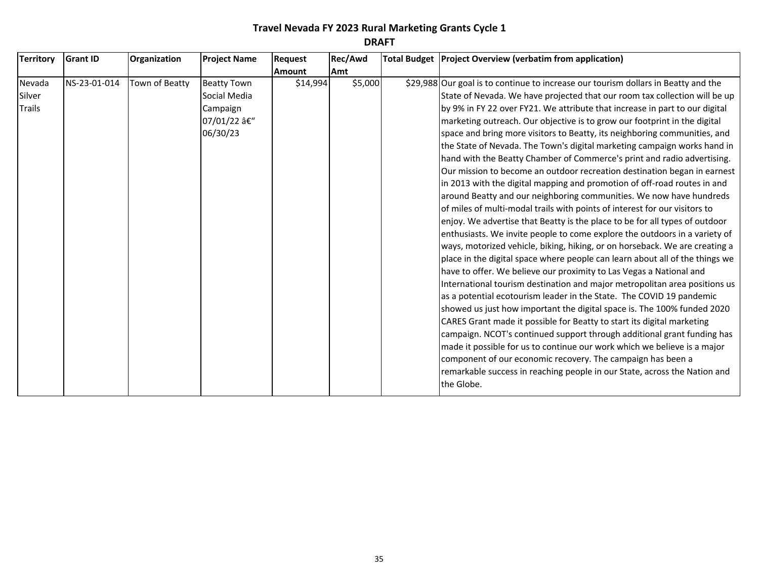# Travel Nevada FY 2023 Rural Marketing Grants Cycle 1

**DRAFT**

| Territory | Grant ID | Organization | Project Name | Request Amount | Rec/Awd Amt | Total Budget | Project Overview (verbatim from application) |
|---|---|---|---|---|---|---|---|
| Nevada Silver Trails | NS-23-01-014 | Town of Beatty | Beatty Town Social Media Campaign 07/01/22 â€" 06/30/23 | $14,994 | $5,000 | $29,988 | Our goal is to continue to increase our tourism dollars in Beatty and the State of Nevada. We have projected that our room tax collection will be up by 9% in FY 22 over FY21. We attribute that increase in part to our digital marketing outreach. Our objective is to grow our footprint in the digital space and bring more visitors to Beatty, its neighboring communities, and the State of Nevada. The Town's digital marketing campaign works hand in hand with the Beatty Chamber of Commerce's print and radio advertising. Our mission to become an outdoor recreation destination began in earnest in 2013 with the digital mapping and promotion of off-road routes in and around Beatty and our neighboring communities. We now have hundreds of miles of multi-modal trails with points of interest for our visitors to enjoy. We advertise that Beatty is the place to be for all types of outdoor enthusiasts. We invite people to come explore the outdoors in a variety of ways, motorized vehicle, biking, hiking, or on horseback. We are creating a place in the digital space where people can learn about all of the things we have to offer. We believe our proximity to Las Vegas a National and International tourism destination and major metropolitan area positions us as a potential ecotourism leader in the State. The COVID 19 pandemic showed us just how important the digital space is. The 100% funded 2020 CARES Grant made it possible for Beatty to start its digital marketing campaign. NCOT's continued support through additional grant funding has made it possible for us to continue our work which we believe is a major component of our economic recovery. The campaign has been a remarkable success in reaching people in our State, across the Nation and the Globe. |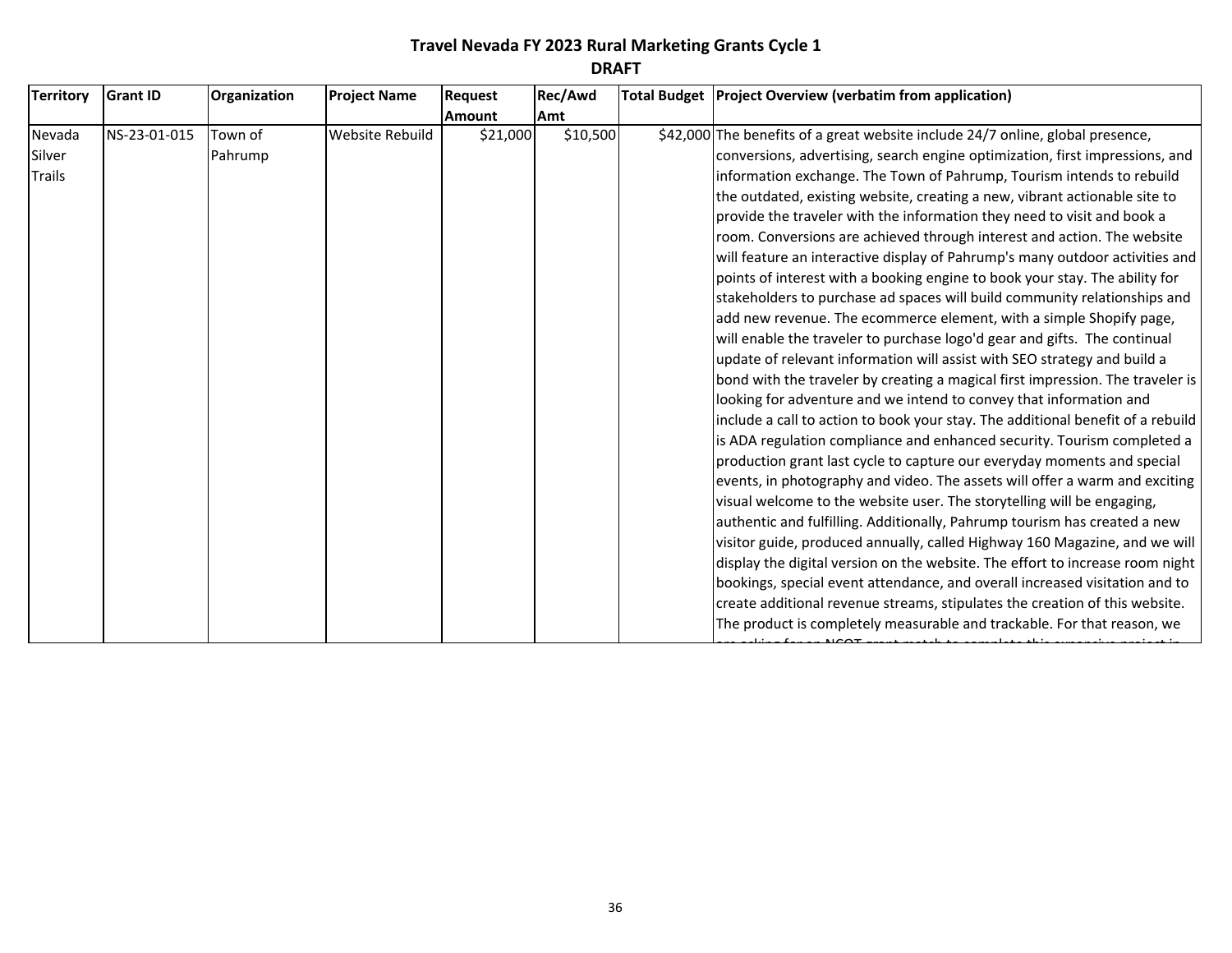**Travel Nevada FY 2023 Rural Marketing Grants Cycle 1**

**DRAFT**

| Territory | Grant ID | Organization | Project Name | Request Amount | Rec/Awd Amt | Total Budget | Project Overview (verbatim from application) |
|---|---|---|---|---|---|---|---|
| Nevada Silver Trails | NS-23-01-015 | Town of Pahrump | Website Rebuild | $21,000 | $10,500 | $42,000 | The benefits of a great website include 24/7 online, global presence, conversions, advertising, search engine optimization, first impressions, and information exchange. The Town of Pahrump, Tourism intends to rebuild the outdated, existing website, creating a new, vibrant actionable site to provide the traveler with the information they need to visit and book a room. Conversions are achieved through interest and action. The website will feature an interactive display of Pahrump's many outdoor activities and points of interest with a booking engine to book your stay. The ability for stakeholders to purchase ad spaces will build community relationships and add new revenue. The ecommerce element, with a simple Shopify page, will enable the traveler to purchase logo'd gear and gifts. The continual update of relevant information will assist with SEO strategy and build a bond with the traveler by creating a magical first impression. The traveler is looking for adventure and we intend to convey that information and include a call to action to book your stay. The additional benefit of a rebuild is ADA regulation compliance and enhanced security. Tourism completed a production grant last cycle to capture our everyday moments and special events, in photography and video. The assets will offer a warm and exciting visual welcome to the website user. The storytelling will be engaging, authentic and fulfilling. Additionally, Pahrump tourism has created a new visitor guide, produced annually, called Highway 160 Magazine, and we will display the digital version on the website. The effort to increase room night bookings, special event attendance, and overall increased visitation and to create additional revenue streams, stipulates the creation of this website. The product is completely measurable and trackable. For that reason, we are asking for an NCOT grant match to complete this expensive project in |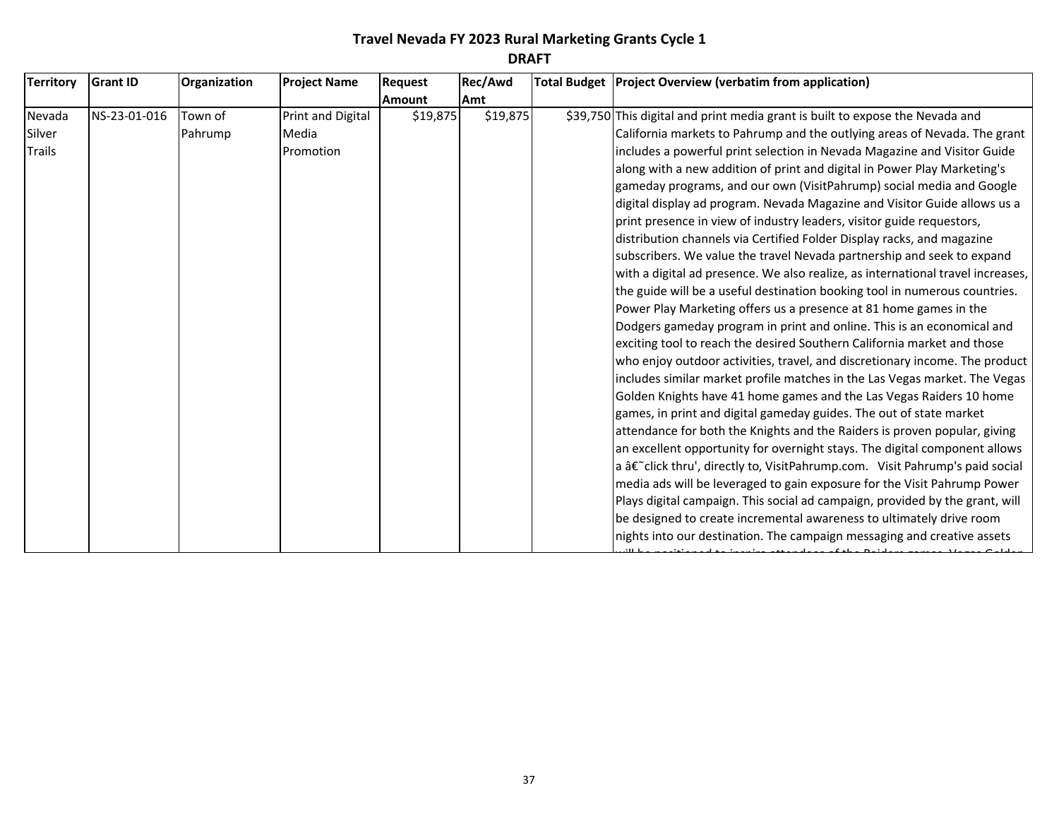# Travel Nevada FY 2023 Rural Marketing Grants Cycle 1

**DRAFT**

| Territory | Grant ID | Organization | Project Name | Request Amount | Rec/Awd Amt | Total Budget | Project Overview (verbatim from application) |
|---|---|---|---|---|---|---|---|
| Nevada Silver Trails | NS-23-01-016 | Town of Pahrump | Print and Digital Media Promotion | $19,875 | $19,875 | $39,750 | This digital and print media grant is built to expose the Nevada and California markets to Pahrump and the outlying areas of Nevada. The grant includes a powerful print selection in Nevada Magazine and Visitor Guide along with a new addition of print and digital in Power Play Marketing's gameday programs, and our own (VisitPahrump) social media and Google digital display ad program. Nevada Magazine and Visitor Guide allows us a print presence in view of industry leaders, visitor guide requestors, distribution channels via Certified Folder Display racks, and magazine subscribers. We value the travel Nevada partnership and seek to expand with a digital ad presence. We also realize, as international travel increases, the guide will be a useful destination booking tool in numerous countries. Power Play Marketing offers us a presence at 81 home games in the Dodgers gameday program in print and online. This is an economical and exciting tool to reach the desired Southern California market and those who enjoy outdoor activities, travel, and discretionary income. The product includes similar market profile matches in the Las Vegas market. The Vegas Golden Knights have 41 home games and the Las Vegas Raiders 10 home games, in print and digital gameday guides. The out of state market attendance for both the Knights and the Raiders is proven popular, giving an excellent opportunity for overnight stays. The digital component allows a â€˜click thru', directly to, VisitPahrump.com. Visit Pahrump's paid social media ads will be leveraged to gain exposure for the Visit Pahrump Power Plays digital campaign. This social ad campaign, provided by the grant, will be designed to create incremental awareness to ultimately drive room nights into our destination. The campaign messaging and creative assets |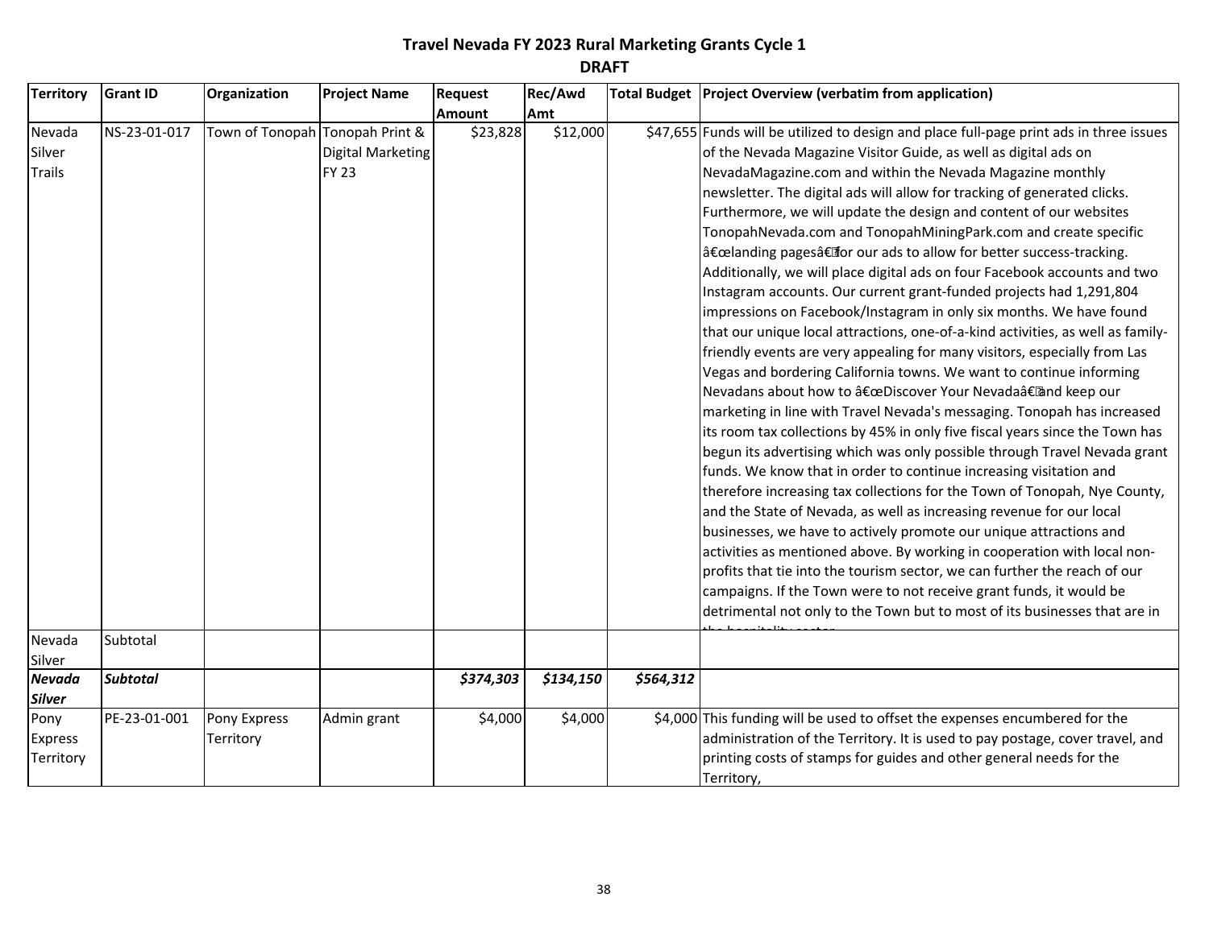# Travel Nevada FY 2023 Rural Marketing Grants Cycle 1

## DRAFT

| Territory | Grant ID | Organization | Project Name | Request Amount | Rec/Awd Amt | Total Budget | Project Overview (verbatim from application) |
|---|---|---|---|---|---|---|---|
| Nevada Silver Trails | NS-23-01-017 | Town of Tonopah | Tonopah Print & Digital Marketing FY 23 | $23,828 | $12,000 | $47,655 | Funds will be utilized to design and place full-page print ads in three issues of the Nevada Magazine Visitor Guide, as well as digital ads on NevadaMagazine.com and within the Nevada Magazine monthly newsletter. The digital ads will allow for tracking of generated clicks. Furthermore, we will update the design and content of our websites TonopahNevada.com and TonopahMiningPark.com and create specific â€œlanding pagesâ€ for our ads to allow for better success-tracking. Additionally, we will place digital ads on four Facebook accounts and two Instagram accounts. Our current grant-funded projects had 1,291,804 impressions on Facebook/Instagram in only six months. We have found that our unique local attractions, one-of-a-kind activities, as well as family-friendly events are very appealing for many visitors, especially from Las Vegas and bordering California towns. We want to continue informing Nevadans about how to â€œDiscover Your Nevadaâ€ and keep our marketing in line with Travel Nevada's messaging. Tonopah has increased its room tax collections by 45% in only five fiscal years since the Town has begun its advertising which was only possible through Travel Nevada grant funds. We know that in order to continue increasing visitation and therefore increasing tax collections for the Town of Tonopah, Nye County, and the State of Nevada, as well as increasing revenue for our local businesses, we have to actively promote our unique attractions and activities as mentioned above. By working in cooperation with local non-profits that tie into the tourism sector, we can further the reach of our campaigns. If the Town were to not receive grant funds, it would be detrimental not only to the Town but to most of its businesses that are in the hospitality sector. |
| Nevada Silver | Subtotal | | | | | | |
| ***Nevada Silver*** | ***Subtotal*** | | | ***$374,303*** | ***$134,150*** | ***$564,312*** | |
| Pony Express Territory | PE-23-01-001 | Pony Express Territory | Admin grant | $4,000 | $4,000 | $4,000 | This funding will be used to offset the expenses encumbered for the administration of the Territory. It is used to pay postage, cover travel, and printing costs of stamps for guides and other general needs for the Territory, |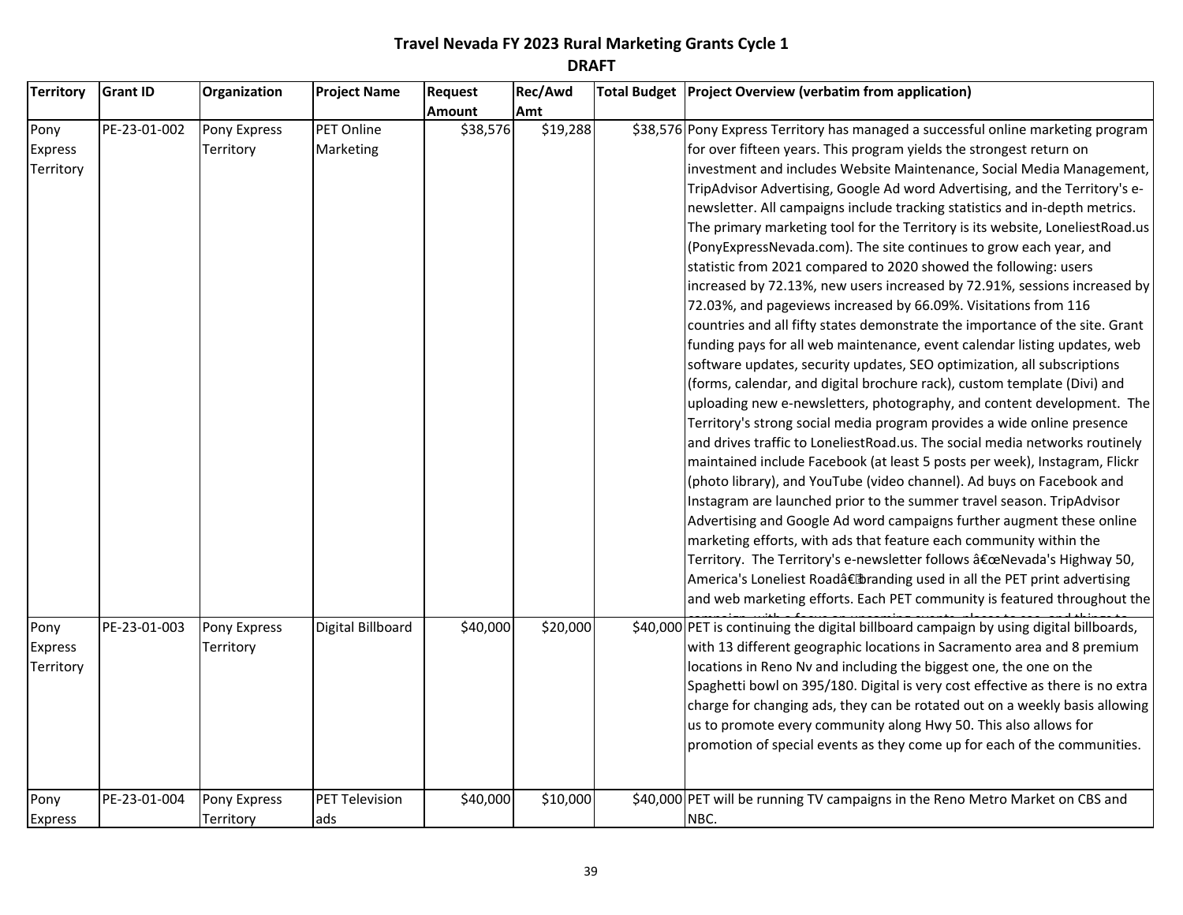**Travel Nevada FY 2023 Rural Marketing Grants Cycle 1**

**DRAFT**

| Territory | Grant ID | Organization | Project Name | Request Amount | Rec/Awd Amt | Total Budget | Project Overview (verbatim from application) |
|---|---|---|---|---|---|---|---|
| Pony Express Territory | PE-23-01-002 | Pony Express Territory | PET Online Marketing | $38,576 | $19,288 | $38,576 | Pony Express Territory has managed a successful online marketing program for over fifteen years. This program yields the strongest return on investment and includes Website Maintenance, Social Media Management, TripAdvisor Advertising, Google Ad word Advertising, and the Territory's e-newsletter. All campaigns include tracking statistics and in-depth metrics. The primary marketing tool for the Territory is its website, LoneliestRoad.us (PonyExpressNevada.com). The site continues to grow each year, and statistic from 2021 compared to 2020 showed the following: users increased by 72.13%, new users increased by 72.91%, sessions increased by 72.03%, and pageviews increased by 66.09%. Visitations from 116 countries and all fifty states demonstrate the importance of the site. Grant funding pays for all web maintenance, event calendar listing updates, web software updates, security updates, SEO optimization, all subscriptions (forms, calendar, and digital brochure rack), custom template (Divi) and uploading new e-newsletters, photography, and content development. The Territory's strong social media program provides a wide online presence and drives traffic to LoneliestRoad.us. The social media networks routinely maintained include Facebook (at least 5 posts per week), Instagram, Flickr (photo library), and YouTube (video channel). Ad buys on Facebook and Instagram are launched prior to the summer travel season. TripAdvisor Advertising and Google Ad word campaigns further augment these online marketing efforts, with ads that feature each community within the Territory. The Territory's e-newsletter follows â€œNevada's Highway 50, America's Loneliest Roadâ€ branding used in all the PET print advertising and web marketing efforts. Each PET community is featured throughout the |
| Pony Express Territory | PE-23-01-003 | Pony Express Territory | Digital Billboard | $40,000 | $20,000 | $40,000 | PET is continuing the digital billboard campaign by using digital billboards, with 13 different geographic locations in Sacramento area and 8 premium locations in Reno Nv and including the biggest one, the one on the Spaghetti bowl on 395/180. Digital is very cost effective as there is no extra charge for changing ads, they can be rotated out on a weekly basis allowing us to promote every community along Hwy 50. This also allows for promotion of special events as they come up for each of the communities. |
| Pony Express | PE-23-01-004 | Pony Express Territory | PET Television ads | $40,000 | $10,000 | $40,000 | PET will be running TV campaigns in the Reno Metro Market on CBS and NBC. |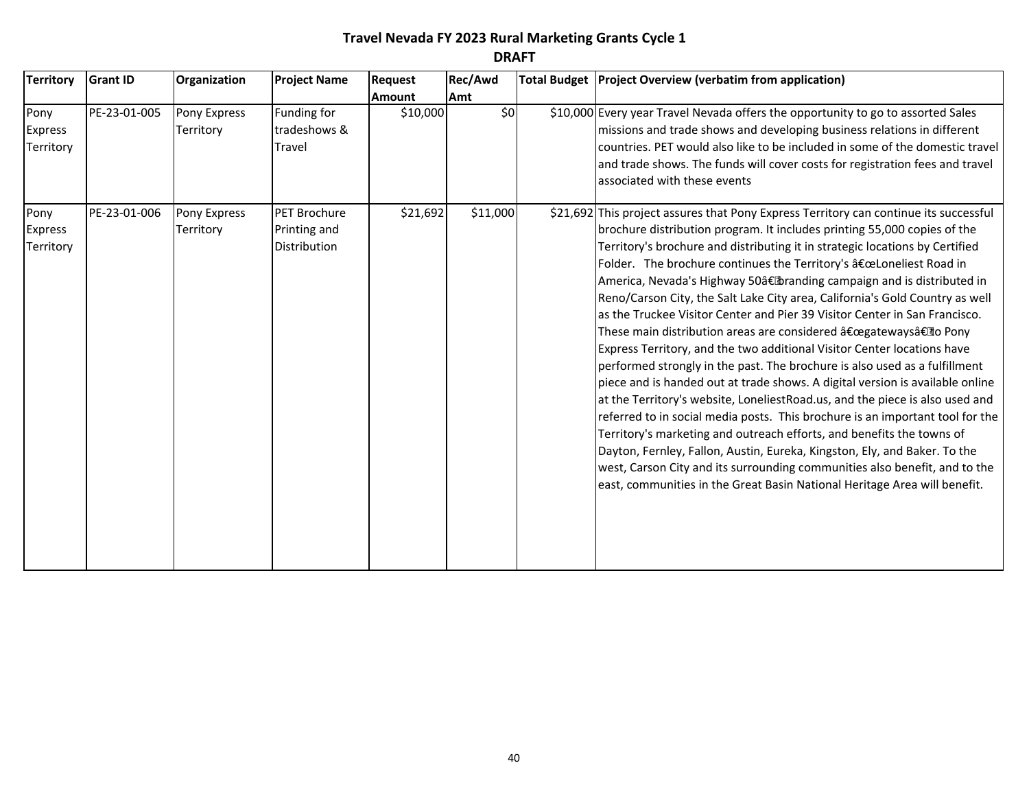# Travel Nevada FY 2023 Rural Marketing Grants Cycle 1

**DRAFT**

| Territory | Grant ID | Organization | Project Name | Request Amount | Rec/Awd Amt | Total Budget | Project Overview (verbatim from application) |
|---|---|---|---|---|---|---|---|
| Pony Express Territory | PE-23-01-005 | Pony Express Territory | Funding for tradeshows & Travel | $10,000 | $0 | $10,000 | Every year Travel Nevada offers the opportunity to go to assorted Sales missions and trade shows and developing business relations in different countries. PET would also like to be included in some of the domestic travel and trade shows. The funds will cover costs for registration fees and travel associated with these events |
| Pony Express Territory | PE-23-01-006 | Pony Express Territory | PET Brochure Printing and Distribution | $21,692 | $11,000 | $21,692 | This project assures that Pony Express Territory can continue its successful brochure distribution program. It includes printing 55,000 copies of the Territory's brochure and distributing it in strategic locations by Certified Folder. The brochure continues the Territory's â€œLoneliest Road in America, Nevada's Highway 50â€ branding campaign and is distributed in Reno/Carson City, the Salt Lake City area, California's Gold Country as well as the Truckee Visitor Center and Pier 39 Visitor Center in San Francisco. These main distribution areas are considered â€œgatewaysâ€ to Pony Express Territory, and the two additional Visitor Center locations have performed strongly in the past. The brochure is also used as a fulfillment piece and is handed out at trade shows. A digital version is available online at the Territory's website, LoneliestRoad.us, and the piece is also used and referred to in social media posts. This brochure is an important tool for the Territory's marketing and outreach efforts, and benefits the towns of Dayton, Fernley, Fallon, Austin, Eureka, Kingston, Ely, and Baker. To the west, Carson City and its surrounding communities also benefit, and to the east, communities in the Great Basin National Heritage Area will benefit. |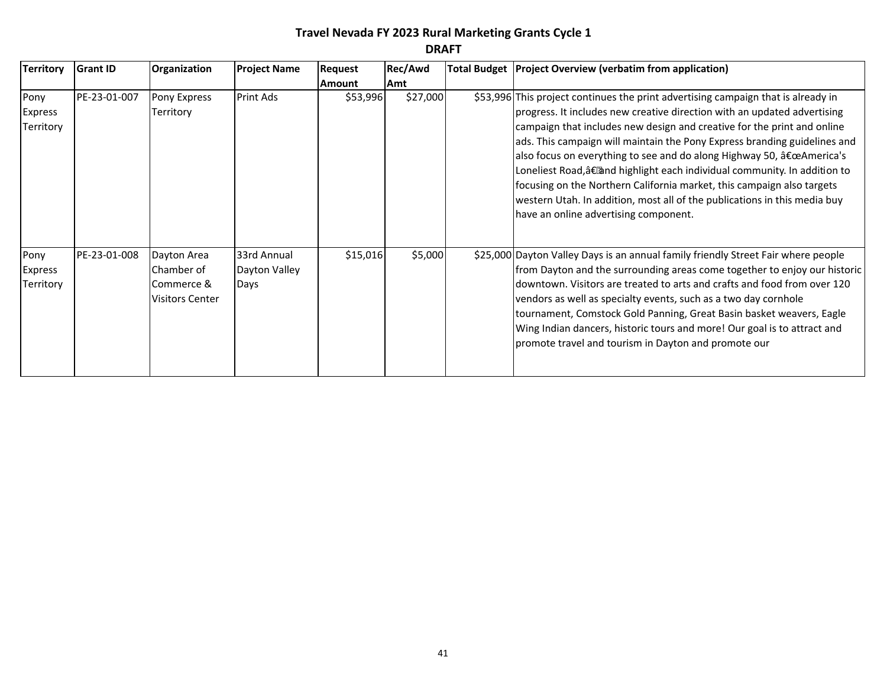# Travel Nevada FY 2023 Rural Marketing Grants Cycle 1

**DRAFT**

| Territory | Grant ID | Organization | Project Name | Request Amount | Rec/Awd Amt | Total Budget | Project Overview (verbatim from application) |
|---|---|---|---|---|---|---|---|
| Pony Express Territory | PE-23-01-007 | Pony Express Territory | Print Ads | $53,996 | $27,000 | $53,996 | This project continues the print advertising campaign that is already in progress. It includes new creative direction with an updated advertising campaign that includes new design and creative for the print and online ads. This campaign will maintain the Pony Express branding guidelines and also focus on everything to see and do along Highway 50, â€œAmerica's Loneliest Road,â€and highlight each individual community. In addition to focusing on the Northern California market, this campaign also targets western Utah. In addition, most all of the publications in this media buy have an online advertising component. |
| Pony Express Territory | PE-23-01-008 | Dayton Area Chamber of Commerce & Visitors Center | 33rd Annual Dayton Valley Days | $15,016 | $5,000 | $25,000 | Dayton Valley Days is an annual family friendly Street Fair where people from Dayton and the surrounding areas come together to enjoy our historic downtown. Visitors are treated to arts and crafts and food from over 120 vendors as well as specialty events, such as a two day cornhole tournament, Comstock Gold Panning, Great Basin basket weavers, Eagle Wing Indian dancers, historic tours and more! Our goal is to attract and promote travel and tourism in Dayton and promote our |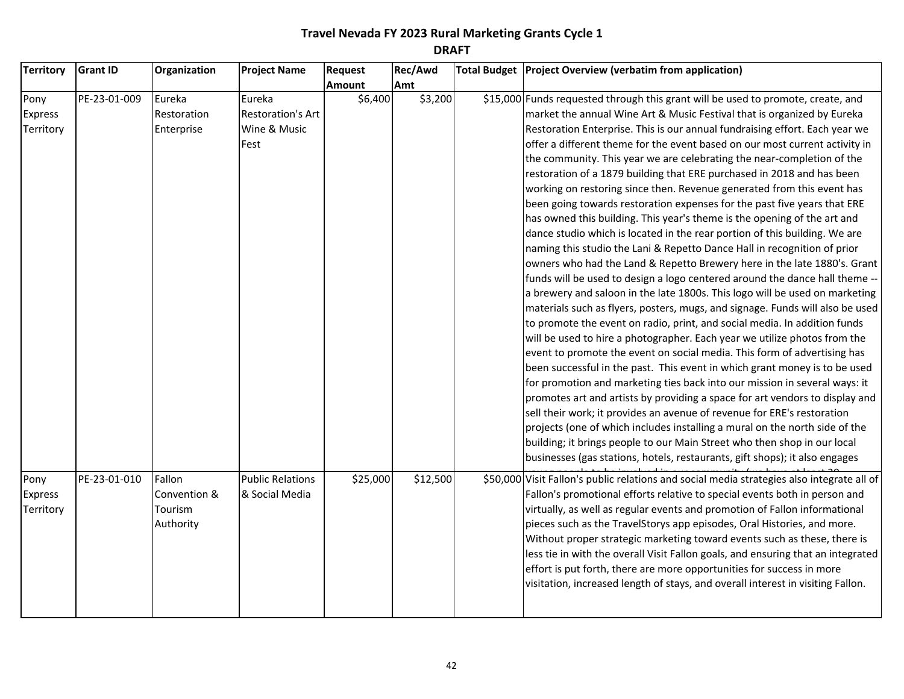# Travel Nevada FY 2023 Rural Marketing Grants Cycle 1

## DRAFT

| Territory | Grant ID | Organization | Project Name | Request Amount | Rec/Awd Amt | Total Budget | Project Overview (verbatim from application) |
|---|---|---|---|---|---|---|---|
| Pony Express Territory | PE-23-01-009 | Eureka Restoration Enterprise | Eureka Restoration's Art Wine & Music Fest | $6,400 | $3,200 | $15,000 | Funds requested through this grant will be used to promote, create, and market the annual Wine Art & Music Festival that is organized by Eureka Restoration Enterprise. This is our annual fundraising effort. Each year we offer a different theme for the event based on our most current activity in the community. This year we are celebrating the near-completion of the restoration of a 1879 building that ERE purchased in 2018 and has been working on restoring since then. Revenue generated from this event has been going towards restoration expenses for the past five years that ERE has owned this building. This year's theme is the opening of the art and dance studio which is located in the rear portion of this building. We are naming this studio the Lani & Repetto Dance Hall in recognition of prior owners who had the Land & Repetto Brewery here in the late 1880's. Grant funds will be used to design a logo centered around the dance hall theme -- a brewery and saloon in the late 1800s. This logo will be used on marketing materials such as flyers, posters, mugs, and signage. Funds will also be used to promote the event on radio, print, and social media. In addition funds will be used to hire a photographer. Each year we utilize photos from the event to promote the event on social media. This form of advertising has been successful in the past. This event in which grant money is to be used for promotion and marketing ties back into our mission in several ways: it promotes art and artists by providing a space for art vendors to display and sell their work; it provides an avenue of revenue for ERE's restoration projects (one of which includes installing a mural on the north side of the building; it brings people to our Main Street who then shop in our local businesses (gas stations, hotels, restaurants, gift shops); it also engages |
| Pony Express Territory | PE-23-01-010 | Fallon Convention & Tourism Authority | Public Relations & Social Media | $25,000 | $12,500 | $50,000 | Visit Fallon's public relations and social media strategies also integrate all of Fallon's promotional efforts relative to special events both in person and virtually, as well as regular events and promotion of Fallon informational pieces such as the TravelStorys app episodes, Oral Histories, and more. Without proper strategic marketing toward events such as these, there is less tie in with the overall Visit Fallon goals, and ensuring that an integrated effort is put forth, there are more opportunities for success in more visitation, increased length of stays, and overall interest in visiting Fallon. |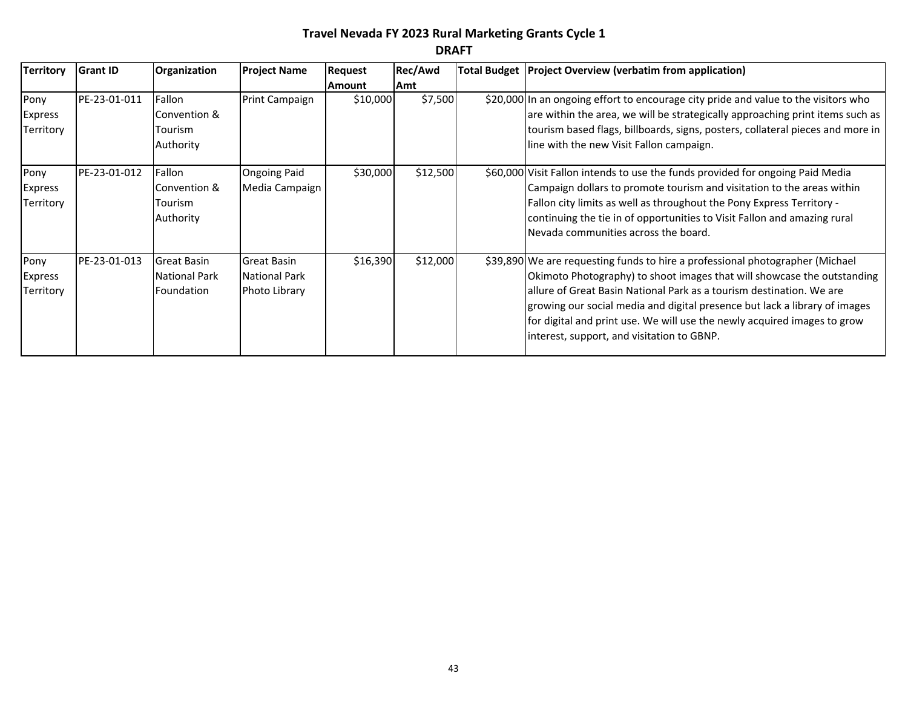# Travel Nevada FY 2023 Rural Marketing Grants Cycle 1

**DRAFT**

| Territory | Grant ID | Organization | Project Name | Request Amount | Rec/Awd Amt | Total Budget | Project Overview (verbatim from application) |
|---|---|---|---|---|---|---|---|
| Pony Express Territory | PE-23-01-011 | Fallon Convention & Tourism Authority | Print Campaign | $10,000 | $7,500 | $20,000 | In an ongoing effort to encourage city pride and value to the visitors who are within the area, we will be strategically approaching print items such as tourism based flags, billboards, signs, posters, collateral pieces and more in line with the new Visit Fallon campaign. |
| Pony Express Territory | PE-23-01-012 | Fallon Convention & Tourism Authority | Ongoing Paid Media Campaign | $30,000 | $12,500 | $60,000 | Visit Fallon intends to use the funds provided for ongoing Paid Media Campaign dollars to promote tourism and visitation to the areas within Fallon city limits as well as throughout the Pony Express Territory - continuing the tie in of opportunities to Visit Fallon and amazing rural Nevada communities across the board. |
| Pony Express Territory | PE-23-01-013 | Great Basin National Park Foundation | Great Basin National Park Photo Library | $16,390 | $12,000 | $39,890 | We are requesting funds to hire a professional photographer (Michael Okimoto Photography) to shoot images that will showcase the outstanding allure of Great Basin National Park as a tourism destination. We are growing our social media and digital presence but lack a library of images for digital and print use. We will use the newly acquired images to grow interest, support, and visitation to GBNP. |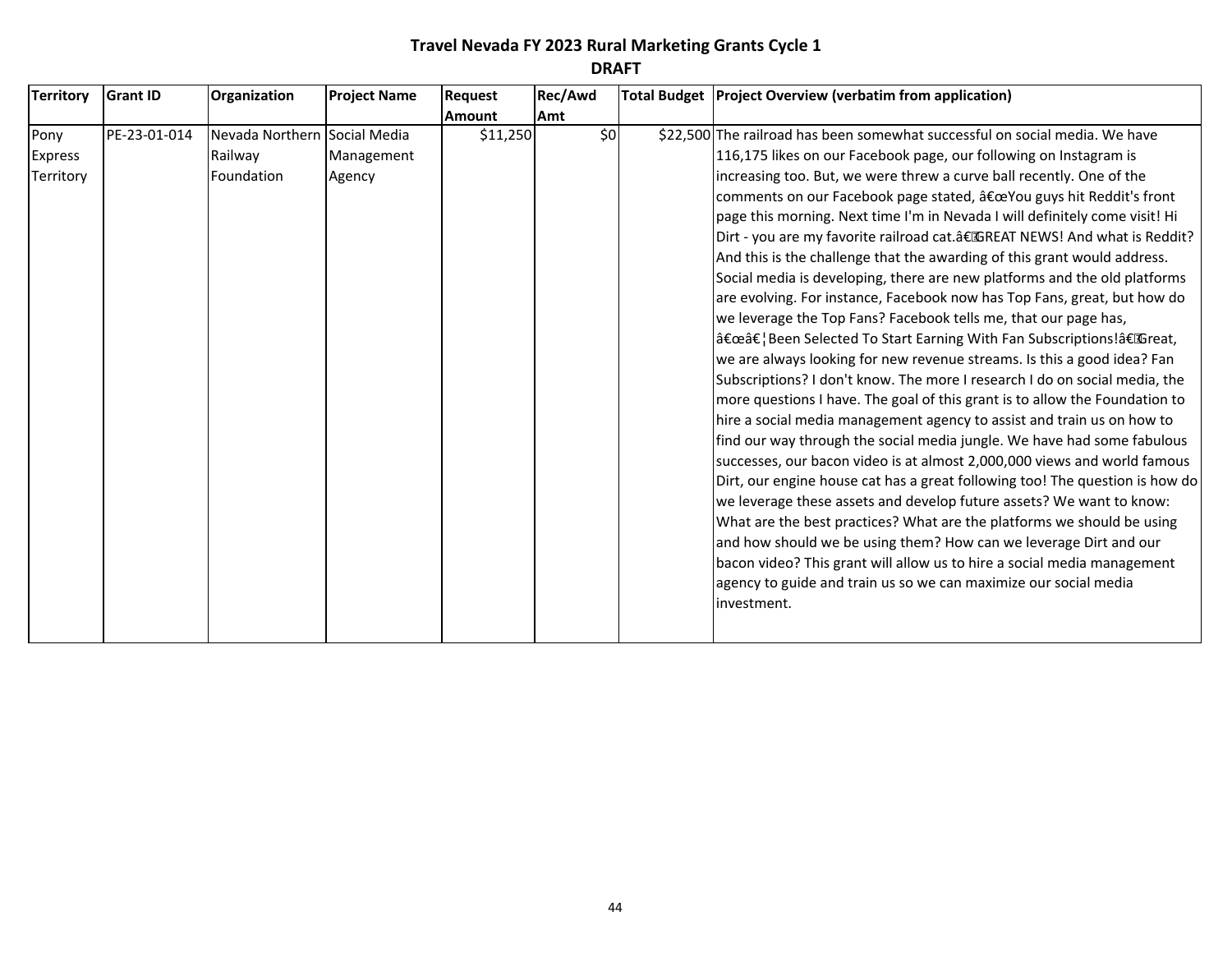# Travel Nevada FY 2023 Rural Marketing Grants Cycle 1

## DRAFT

| Territory | Grant ID | Organization | Project Name | Request Amount | Rec/Awd Amt | Total Budget | Project Overview (verbatim from application) |
|---|---|---|---|---|---|---|---|
| Pony Express Territory | PE-23-01-014 | Nevada Northern Railway Foundation | Social Media Management Agency | $11,250 | $0 | $22,500 | The railroad has been somewhat successful on social media. We have 116,175 likes on our Facebook page, our following on Instagram is increasing too. But, we were threw a curve ball recently. One of the comments on our Facebook page stated, â€œYou guys hit Reddit's front page this morning. Next time I'm in Nevada I will definitely come visit! Hi Dirt - you are my favorite railroad cat.â€GREAT NEWS! And what is Reddit? And this is the challenge that the awarding of this grant would address. Social media is developing, there are new platforms and the old platforms are evolving. For instance, Facebook now has Top Fans, great, but how do we leverage the Top Fans? Facebook tells me, that our page has, â€œâ€¦Been Selected To Start Earning With Fan Subscriptions!â€Great, we are always looking for new revenue streams. Is this a good idea? Fan Subscriptions? I don't know. The more I research I do on social media, the more questions I have. The goal of this grant is to allow the Foundation to hire a social media management agency to assist and train us on how to find our way through the social media jungle. We have had some fabulous successes, our bacon video is at almost 2,000,000 views and world famous Dirt, our engine house cat has a great following too! The question is how do we leverage these assets and develop future assets? We want to know: What are the best practices? What are the platforms we should be using and how should we be using them? How can we leverage Dirt and our bacon video? This grant will allow us to hire a social media management agency to guide and train us so we can maximize our social media investment. |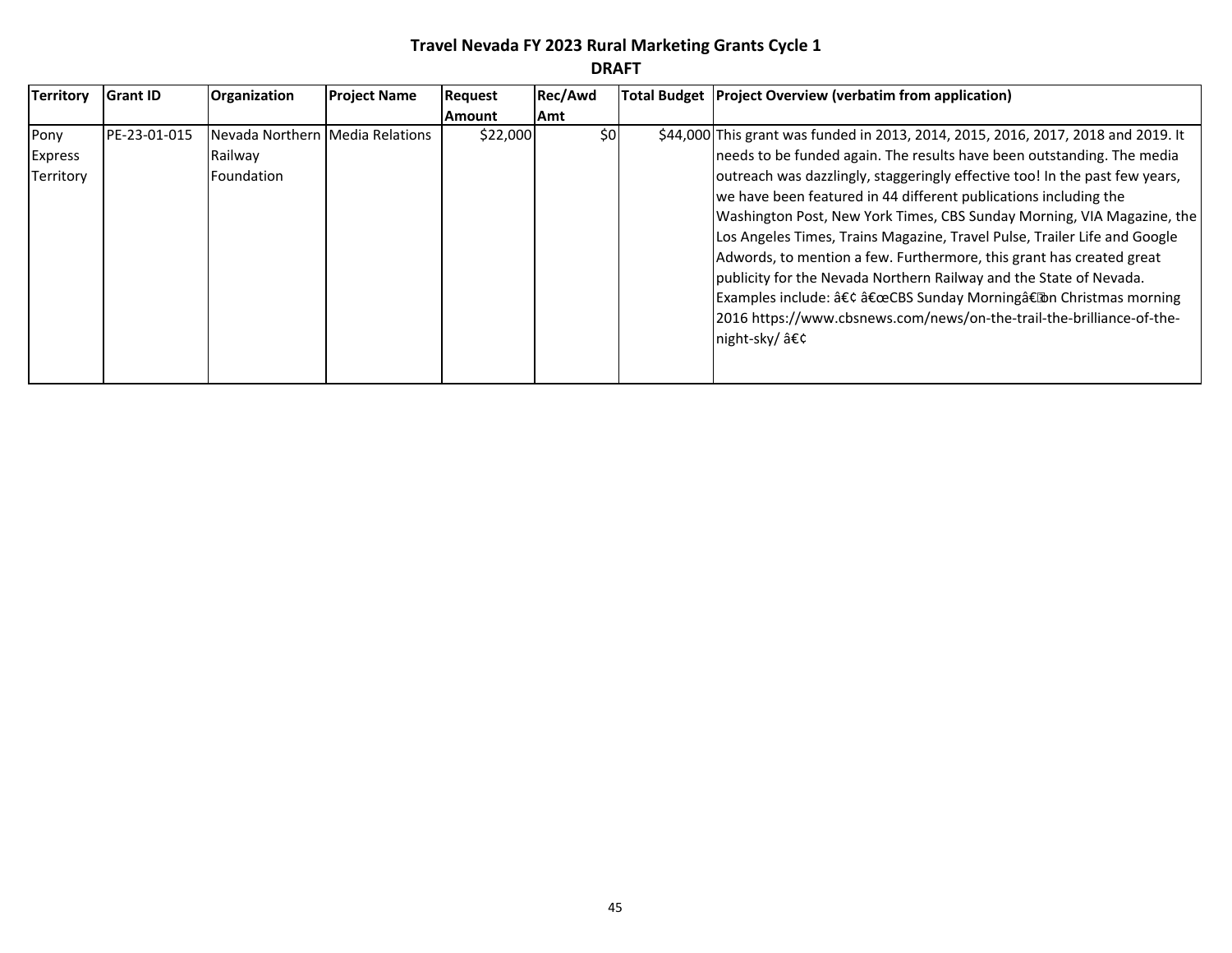# Travel Nevada FY 2023 Rural Marketing Grants Cycle 1

**DRAFT**

| Territory | Grant ID | Organization | Project Name | Request Amount | Rec/Awd Amt | Total Budget | Project Overview (verbatim from application) |
|---|---|---|---|---|---|---|---|
| Pony Express Territory | PE-23-01-015 | Nevada Northern Railway Foundation | Media Relations | $22,000 | $0 | $44,000 | This grant was funded in 2013, 2014, 2015, 2016, 2017, 2018 and 2019. It needs to be funded again. The results have been outstanding. The media outreach was dazzlingly, staggeringly effective too! In the past few years, we have been featured in 44 different publications including the Washington Post, New York Times, CBS Sunday Morning, VIA Magazine, the Los Angeles Times, Trains Magazine, Travel Pulse, Trailer Life and Google Adwords, to mention a few. Furthermore, this grant has created great publicity for the Nevada Northern Railway and the State of Nevada. Examples include: â€¢ â€œCBS Sunday Morningâ€�on Christmas morning 2016 https://www.cbsnews.com/news/on-the-trail-the-brilliance-of-the-night-sky/ â€¢ |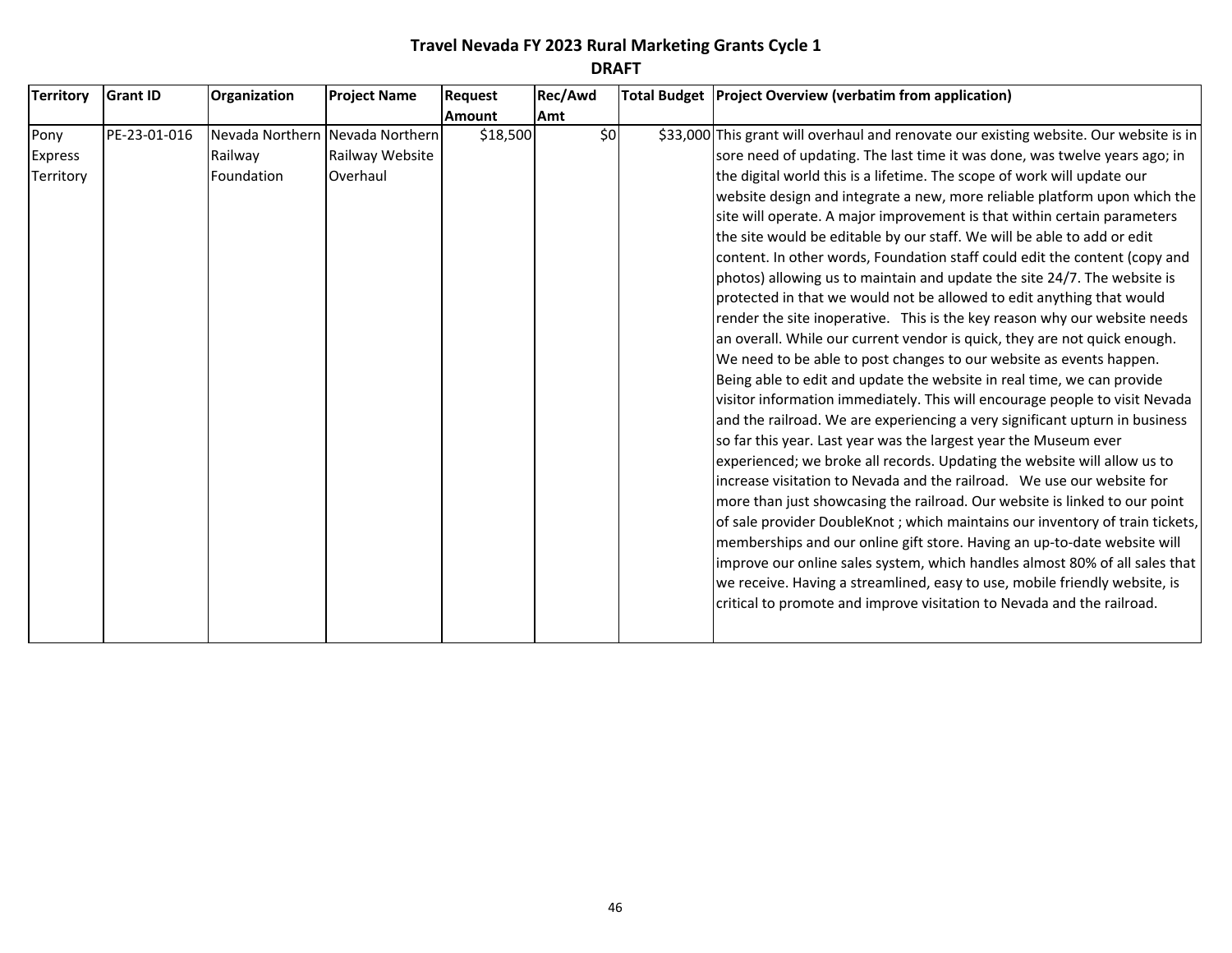# Travel Nevada FY 2023 Rural Marketing Grants Cycle 1

## DRAFT

| Territory | Grant ID | Organization | Project Name | Request Amount | Rec/Awd Amt | Total Budget | Project Overview (verbatim from application) |
|---|---|---|---|---|---|---|---|
| Pony Express Territory | PE-23-01-016 | Nevada Northern Railway Foundation | Nevada Northern Railway Website Overhaul | $18,500 | $0 | $33,000 | This grant will overhaul and renovate our existing website. Our website is in sore need of updating. The last time it was done, was twelve years ago; in the digital world this is a lifetime. The scope of work will update our website design and integrate a new, more reliable platform upon which the site will operate. A major improvement is that within certain parameters the site would be editable by our staff. We will be able to add or edit content. In other words, Foundation staff could edit the content (copy and photos) allowing us to maintain and update the site 24/7. The website is protected in that we would not be allowed to edit anything that would render the site inoperative. This is the key reason why our website needs an overall. While our current vendor is quick, they are not quick enough. We need to be able to post changes to our website as events happen. Being able to edit and update the website in real time, we can provide visitor information immediately. This will encourage people to visit Nevada and the railroad. We are experiencing a very significant upturn in business so far this year. Last year was the largest year the Museum ever experienced; we broke all records. Updating the website will allow us to increase visitation to Nevada and the railroad. We use our website for more than just showcasing the railroad. Our website is linked to our point of sale provider DoubleKnot ; which maintains our inventory of train tickets, memberships and our online gift store. Having an up-to-date website will improve our online sales system, which handles almost 80% of all sales that we receive. Having a streamlined, easy to use, mobile friendly website, is critical to promote and improve visitation to Nevada and the railroad. |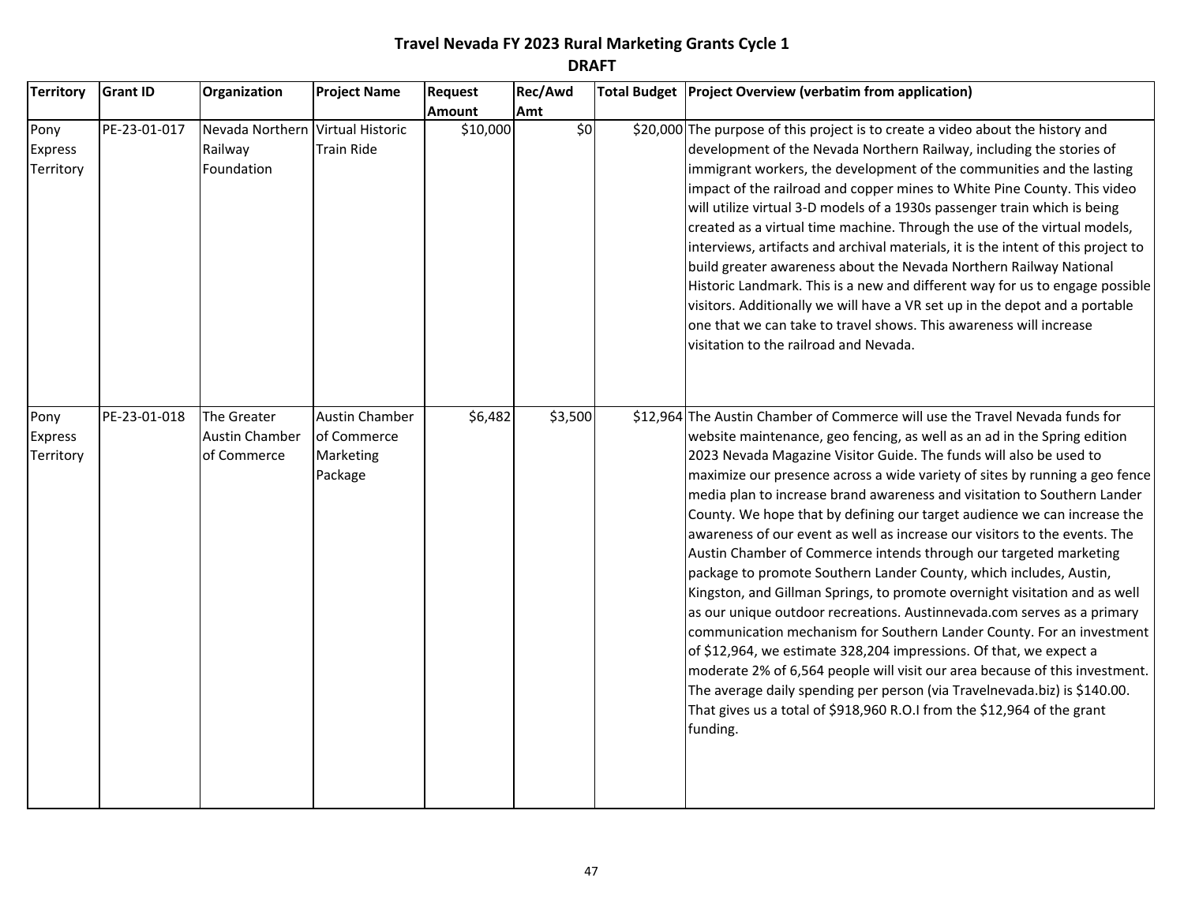# Travel Nevada FY 2023 Rural Marketing Grants Cycle 1

## DRAFT

| Territory | Grant ID | Organization | Project Name | Request Amount | Rec/Awd Amt | Total Budget | Project Overview (verbatim from application) |
|---|---|---|---|---|---|---|---|
| Pony Express Territory | PE-23-01-017 | Nevada Northern Railway Foundation | Virtual Historic Train Ride | $10,000 | $0 | $20,000 | The purpose of this project is to create a video about the history and development of the Nevada Northern Railway, including the stories of immigrant workers, the development of the communities and the lasting impact of the railroad and copper mines to White Pine County. This video will utilize virtual 3-D models of a 1930s passenger train which is being created as a virtual time machine. Through the use of the virtual models, interviews, artifacts and archival materials, it is the intent of this project to build greater awareness about the Nevada Northern Railway National Historic Landmark. This is a new and different way for us to engage possible visitors. Additionally we will have a VR set up in the depot and a portable one that we can take to travel shows. This awareness will increase visitation to the railroad and Nevada. |
| Pony Express Territory | PE-23-01-018 | The Greater Austin Chamber of Commerce | Austin Chamber of Commerce Marketing Package | $6,482 | $3,500 | $12,964 | The Austin Chamber of Commerce will use the Travel Nevada funds for website maintenance, geo fencing, as well as an ad in the Spring edition 2023 Nevada Magazine Visitor Guide. The funds will also be used to maximize our presence across a wide variety of sites by running a geo fence media plan to increase brand awareness and visitation to Southern Lander County. We hope that by defining our target audience we can increase the awareness of our event as well as increase our visitors to the events. The Austin Chamber of Commerce intends through our targeted marketing package to promote Southern Lander County, which includes, Austin, Kingston, and Gillman Springs, to promote overnight visitation and as well as our unique outdoor recreations. Austinnevada.com serves as a primary communication mechanism for Southern Lander County. For an investment of $12,964, we estimate 328,204 impressions. Of that, we expect a moderate 2% of 6,564 people will visit our area because of this investment. The average daily spending per person (via Travelnevada.biz) is $140.00. That gives us a total of $918,960 R.O.I from the $12,964 of the grant funding. |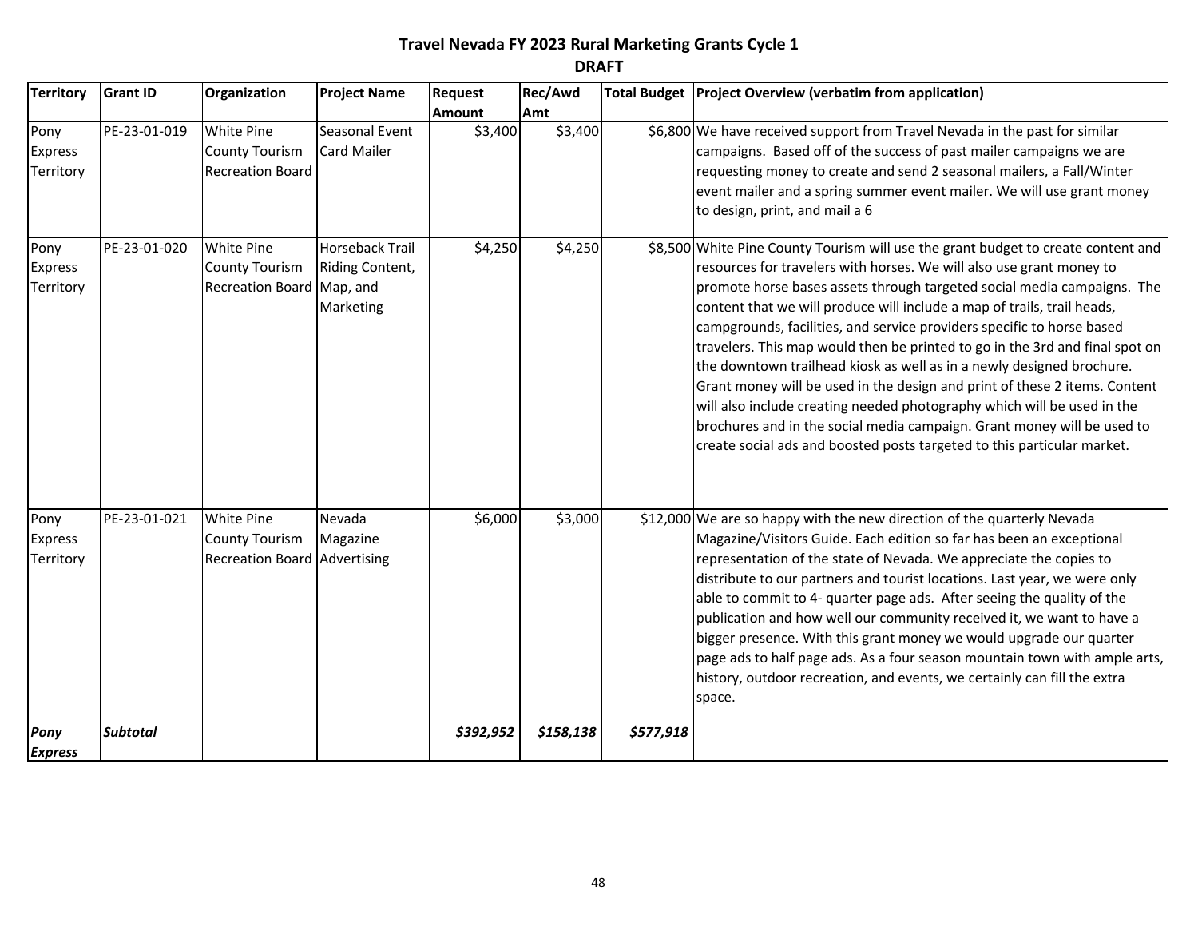**Travel Nevada FY 2023 Rural Marketing Grants Cycle 1**

**DRAFT**

| Territory | Grant ID | Organization | Project Name | Request Amount | Rec/Awd Amt | Total Budget | Project Overview (verbatim from application) |
|---|---|---|---|---|---|---|---|
| Pony Express Territory | PE-23-01-019 | White Pine County Tourism Recreation Board | Seasonal Event Card Mailer | $3,400 | $3,400 | $6,800 | We have received support from Travel Nevada in the past for similar campaigns. Based off of the success of past mailer campaigns we are requesting money to create and send 2 seasonal mailers, a Fall/Winter event mailer and a spring summer event mailer. We will use grant money to design, print, and mail a 6 |
| Pony Express Territory | PE-23-01-020 | White Pine County Tourism Recreation Board | Horseback Trail Riding Content, Map, and Marketing | $4,250 | $4,250 | $8,500 | White Pine County Tourism will use the grant budget to create content and resources for travelers with horses. We will also use grant money to promote horse bases assets through targeted social media campaigns. The content that we will produce will include a map of trails, trail heads, campgrounds, facilities, and service providers specific to horse based travelers. This map would then be printed to go in the 3rd and final spot on the downtown trailhead kiosk as well as in a newly designed brochure. Grant money will be used in the design and print of these 2 items. Content will also include creating needed photography which will be used in the brochures and in the social media campaign. Grant money will be used to create social ads and boosted posts targeted to this particular market. |
| Pony Express Territory | PE-23-01-021 | White Pine County Tourism Recreation Board | Nevada Magazine Advertising | $6,000 | $3,000 | $12,000 | We are so happy with the new direction of the quarterly Nevada Magazine/Visitors Guide. Each edition so far has been an exceptional representation of the state of Nevada. We appreciate the copies to distribute to our partners and tourist locations. Last year, we were only able to commit to 4- quarter page ads. After seeing the quality of the publication and how well our community received it, we want to have a bigger presence. With this grant money we would upgrade our quarter page ads to half page ads. As a four season mountain town with ample arts, history, outdoor recreation, and events, we certainly can fill the extra space. |
| ***Pony Express*** | ***Subtotal*** | | | ***$392,952*** | ***$158,138*** | ***$577,918*** | |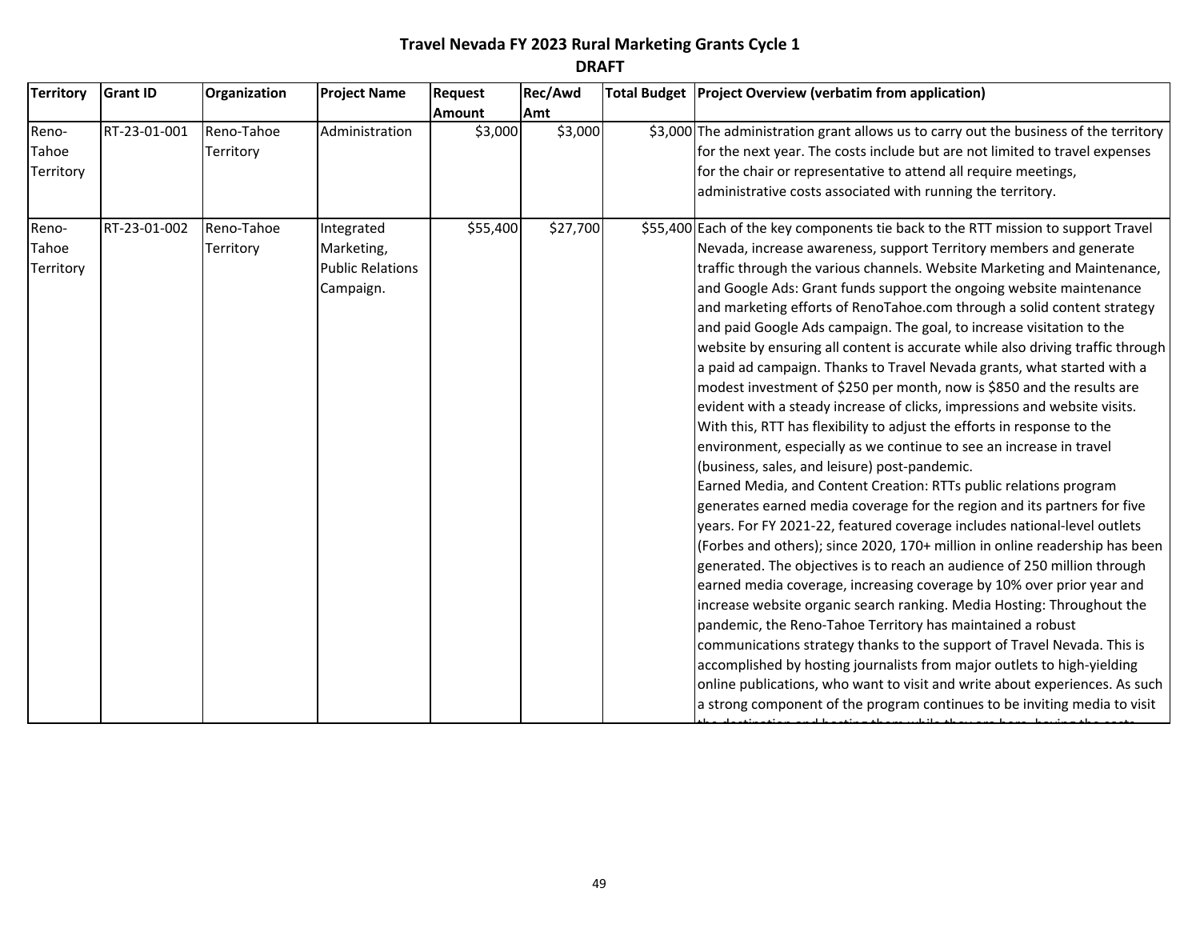# Travel Nevada FY 2023 Rural Marketing Grants Cycle 1

**DRAFT**

| Territory | Grant ID | Organization | Project Name | Request Amount | Rec/Awd Amt | Total Budget | Project Overview (verbatim from application) |
|---|---|---|---|---|---|---|---|
| Reno-Tahoe Territory | RT-23-01-001 | Reno-Tahoe Territory | Administration | $3,000 | $3,000 | $3,000 | The administration grant allows us to carry out the business of the territory for the next year. The costs include but are not limited to travel expenses for the chair or representative to attend all require meetings, administrative costs associated with running the territory. |
| Reno-Tahoe Territory | RT-23-01-002 | Reno-Tahoe Territory | Integrated Marketing, Public Relations Campaign. | $55,400 | $27,700 | $55,400 | Each of the key components tie back to the RTT mission to support Travel Nevada, increase awareness, support Territory members and generate traffic through the various channels. Website Marketing and Maintenance, and Google Ads: Grant funds support the ongoing website maintenance and marketing efforts of RenoTahoe.com through a solid content strategy and paid Google Ads campaign. The goal, to increase visitation to the website by ensuring all content is accurate while also driving traffic through a paid ad campaign. Thanks to Travel Nevada grants, what started with a modest investment of $250 per month, now is $850 and the results are evident with a steady increase of clicks, impressions and website visits. With this, RTT has flexibility to adjust the efforts in response to the environment, especially as we continue to see an increase in travel (business, sales, and leisure) post-pandemic.<br>Earned Media, and Content Creation: RTTs public relations program generates earned media coverage for the region and its partners for five years. For FY 2021-22, featured coverage includes national-level outlets (Forbes and others); since 2020, 170+ million in online readership has been generated. The objectives is to reach an audience of 250 million through earned media coverage, increasing coverage by 10% over prior year and increase website organic search ranking. Media Hosting: Throughout the pandemic, the Reno-Tahoe Territory has maintained a robust communications strategy thanks to the support of Travel Nevada. This is accomplished by hosting journalists from major outlets to high-yielding online publications, who want to visit and write about experiences. As such a strong component of the program continues to be inviting media to visit |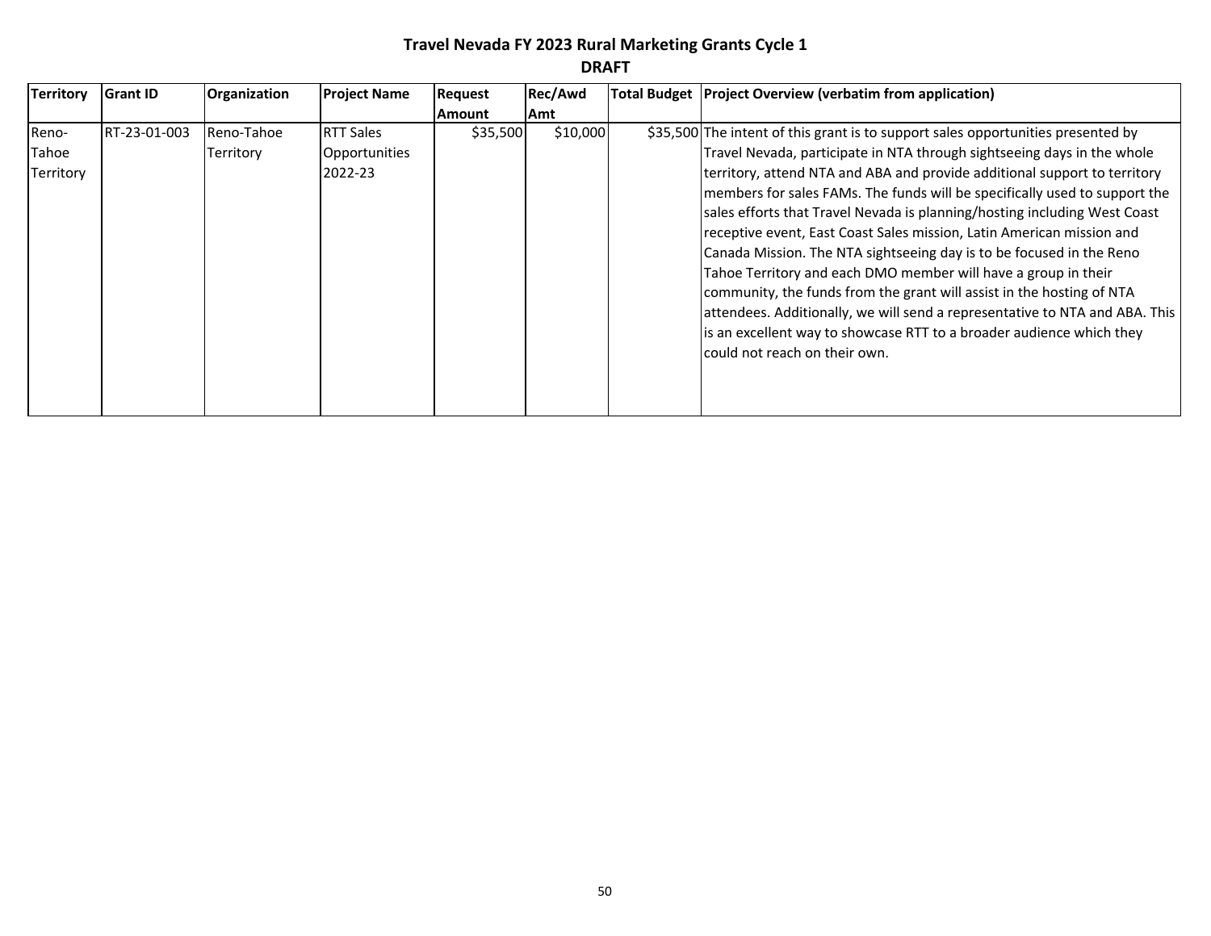# Travel Nevada FY 2023 Rural Marketing Grants Cycle 1

**DRAFT**

| Territory | Grant ID | Organization | Project Name | Request Amount | Rec/Awd Amt | Total Budget | Project Overview (verbatim from application) |
|---|---|---|---|---|---|---|---|
| Reno-Tahoe Territory | RT-23-01-003 | Reno-Tahoe Territory | RTT Sales Opportunities 2022-23 | $35,500 | $10,000 | $35,500 | The intent of this grant is to support sales opportunities presented by Travel Nevada, participate in NTA through sightseeing days in the whole territory, attend NTA and ABA and provide additional support to territory members for sales FAMs. The funds will be specifically used to support the sales efforts that Travel Nevada is planning/hosting including West Coast receptive event, East Coast Sales mission, Latin American mission and Canada Mission. The NTA sightseeing day is to be focused in the Reno Tahoe Territory and each DMO member will have a group in their community, the funds from the grant will assist in the hosting of NTA attendees. Additionally, we will send a representative to NTA and ABA. This is an excellent way to showcase RTT to a broader audience which they could not reach on their own. |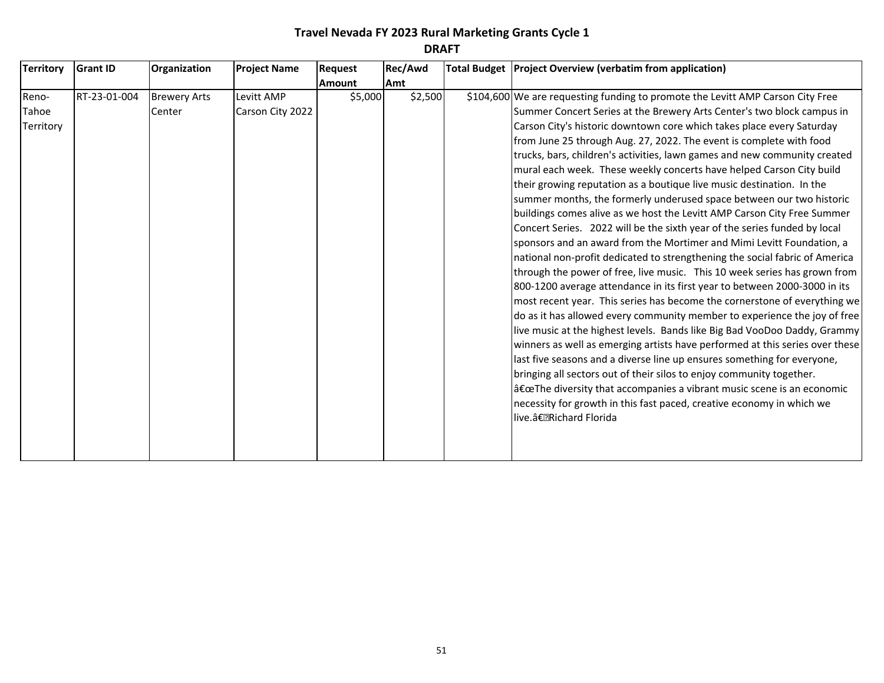# Travel Nevada FY 2023 Rural Marketing Grants Cycle 1

## DRAFT

| Territory | Grant ID | Organization | Project Name | Request Amount | Rec/Awd Amt | Total Budget | Project Overview (verbatim from application) |
|---|---|---|---|---|---|---|---|
| Reno-Tahoe Territory | RT-23-01-004 | Brewery Arts Center | Levitt AMP Carson City 2022 | $5,000 | $2,500 | $104,600 | We are requesting funding to promote the Levitt AMP Carson City Free Summer Concert Series at the Brewery Arts Center's two block campus in Carson City's historic downtown core which takes place every Saturday from June 25 through Aug. 27, 2022. The event is complete with food trucks, bars, children's activities, lawn games and new community created mural each week. These weekly concerts have helped Carson City build their growing reputation as a boutique live music destination. In the summer months, the formerly underused space between our two historic buildings comes alive as we host the Levitt AMP Carson City Free Summer Concert Series. 2022 will be the sixth year of the series funded by local sponsors and an award from the Mortimer and Mimi Levitt Foundation, a national non-profit dedicated to strengthening the social fabric of America through the power of free, live music. This 10 week series has grown from 800-1200 average attendance in its first year to between 2000-3000 in its most recent year. This series has become the cornerstone of everything we do as it has allowed every community member to experience the joy of free live music at the highest levels. Bands like Big Bad VooDoo Daddy, Grammy winners as well as emerging artists have performed at this series over these last five seasons and a diverse line up ensures something for everyone, bringing all sectors out of their silos to enjoy community together. â€œThe diversity that accompanies a vibrant music scene is an economic necessity for growth in this fast paced, creative economy in which we live.â€Richard Florida |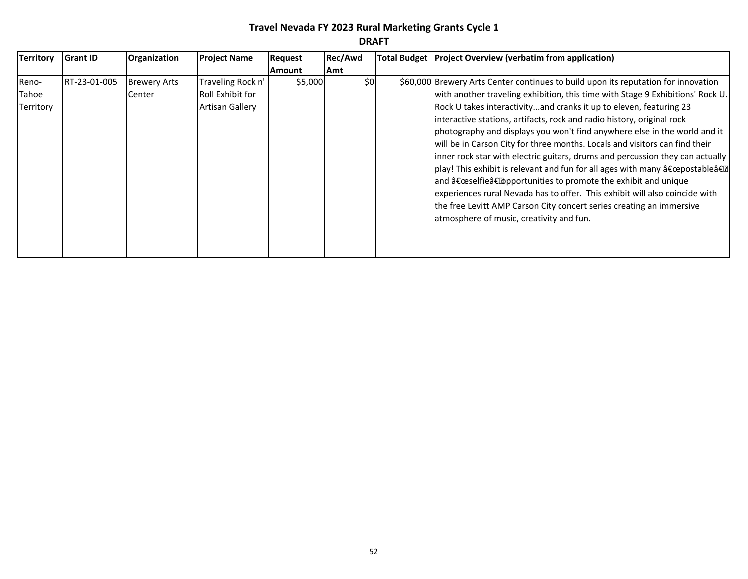**Travel Nevada FY 2023 Rural Marketing Grants Cycle 1**

**DRAFT**

| Territory | Grant ID | Organization | Project Name | Request Amount | Rec/Awd Amt | Total Budget | Project Overview (verbatim from application) |
|---|---|---|---|---|---|---|---|
| Reno-Tahoe Territory | RT-23-01-005 | Brewery Arts Center | Traveling Rock n' Roll Exhibit for Artisan Gallery | $5,000 | $0 | $60,000 | Brewery Arts Center continues to build upon its reputation for innovation with another traveling exhibition, this time with Stage 9 Exhibitions' Rock U. Rock U takes interactivity...and cranks it up to eleven, featuring 23 interactive stations, artifacts, rock and radio history, original rock photography and displays you won't find anywhere else in the world and it will be in Carson City for three months. Locals and visitors can find their inner rock star with electric guitars, drums and percussion they can actually play! This exhibit is relevant and fun for all ages with many â€œpostableâ€ and â€œselfieâ€ opportunities to promote the exhibit and unique experiences rural Nevada has to offer. This exhibit will also coincide with the free Levitt AMP Carson City concert series creating an immersive atmosphere of music, creativity and fun. |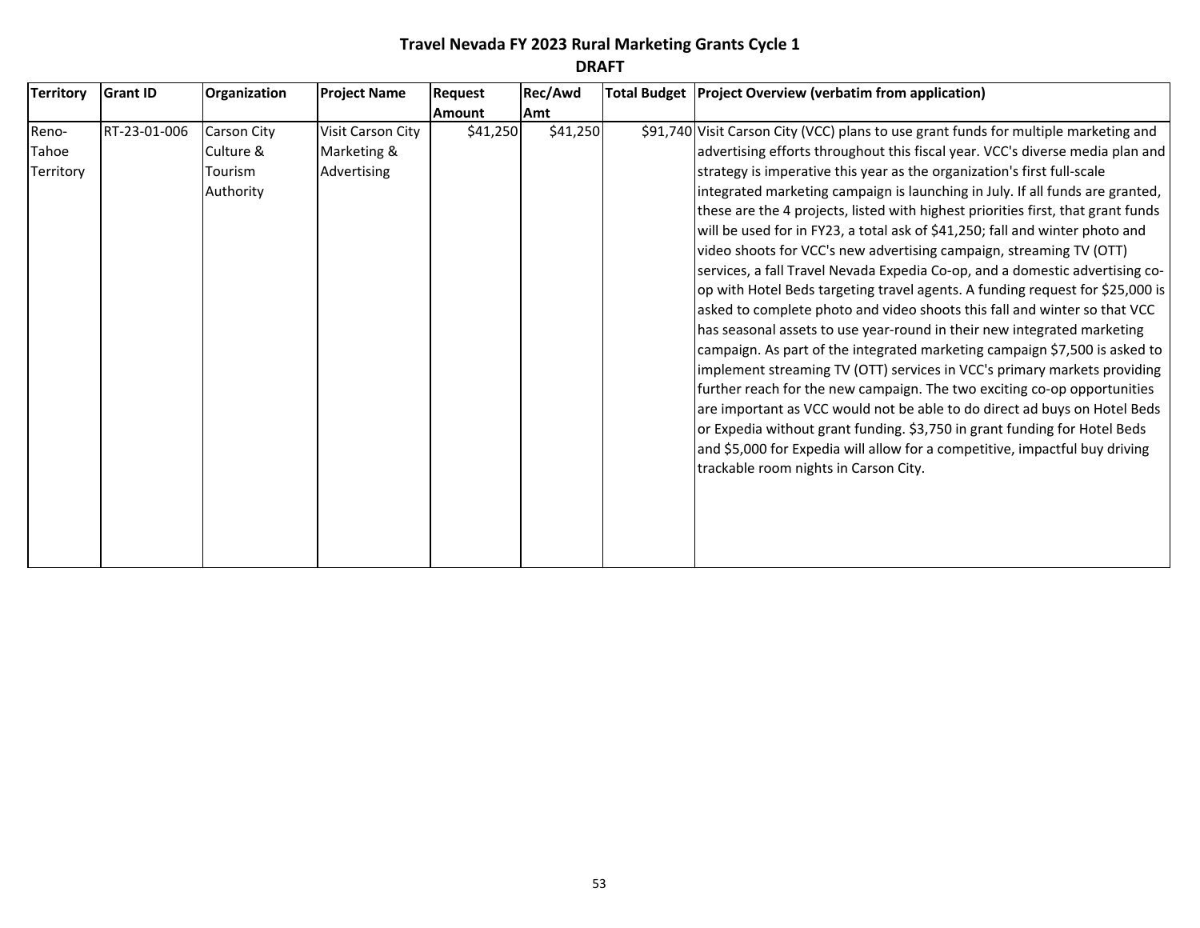**Travel Nevada FY 2023 Rural Marketing Grants Cycle 1**

**DRAFT**

| Territory | Grant ID | Organization | Project Name | Request Amount | Rec/Awd Amt | Total Budget | Project Overview (verbatim from application) |
|---|---|---|---|---|---|---|---|
| Reno-Tahoe Territory | RT-23-01-006 | Carson City Culture & Tourism Authority | Visit Carson City Marketing & Advertising | $41,250 | $41,250 | $91,740 | Visit Carson City (VCC) plans to use grant funds for multiple marketing and advertising efforts throughout this fiscal year. VCC's diverse media plan and strategy is imperative this year as the organization's first full-scale integrated marketing campaign is launching in July. If all funds are granted, these are the 4 projects, listed with highest priorities first, that grant funds will be used for in FY23, a total ask of $41,250; fall and winter photo and video shoots for VCC's new advertising campaign, streaming TV (OTT) services, a fall Travel Nevada Expedia Co-op, and a domestic advertising co-op with Hotel Beds targeting travel agents. A funding request for $25,000 is asked to complete photo and video shoots this fall and winter so that VCC has seasonal assets to use year-round in their new integrated marketing campaign. As part of the integrated marketing campaign $7,500 is asked to implement streaming TV (OTT) services in VCC's primary markets providing further reach for the new campaign. The two exciting co-op opportunities are important as VCC would not be able to do direct ad buys on Hotel Beds or Expedia without grant funding. $3,750 in grant funding for Hotel Beds and $5,000 for Expedia will allow for a competitive, impactful buy driving trackable room nights in Carson City. |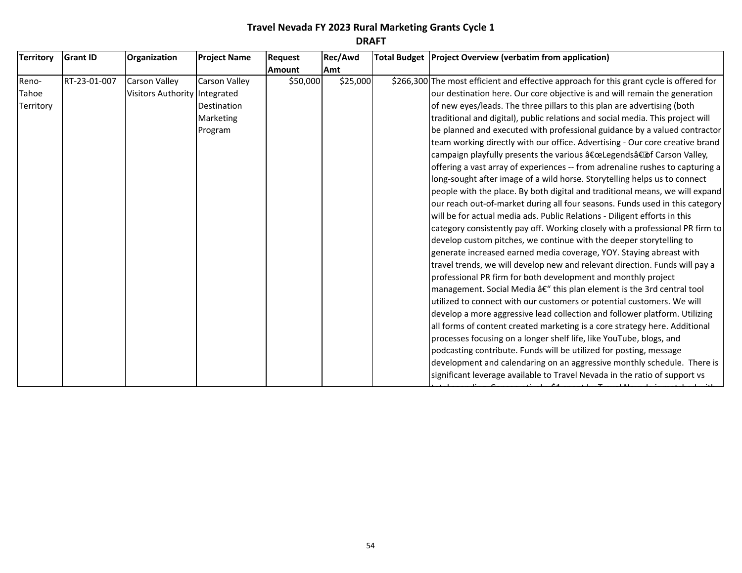# Travel Nevada FY 2023 Rural Marketing Grants Cycle 1

**DRAFT**

| Territory | Grant ID | Organization | Project Name | Request Amount | Rec/Awd Amt | Total Budget | Project Overview (verbatim from application) |
|---|---|---|---|---|---|---|---|
| Reno-Tahoe Territory | RT-23-01-007 | Carson Valley Visitors Authority | Carson Valley Integrated Destination Marketing Program | $50,000 | $25,000 | $266,300 | The most efficient and effective approach for this grant cycle is offered for our destination here. Our core objective is and will remain the generation of new eyes/leads. The three pillars to this plan are advertising (both traditional and digital), public relations and social media. This project will be planned and executed with professional guidance by a valued contractor team working directly with our office. Advertising - Our core creative brand campaign playfully presents the various â€œLegendsâ€ of Carson Valley, offering a vast array of experiences -- from adrenaline rushes to capturing a long-sought after image of a wild horse. Storytelling helps us to connect people with the place. By both digital and traditional means, we will expand our reach out-of-market during all four seasons. Funds used in this category will be for actual media ads. Public Relations - Diligent efforts in this category consistently pay off. Working closely with a professional PR firm to develop custom pitches, we continue with the deeper storytelling to generate increased earned media coverage, YOY. Staying abreast with travel trends, we will develop new and relevant direction. Funds will pay a professional PR firm for both development and monthly project management. Social Media â€“ this plan element is the 3rd central tool utilized to connect with our customers or potential customers. We will develop a more aggressive lead collection and follower platform. Utilizing all forms of content created marketing is a core strategy here. Additional processes focusing on a longer shelf life, like YouTube, blogs, and podcasting contribute. Funds will be utilized for posting, message development and calendaring on an aggressive monthly schedule. There is significant leverage available to Travel Nevada in the ratio of support vs total spending. Conservatively, $1 spent by Travel Nevada is matched with |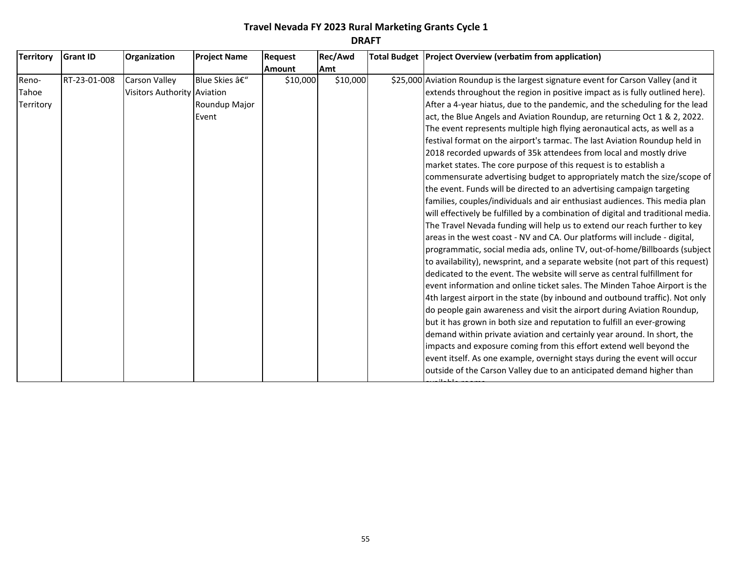# Travel Nevada FY 2023 Rural Marketing Grants Cycle 1

## DRAFT

| Territory | Grant ID | Organization | Project Name | Request Amount | Rec/Awd Amt | Total Budget | Project Overview (verbatim from application) |
|---|---|---|---|---|---|---|---|
| Reno-Tahoe Territory | RT-23-01-008 | Carson Valley Visitors Authority | Blue Skies â€" Aviation Roundup Major Event | $10,000 | $10,000 | $25,000 | Aviation Roundup is the largest signature event for Carson Valley (and it extends throughout the region in positive impact as is fully outlined here). After a 4-year hiatus, due to the pandemic, and the scheduling for the lead act, the Blue Angels and Aviation Roundup, are returning Oct 1 & 2, 2022. The event represents multiple high flying aeronautical acts, as well as a festival format on the airport's tarmac. The last Aviation Roundup held in 2018 recorded upwards of 35k attendees from local and mostly drive market states. The core purpose of this request is to establish a commensurate advertising budget to appropriately match the size/scope of the event. Funds will be directed to an advertising campaign targeting families, couples/individuals and air enthusiast audiences. This media plan will effectively be fulfilled by a combination of digital and traditional media. The Travel Nevada funding will help us to extend our reach further to key areas in the west coast - NV and CA. Our platforms will include - digital, programmatic, social media ads, online TV, out-of-home/Billboards (subject to availability), newsprint, and a separate website (not part of this request) dedicated to the event. The website will serve as central fulfillment for event information and online ticket sales. The Minden Tahoe Airport is the 4th largest airport in the state (by inbound and outbound traffic). Not only do people gain awareness and visit the airport during Aviation Roundup, but it has grown in both size and reputation to fulfill an ever-growing demand within private aviation and certainly year around. In short, the impacts and exposure coming from this effort extend well beyond the event itself. As one example, overnight stays during the event will occur outside of the Carson Valley due to an anticipated demand higher than available rooms. |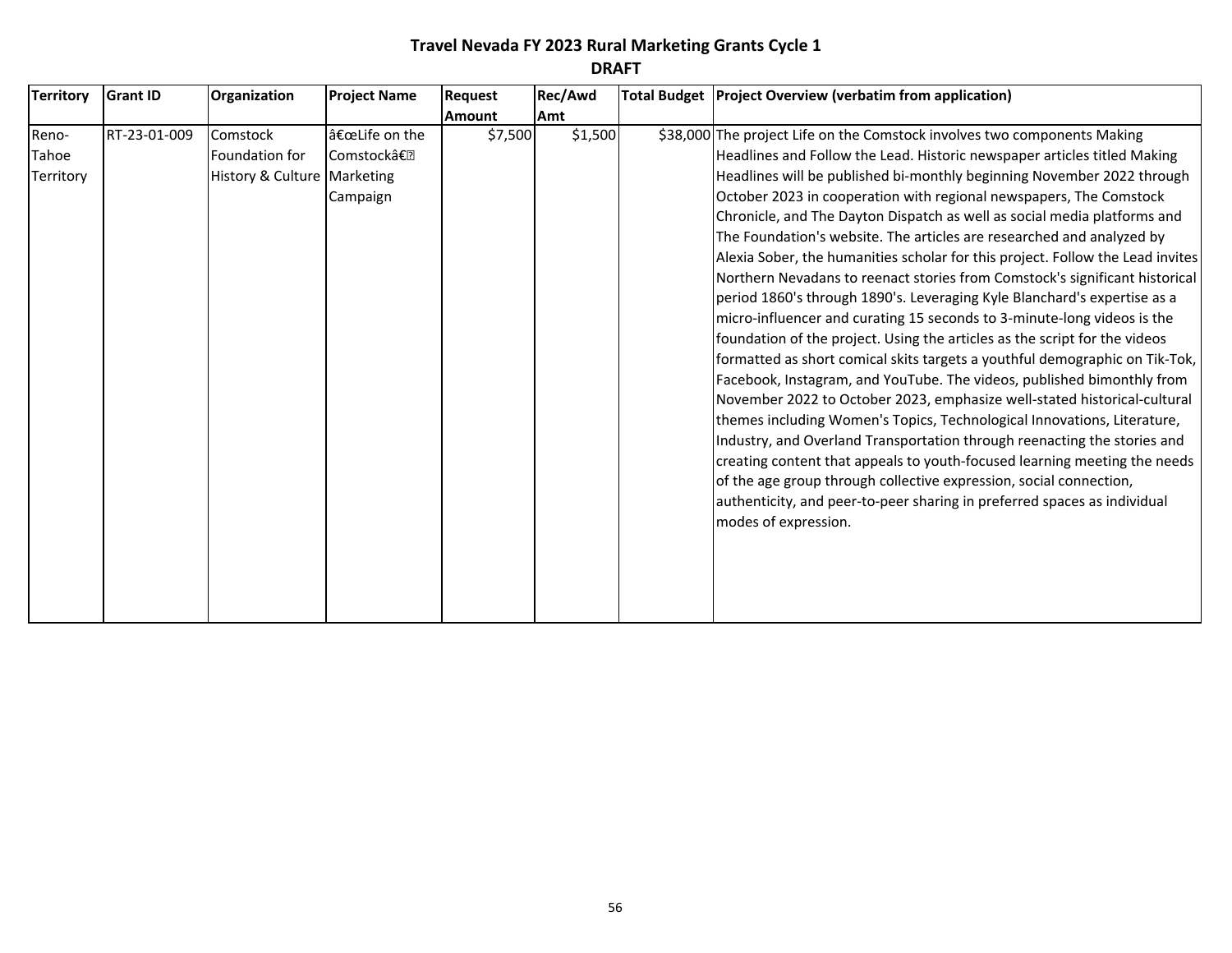# Travel Nevada FY 2023 Rural Marketing Grants Cycle 1

## DRAFT

| Territory | Grant ID | Organization | Project Name | Request Amount | Rec/Awd Amt | Total Budget | Project Overview (verbatim from application) |
|---|---|---|---|---|---|---|---|
| Reno-Tahoe Territory | RT-23-01-009 | Comstock Foundation for History & Culture | â€œLife on the Comstockâ€ Marketing Campaign | $7,500 | $1,500 | $38,000 | The project Life on the Comstock involves two components Making Headlines and Follow the Lead. Historic newspaper articles titled Making Headlines will be published bi-monthly beginning November 2022 through October 2023 in cooperation with regional newspapers, The Comstock Chronicle, and The Dayton Dispatch as well as social media platforms and The Foundation's website. The articles are researched and analyzed by Alexia Sober, the humanities scholar for this project. Follow the Lead invites Northern Nevadans to reenact stories from Comstock's significant historical period 1860's through 1890's. Leveraging Kyle Blanchard's expertise as a micro-influencer and curating 15 seconds to 3-minute-long videos is the foundation of the project. Using the articles as the script for the videos formatted as short comical skits targets a youthful demographic on Tik-Tok, Facebook, Instagram, and YouTube. The videos, published bimonthly from November 2022 to October 2023, emphasize well-stated historical-cultural themes including Women's Topics, Technological Innovations, Literature, Industry, and Overland Transportation through reenacting the stories and creating content that appeals to youth-focused learning meeting the needs of the age group through collective expression, social connection, authenticity, and peer-to-peer sharing in preferred spaces as individual modes of expression. |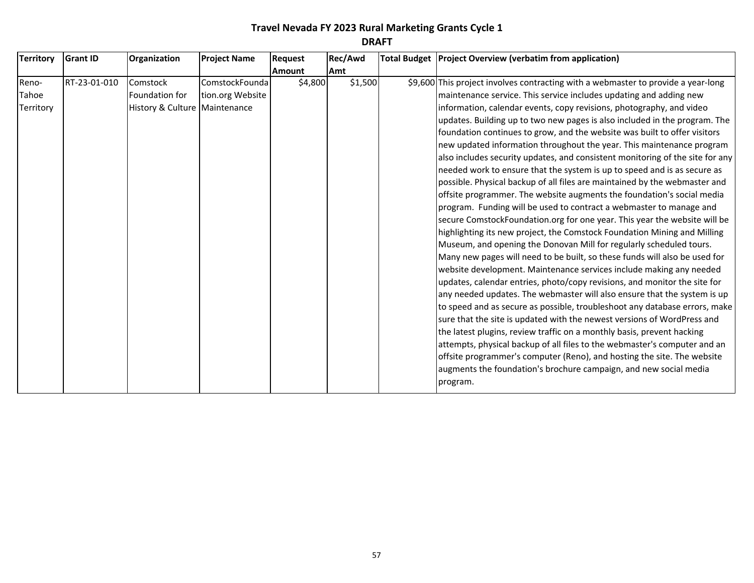**Travel Nevada FY 2023 Rural Marketing Grants Cycle 1**

**DRAFT**

| Territory | Grant ID | Organization | Project Name | Request Amount | Rec/Awd Amt | Total Budget | Project Overview (verbatim from application) |
|---|---|---|---|---|---|---|---|
| Reno-Tahoe Territory | RT-23-01-010 | Comstock Foundation for History & Culture | ComstockFoundation.org Website Maintenance | $4,800 | $1,500 | $9,600 | This project involves contracting with a webmaster to provide a year-long maintenance service. This service includes updating and adding new information, calendar events, copy revisions, photography, and video updates. Building up to two new pages is also included in the program. The foundation continues to grow, and the website was built to offer visitors new updated information throughout the year. This maintenance program also includes security updates, and consistent monitoring of the site for any needed work to ensure that the system is up to speed and is as secure as possible. Physical backup of all files are maintained by the webmaster and offsite programmer. The website augments the foundation's social media program. Funding will be used to contract a webmaster to manage and secure ComstockFoundation.org for one year. This year the website will be highlighting its new project, the Comstock Foundation Mining and Milling Museum, and opening the Donovan Mill for regularly scheduled tours. Many new pages will need to be built, so these funds will also be used for website development. Maintenance services include making any needed updates, calendar entries, photo/copy revisions, and monitor the site for any needed updates. The webmaster will also ensure that the system is up to speed and as secure as possible, troubleshoot any database errors, make sure that the site is updated with the newest versions of WordPress and the latest plugins, review traffic on a monthly basis, prevent hacking attempts, physical backup of all files to the webmaster's computer and an offsite programmer's computer (Reno), and hosting the site. The website augments the foundation's brochure campaign, and new social media program. |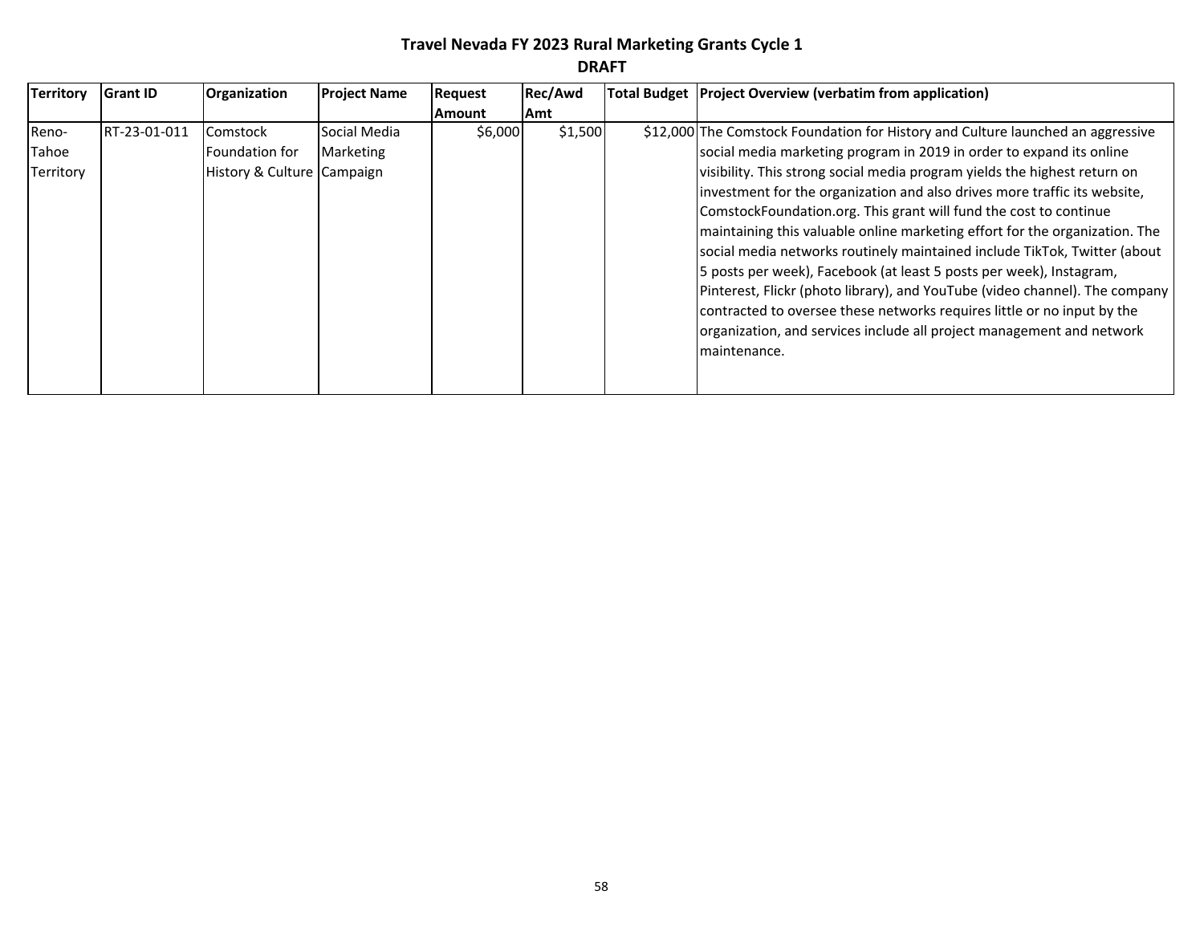# Travel Nevada FY 2023 Rural Marketing Grants Cycle 1

**DRAFT**

| Territory | Grant ID | Organization | Project Name | Request Amount | Rec/Awd Amt | Total Budget | Project Overview (verbatim from application) |
|---|---|---|---|---|---|---|---|
| Reno-Tahoe Territory | RT-23-01-011 | Comstock Foundation for History & Culture | Social Media Marketing Campaign | $6,000 | $1,500 | $12,000 | The Comstock Foundation for History and Culture launched an aggressive social media marketing program in 2019 in order to expand its online visibility. This strong social media program yields the highest return on investment for the organization and also drives more traffic its website, ComstockFoundation.org. This grant will fund the cost to continue maintaining this valuable online marketing effort for the organization. The social media networks routinely maintained include TikTok, Twitter (about 5 posts per week), Facebook (at least 5 posts per week), Instagram, Pinterest, Flickr (photo library), and YouTube (video channel). The company contracted to oversee these networks requires little or no input by the organization, and services include all project management and network maintenance. |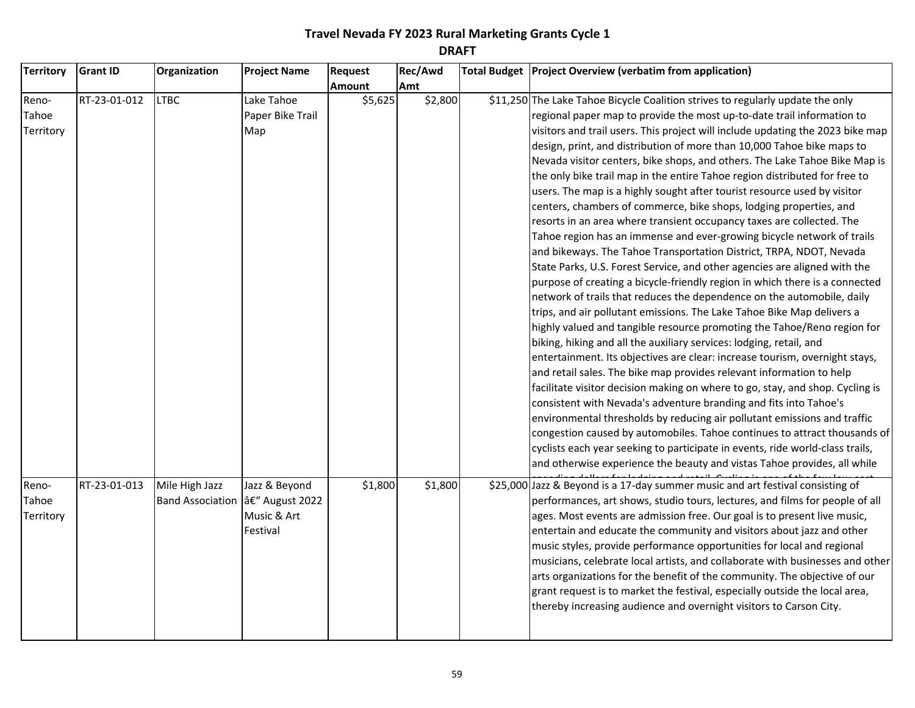# Travel Nevada FY 2023 Rural Marketing Grants Cycle 1

**DRAFT**

| Territory | Grant ID | Organization | Project Name | Request Amount | Rec/Awd Amt | Total Budget | Project Overview (verbatim from application) |
|---|---|---|---|---|---|---|---|
| Reno-Tahoe Territory | RT-23-01-012 | LTBC | Lake Tahoe Paper Bike Trail Map | $5,625 | $2,800 | $11,250 | The Lake Tahoe Bicycle Coalition strives to regularly update the only regional paper map to provide the most up-to-date trail information to visitors and trail users. This project will include updating the 2023 bike map design, print, and distribution of more than 10,000 Tahoe bike maps to Nevada visitor centers, bike shops, and others. The Lake Tahoe Bike Map is the only bike trail map in the entire Tahoe region distributed for free to users. The map is a highly sought after tourist resource used by visitor centers, chambers of commerce, bike shops, lodging properties, and resorts in an area where transient occupancy taxes are collected. The Tahoe region has an immense and ever-growing bicycle network of trails and bikeways. The Tahoe Transportation District, TRPA, NDOT, Nevada State Parks, U.S. Forest Service, and other agencies are aligned with the purpose of creating a bicycle-friendly region in which there is a connected network of trails that reduces the dependence on the automobile, daily trips, and air pollutant emissions. The Lake Tahoe Bike Map delivers a highly valued and tangible resource promoting the Tahoe/Reno region for biking, hiking and all the auxiliary services: lodging, retail, and entertainment. Its objectives are clear: increase tourism, overnight stays, and retail sales. The bike map provides relevant information to help facilitate visitor decision making on where to go, stay, and shop. Cycling is consistent with Nevada's adventure branding and fits into Tahoe's environmental thresholds by reducing air pollutant emissions and traffic congestion caused by automobiles. Tahoe continues to attract thousands of cyclists each year seeking to participate in events, ride world-class trails, and otherwise experience the beauty and vistas Tahoe provides, all while |
| Reno-Tahoe Territory | RT-23-01-013 | Mile High Jazz Band Association | Jazz & Beyond â€“ August 2022 Music & Art Festival | $1,800 | $1,800 | $25,000 | Jazz & Beyond is a 17-day summer music and art festival consisting of performances, art shows, studio tours, lectures, and films for people of all ages. Most events are admission free. Our goal is to present live music, entertain and educate the community and visitors about jazz and other music styles, provide performance opportunities for local and regional musicians, celebrate local artists, and collaborate with businesses and other arts organizations for the benefit of the community. The objective of our grant request is to market the festival, especially outside the local area, thereby increasing audience and overnight visitors to Carson City. |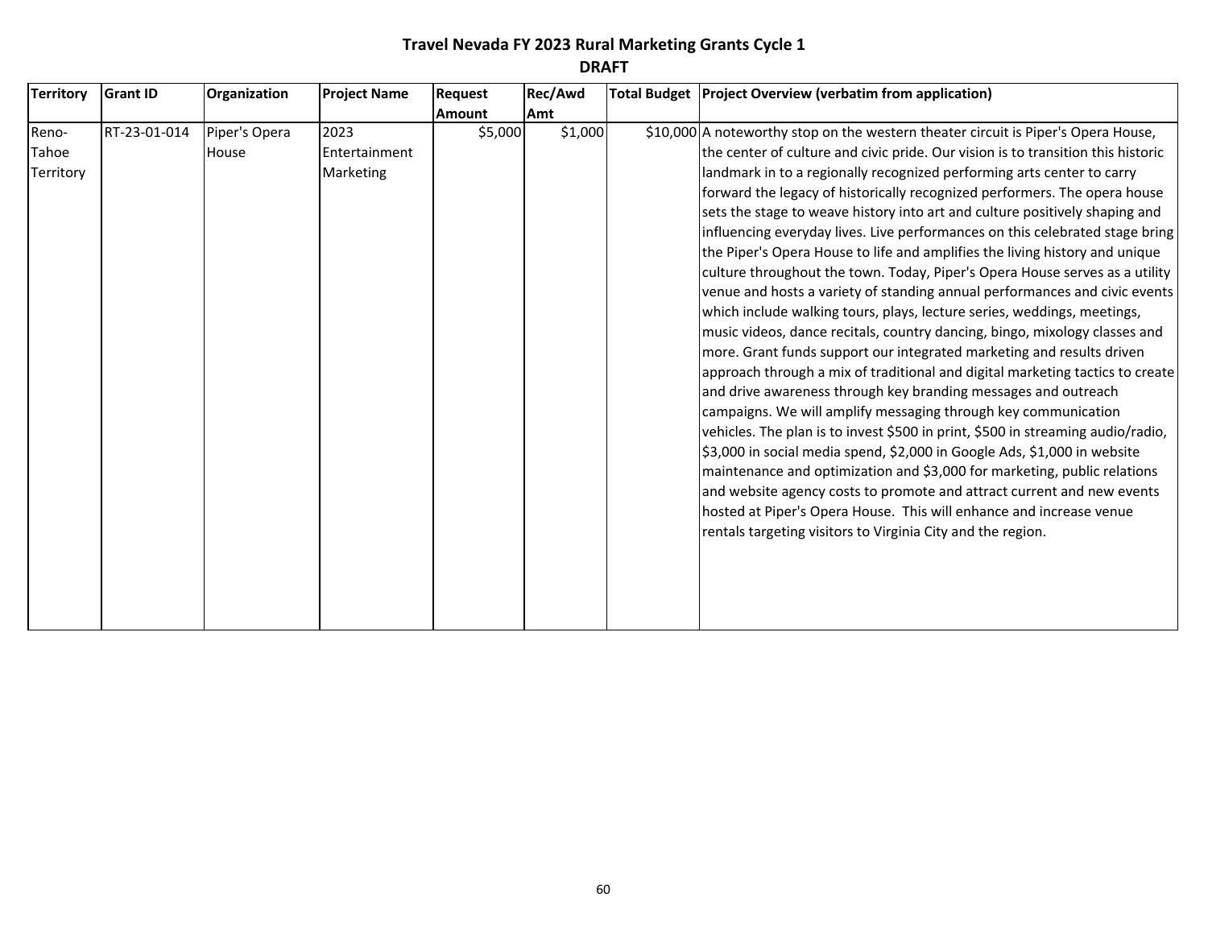**Travel Nevada FY 2023 Rural Marketing Grants Cycle 1**

**DRAFT**

| Territory | Grant ID | Organization | Project Name | Request Amount | Rec/Awd Amt | Total Budget | Project Overview (verbatim from application) |
|---|---|---|---|---|---|---|---|
| Reno-Tahoe Territory | RT-23-01-014 | Piper's Opera House | 2023 Entertainment Marketing | $5,000 | $1,000 | $10,000 | A noteworthy stop on the western theater circuit is Piper's Opera House, the center of culture and civic pride. Our vision is to transition this historic landmark in to a regionally recognized performing arts center to carry forward the legacy of historically recognized performers. The opera house sets the stage to weave history into art and culture positively shaping and influencing everyday lives. Live performances on this celebrated stage bring the Piper's Opera House to life and amplifies the living history and unique culture throughout the town. Today, Piper's Opera House serves as a utility venue and hosts a variety of standing annual performances and civic events which include walking tours, plays, lecture series, weddings, meetings, music videos, dance recitals, country dancing, bingo, mixology classes and more. Grant funds support our integrated marketing and results driven approach through a mix of traditional and digital marketing tactics to create and drive awareness through key branding messages and outreach campaigns. We will amplify messaging through key communication vehicles. The plan is to invest $500 in print, $500 in streaming audio/radio, $3,000 in social media spend, $2,000 in Google Ads, $1,000 in website maintenance and optimization and $3,000 for marketing, public relations and website agency costs to promote and attract current and new events hosted at Piper's Opera House. This will enhance and increase venue rentals targeting visitors to Virginia City and the region. |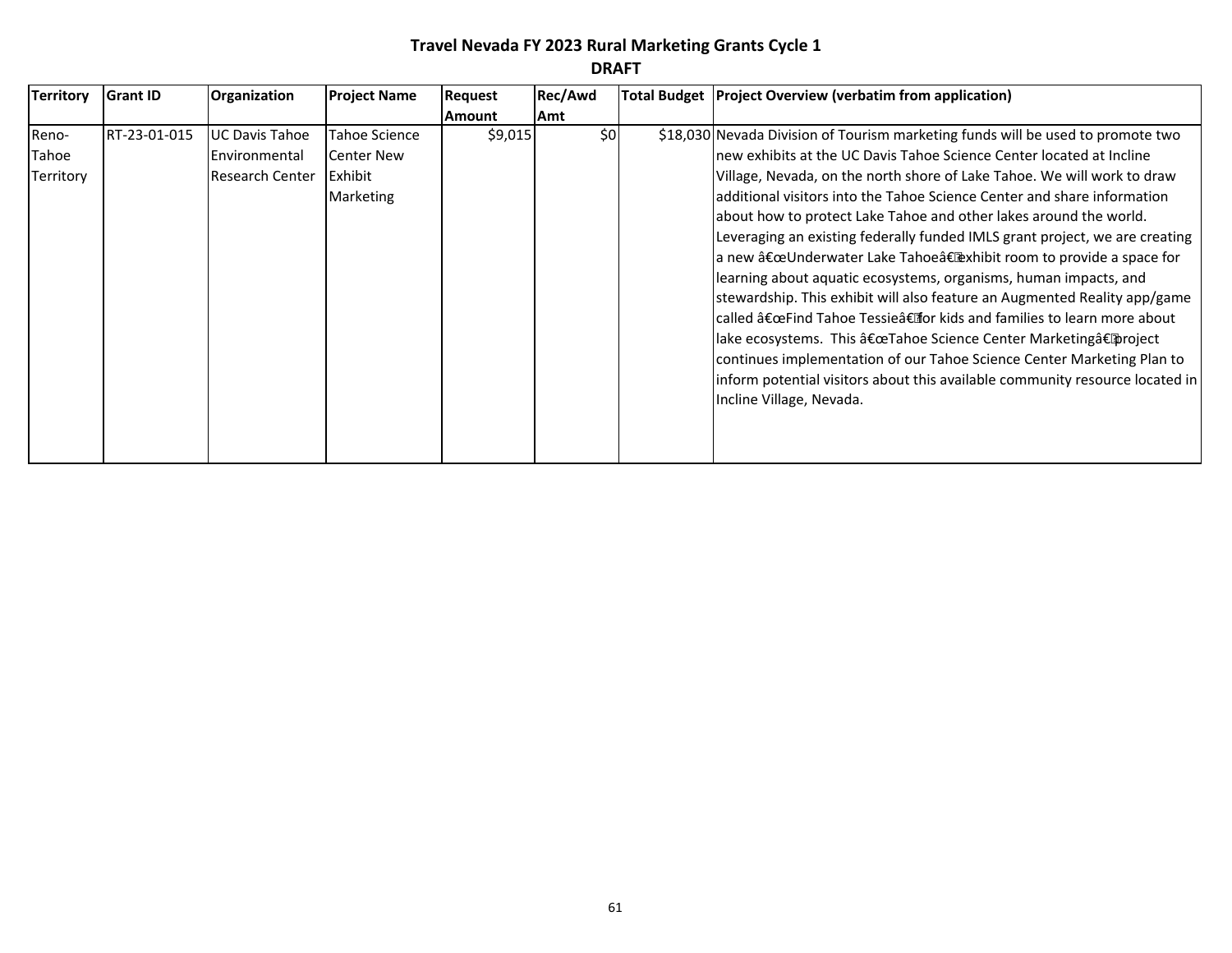**Travel Nevada FY 2023 Rural Marketing Grants Cycle 1**

**DRAFT**

| Territory | Grant ID | Organization | Project Name | Request Amount | Rec/Awd Amt | Total Budget | Project Overview (verbatim from application) |
|---|---|---|---|---|---|---|---|
| Reno-Tahoe Territory | RT-23-01-015 | UC Davis Tahoe Environmental Research Center | Tahoe Science Center New Exhibit Marketing | $9,015 | $0 | $18,030 | Nevada Division of Tourism marketing funds will be used to promote two new exhibits at the UC Davis Tahoe Science Center located at Incline Village, Nevada, on the north shore of Lake Tahoe. We will work to draw additional visitors into the Tahoe Science Center and share information about how to protect Lake Tahoe and other lakes around the world. Leveraging an existing federally funded IMLS grant project, we are creating a new â€œUnderwater Lake Tahoeâ€ exhibit room to provide a space for learning about aquatic ecosystems, organisms, human impacts, and stewardship. This exhibit will also feature an Augmented Reality app/game called â€œFind Tahoe Tessieâ€ for kids and families to learn more about lake ecosystems. This â€œTahoe Science Center Marketingâ€ project continues implementation of our Tahoe Science Center Marketing Plan to inform potential visitors about this available community resource located in Incline Village, Nevada. |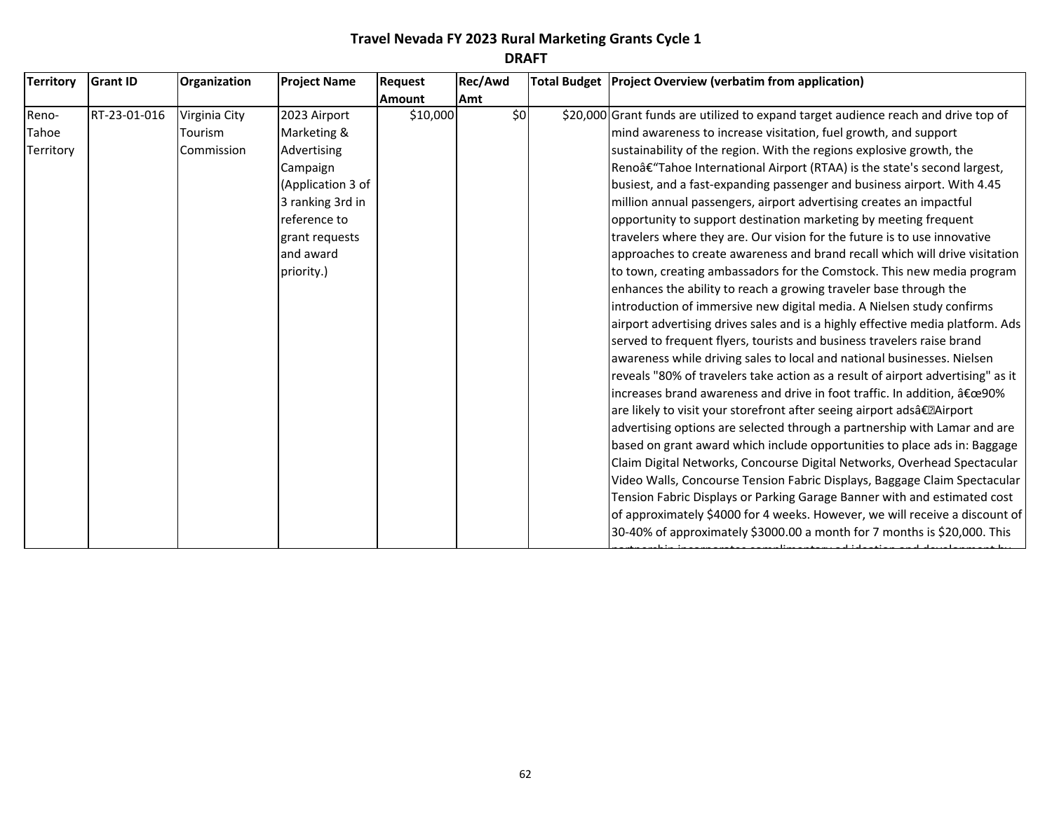# Travel Nevada FY 2023 Rural Marketing Grants Cycle 1

**DRAFT**

| Territory | Grant ID | Organization | Project Name | Request Amount | Rec/Awd Amt | Total Budget | Project Overview (verbatim from application) |
|---|---|---|---|---|---|---|---|
| Reno-Tahoe Territory | RT-23-01-016 | Virginia City Tourism Commission | 2023 Airport Marketing & Advertising Campaign (Application 3 of 3 ranking 3rd in reference to grant requests and award priority.) | $10,000 | $0 | $20,000 | Grant funds are utilized to expand target audience reach and drive top of mind awareness to increase visitation, fuel growth, and support sustainability of the region. With the regions explosive growth, the Renoâ€"Tahoe International Airport (RTAA) is the state's second largest, busiest, and a fast-expanding passenger and business airport. With 4.45 million annual passengers, airport advertising creates an impactful opportunity to support destination marketing by meeting frequent travelers where they are. Our vision for the future is to use innovative approaches to create awareness and brand recall which will drive visitation to town, creating ambassadors for the Comstock. This new media program enhances the ability to reach a growing traveler base through the introduction of immersive new digital media. A Nielsen study confirms airport advertising drives sales and is a highly effective media platform. Ads served to frequent flyers, tourists and business travelers raise brand awareness while driving sales to local and national businesses. Nielsen reveals "80% of travelers take action as a result of airport advertising" as it increases brand awareness and drive in foot traffic. In addition, â€œ90% are likely to visit your storefront after seeing airport adsâ€Airport advertising options are selected through a partnership with Lamar and are based on grant award which include opportunities to place ads in: Baggage Claim Digital Networks, Concourse Digital Networks, Overhead Spectacular Video Walls, Concourse Tension Fabric Displays, Baggage Claim Spectacular Tension Fabric Displays or Parking Garage Banner with and estimated cost of approximately $4000 for 4 weeks. However, we will receive a discount of 30-40% of approximately $3000.00 a month for 7 months is $20,000. This |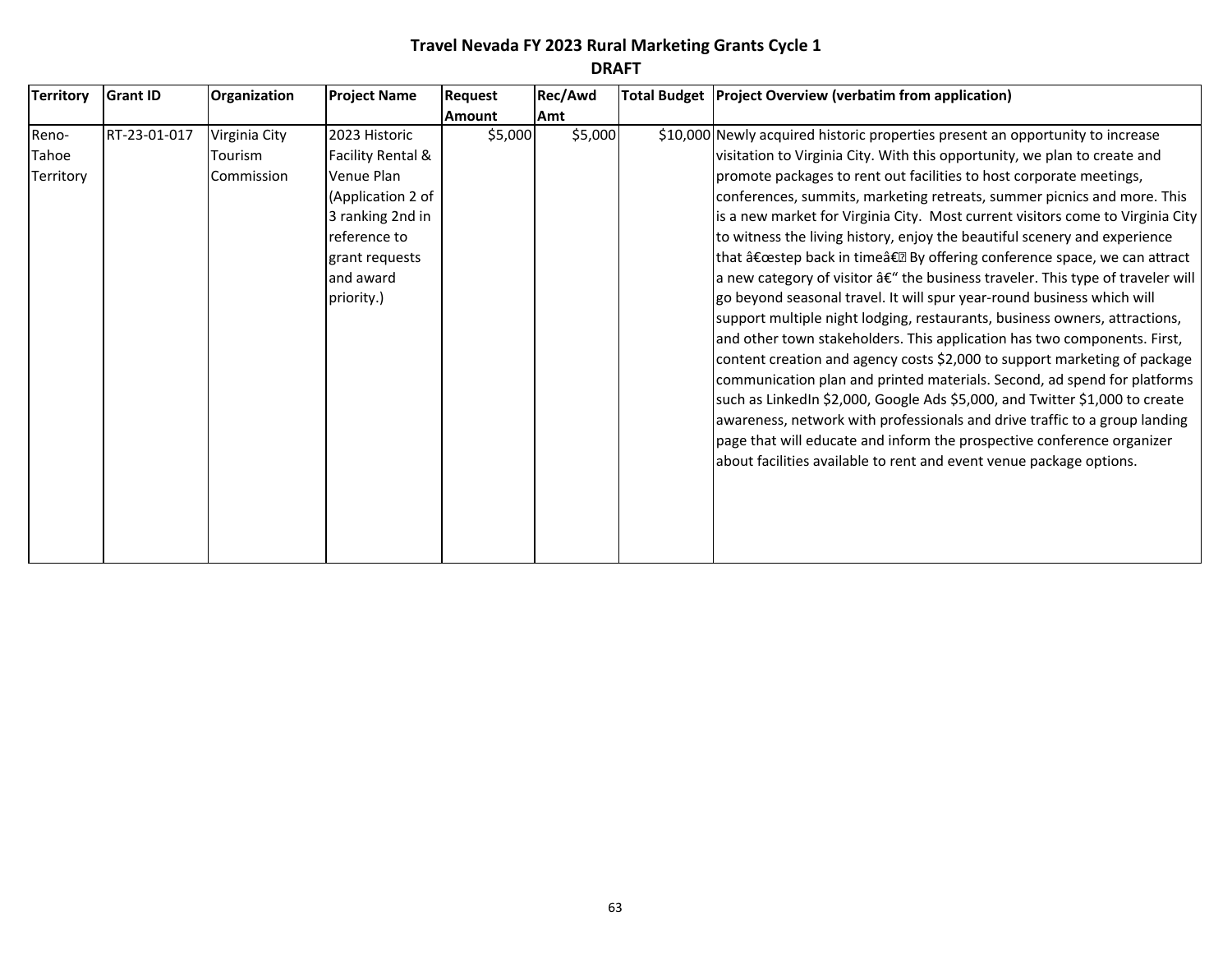# Travel Nevada FY 2023 Rural Marketing Grants Cycle 1

**DRAFT**

| Territory | Grant ID | Organization | Project Name | Request Amount | Rec/Awd Amt | Total Budget | Project Overview (verbatim from application) |
|---|---|---|---|---|---|---|---|
| Reno-Tahoe Territory | RT-23-01-017 | Virginia City Tourism Commission | 2023 Historic Facility Rental & Venue Plan (Application 2 of 3 ranking 2nd in reference to grant requests and award priority.) | $5,000 | $5,000 | $10,000 | Newly acquired historic properties present an opportunity to increase visitation to Virginia City. With this opportunity, we plan to create and promote packages to rent out facilities to host corporate meetings, conferences, summits, marketing retreats, summer picnics and more. This is a new market for Virginia City. Most current visitors come to Virginia City to witness the living history, enjoy the beautiful scenery and experience that â€œstep back in timeâ€ By offering conference space, we can attract a new category of visitor â€" the business traveler. This type of traveler will go beyond seasonal travel. It will spur year-round business which will support multiple night lodging, restaurants, business owners, attractions, and other town stakeholders. This application has two components. First, content creation and agency costs $2,000 to support marketing of package communication plan and printed materials. Second, ad spend for platforms such as LinkedIn $2,000, Google Ads $5,000, and Twitter $1,000 to create awareness, network with professionals and drive traffic to a group landing page that will educate and inform the prospective conference organizer about facilities available to rent and event venue package options. |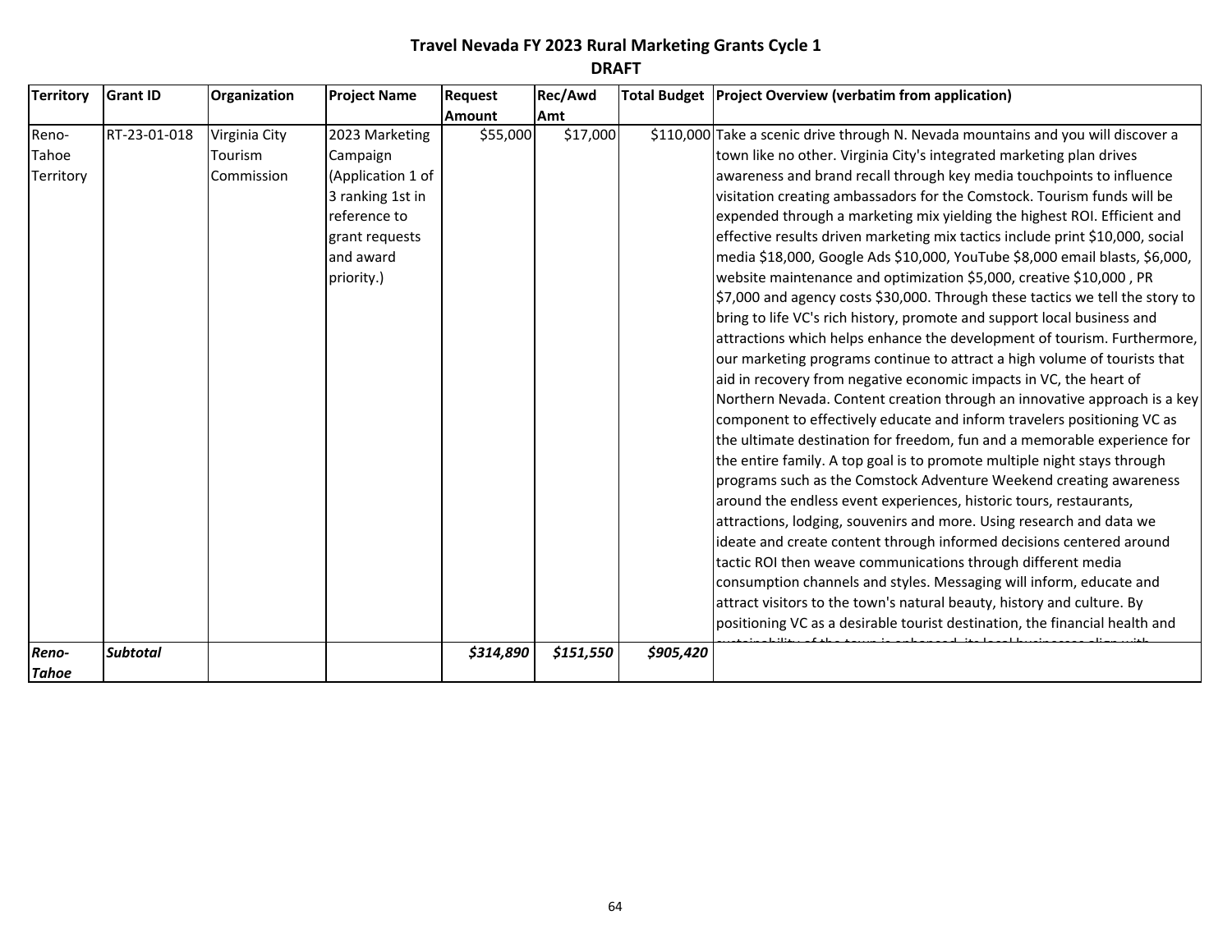# Travel Nevada FY 2023 Rural Marketing Grants Cycle 1

**DRAFT**

| Territory | Grant ID | Organization | Project Name | Request Amount | Rec/Awd Amt | Total Budget | Project Overview (verbatim from application) |
|---|---|---|---|---|---|---|---|
| Reno-Tahoe Territory | RT-23-01-018 | Virginia City Tourism Commission | 2023 Marketing Campaign (Application 1 of 3 ranking 1st in reference to grant requests and award priority.) | $55,000 | $17,000 | $110,000 | Take a scenic drive through N. Nevada mountains and you will discover a town like no other. Virginia City's integrated marketing plan drives awareness and brand recall through key media touchpoints to influence visitation creating ambassadors for the Comstock. Tourism funds will be expended through a marketing mix yielding the highest ROI. Efficient and effective results driven marketing mix tactics include print $10,000, social media $18,000, Google Ads $10,000, YouTube $8,000 email blasts, $6,000, website maintenance and optimization $5,000, creative $10,000 , PR $7,000 and agency costs $30,000. Through these tactics we tell the story to bring to life VC's rich history, promote and support local business and attractions which helps enhance the development of tourism. Furthermore, our marketing programs continue to attract a high volume of tourists that aid in recovery from negative economic impacts in VC, the heart of Northern Nevada. Content creation through an innovative approach is a key component to effectively educate and inform travelers positioning VC as the ultimate destination for freedom, fun and a memorable experience for the entire family. A top goal is to promote multiple night stays through programs such as the Comstock Adventure Weekend creating awareness around the endless event experiences, historic tours, restaurants, attractions, lodging, souvenirs and more. Using research and data we ideate and create content through informed decisions centered around tactic ROI then weave communications through different media consumption channels and styles. Messaging will inform, educate and attract visitors to the town's natural beauty, history and culture. By positioning VC as a desirable tourist destination, the financial health and sustainability of the town is enhanced, its local businesses align with |
| ***Reno-Tahoe*** | ***Subtotal*** | | | ***$314,890*** | ***$151,550*** | ***$905,420*** | |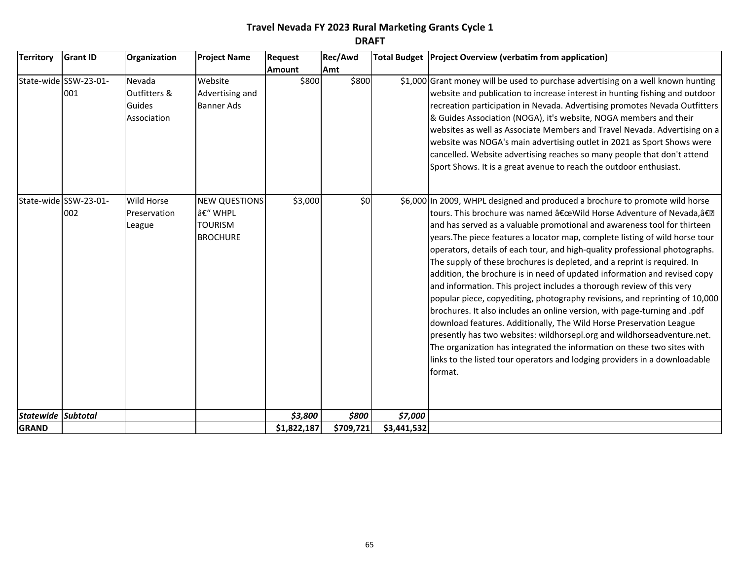# Travel Nevada FY 2023 Rural Marketing Grants Cycle 1

**DRAFT**

| Territory | Grant ID | Organization | Project Name | Request Amount | Rec/Awd Amt | Total Budget | Project Overview (verbatim from application) |
|---|---|---|---|---|---|---|---|
| State-wide | SSW-23-01-001 | Nevada Outfitters & Guides Association | Website Advertising and Banner Ads | $800 | $800 | $1,000 | Grant money will be used to purchase advertising on a well known hunting website and publication to increase interest in hunting fishing and outdoor recreation participation in Nevada. Advertising promotes Nevada Outfitters & Guides Association (NOGA), it's website, NOGA members and their websites as well as Associate Members and Travel Nevada. Advertising on a website was NOGA's main advertising outlet in 2021 as Sport Shows were cancelled. Website advertising reaches so many people that don't attend Sport Shows. It is a great avenue to reach the outdoor enthusiast. |
| State-wide | SSW-23-01-002 | Wild Horse Preservation League | NEW QUESTIONS â€“ WHPL TOURISM BROCHURE | $3,000 | $0 | $6,000 | In 2009, WHPL designed and produced a brochure to promote wild horse tours. This brochure was named â€œWild Horse Adventure of Nevada,â€ and has served as a valuable promotional and awareness tool for thirteen years.The piece features a locator map, complete listing of wild horse tour operators, details of each tour, and high-quality professional photographs. The supply of these brochures is depleted, and a reprint is required. In addition, the brochure is in need of updated information and revised copy and information. This project includes a thorough review of this very popular piece, copyediting, photography revisions, and reprinting of 10,000 brochures. It also includes an online version, with page-turning and .pdf download features. Additionally, The Wild Horse Preservation League presently has two websites: wildhorsepl.org and wildhorseadventure.net. The organization has integrated the information on these two sites with links to the listed tour operators and lodging providers in a downloadable format. |
| ***Statewide*** | ***Subtotal*** | | | ***$3,800*** | ***$800*** | ***$7,000*** | |
| **GRAND** | | | | **$1,822,187** | **$709,721** | **$3,441,532** | |